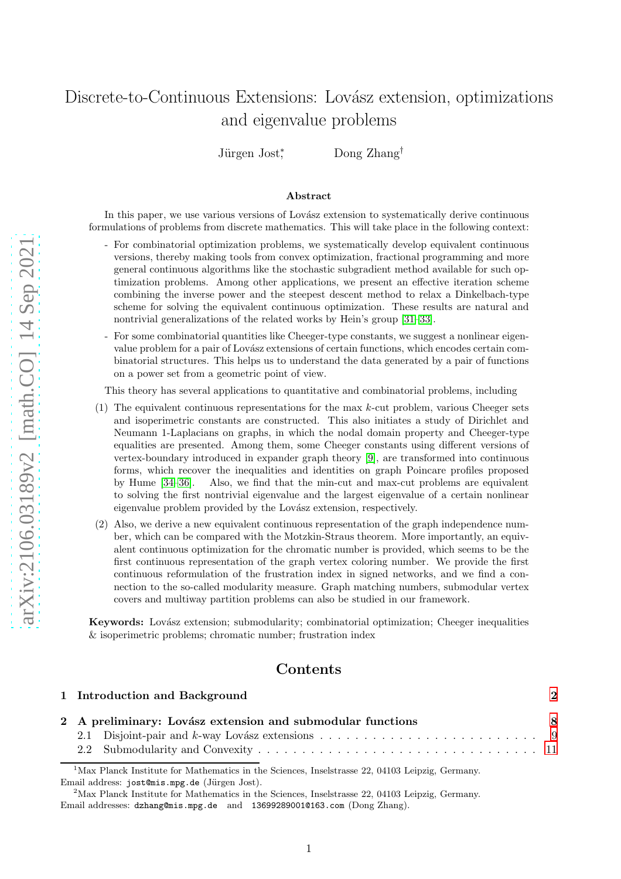# Discrete-to-Continuous Extensions: Lovász extension, optimizations and eigenvalue problems

Jürgen Jost[*]    Dong Zhang[†]

## Abstract

In this paper, we use various versions of Lovász extension to systematically derive continuous formulations of problems from discrete mathematics. This will take place in the following context:

- For combinatorial optimization problems, we systematically develop equivalent continuous versions, thereby making tools from convex optimization, fractional programming and more general continuous algorithms like the stochastic subgradient method available for such optimization problems. Among other applications, we present an effective iteration scheme combining the inverse power and the steepest descent method to relax a Dinkelbach-type scheme for solving the equivalent continuous optimization. These results are natural and nontrivial generalizations of the related works by Hein's group [31–33].
- For some combinatorial quantities like Cheeger-type constants, we suggest a nonlinear eigenvalue problem for a pair of Lovász extensions of certain functions, which encodes certain combinatorial structures. This helps us to understand the data generated by a pair of functions on a power set from a geometric point of view.

This theory has several applications to quantitative and combinatorial problems, including

(1) The equivalent continuous representations for the max $k$-cut problem, various Cheeger sets and isoperimetric constants are constructed. This also initiates a study of Dirichlet and Neumann 1-Laplacians on graphs, in which the nodal domain property and Cheeger-type equalities are presented. Among them, some Cheeger constants using different versions of vertex-boundary introduced in expander graph theory [9], are transformed into continuous forms, which recover the inequalities and identities on graph Poincare profiles proposed by Hume [34–36]. Also, we find that the min-cut and max-cut problems are equivalent to solving the first nontrivial eigenvalue and the largest eigenvalue of a certain nonlinear eigenvalue problem provided by the Lovász extension, respectively.

(2) Also, we derive a new equivalent continuous representation of the graph independence number, which can be compared with the Motzkin-Straus theorem. More importantly, an equivalent continuous optimization for the chromatic number is provided, which seems to be the first continuous representation of the graph vertex coloring number. We provide the first continuous reformulation of the frustration index in signed networks, and we find a connection to the so-called modularity measure. Graph matching numbers, submodular vertex covers and multiway partition problems can also be studied in our framework.

**Keywords:** Lovász extension; submodularity; combinatorial optimization; Cheeger inequalities & isoperimetric problems; chromatic number; frustration index

## Contents

**1 Introduction and Background** — 2

**2 A preliminary: Lovász extension and submodular functions** — 8
- 2.1 Disjoint-pair and $k$-way Lovász extensions — 9
- 2.2 Submodularity and Convexity — 11

---

[1] Max Planck Institute for Mathematics in the Sciences, Inselstrasse 22, 04103 Leipzig, Germany. Email address: jost@mis.mpg.de (Jürgen Jost).

[2] Max Planck Institute for Mathematics in the Sciences, Inselstrasse 22, 04103 Leipzig, Germany. Email addresses: dzhang@mis.mpg.de and 13699289001@163.com (Dong Zhang).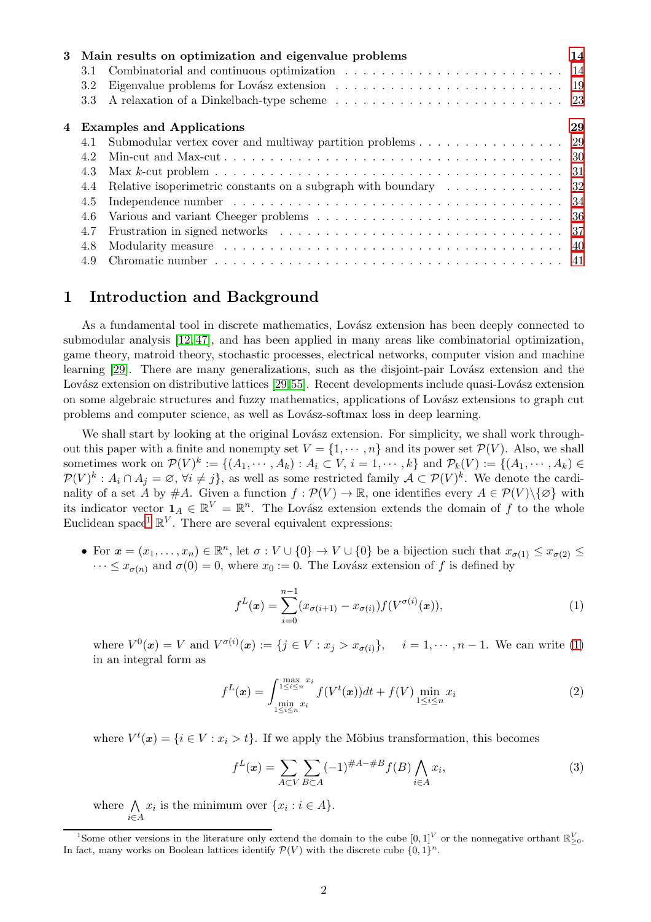| | | |
|---|---|---|
| **3** | **Main results on optimization and eigenvalue problems** | **14** |
| 3.1 | Combinatorial and continuous optimization | 14 |
| 3.2 | Eigenvalue problems for Lovász extension | 19 |
| 3.3 | A relaxation of a Dinkelbach-type scheme | 23 |
| **4** | **Examples and Applications** | **29** |
| 4.1 | Submodular vertex cover and multiway partition problems | 29 |
| 4.2 | Min-cut and Max-cut | 30 |
| 4.3 | Max $k$-cut problem | 31 |
| 4.4 | Relative isoperimetric constants on a subgraph with boundary | 32 |
| 4.5 | Independence number | 34 |
| 4.6 | Various and variant Cheeger problems | 36 |
| 4.7 | Frustration in signed networks | 37 |
| 4.8 | Modularity measure | 40 |
| 4.9 | Chromatic number | 41 |

# 1 Introduction and Background

As a fundamental tool in discrete mathematics, Lovász extension has been deeply connected to submodular analysis [12, 47], and has been applied in many areas like combinatorial optimization, game theory, matroid theory, stochastic processes, electrical networks, computer vision and machine learning [29]. There are many generalizations, such as the disjoint-pair Lovász extension and the Lovász extension on distributive lattices [29, 55]. Recent developments include quasi-Lovász extension on some algebraic structures and fuzzy mathematics, applications of Lovász extensions to graph cut problems and computer science, as well as Lovász-softmax loss in deep learning.

We shall start by looking at the original Lovász extension. For simplicity, we shall work throughout this paper with a finite and nonempty set $V = \{1, \cdots, n\}$ and its power set $\mathcal{P}(V)$. Also, we shall sometimes work on $\mathcal{P}(V)^k := \{(A_1, \cdots, A_k) : A_i \subset V, i = 1, \cdots, k\}$ and $\mathcal{P}_k(V) := \{(A_1, \cdots, A_k) \in \mathcal{P}(V)^k : A_i \cap A_j = \varnothing, \forall i \neq j\}$, as well as some restricted family $\mathcal{A} \subset \mathcal{P}(V)^k$. We denote the cardinality of a set $A$ by $\#A$. Given a function $f : \mathcal{P}(V) \to \mathbb{R}$, one identifies every $A \in \mathcal{P}(V)\backslash\{\varnothing\}$ with its indicator vector $\mathbf{1}_A \in \mathbb{R}^V = \mathbb{R}^n$. The Lovász extension extends the domain of $f$ to the whole Euclidean space[1] $\mathbb{R}^V$. There are several equivalent expressions:

- For $\boldsymbol{x} = (x_1, \ldots, x_n) \in \mathbb{R}^n$, let $\sigma : V \cup \{0\} \to V \cup \{0\}$ be a bijection such that $x_{\sigma(1)} \leq x_{\sigma(2)} \leq \cdots \leq x_{\sigma(n)}$ and $\sigma(0) = 0$, where $x_0 := 0$. The Lovász extension of $f$ is defined by

$$f^L(\boldsymbol{x}) = \sum_{i=0}^{n-1} (x_{\sigma(i+1)} - x_{\sigma(i)}) f(V^{\sigma(i)}(\boldsymbol{x})), \tag{1}$$

where $V^0(\boldsymbol{x}) = V$ and $V^{\sigma(i)}(\boldsymbol{x}) := \{j \in V : x_j > x_{\sigma(i)}\}, \quad i = 1, \cdots, n-1$. We can write (1) in an integral form as

$$f^L(\boldsymbol{x}) = \int_{\min\limits_{1\leq i\leq n} x_i}^{\max\limits_{1\leq i\leq n} x_i} f(V^t(\boldsymbol{x}))dt + f(V) \min_{1\leq i\leq n} x_i \tag{2}$$

where $V^t(\boldsymbol{x}) = \{i \in V : x_i > t\}$. If we apply the Möbius transformation, this becomes

$$f^L(\boldsymbol{x}) = \sum_{A \subset V} \sum_{B \subset A} (-1)^{\#A - \#B} f(B) \bigwedge_{i \in A} x_i, \tag{3}$$

where $\bigwedge_{i \in A} x_i$ is the minimum over $\{x_i : i \in A\}$.

[1] Some other versions in the literature only extend the domain to the cube $[0, 1]^V$ or the nonnegative orthant $\mathbb{R}^V_{\geq 0}$. In fact, many works on Boolean lattices identify $\mathcal{P}(V)$ with the discrete cube $\{0, 1\}^n$.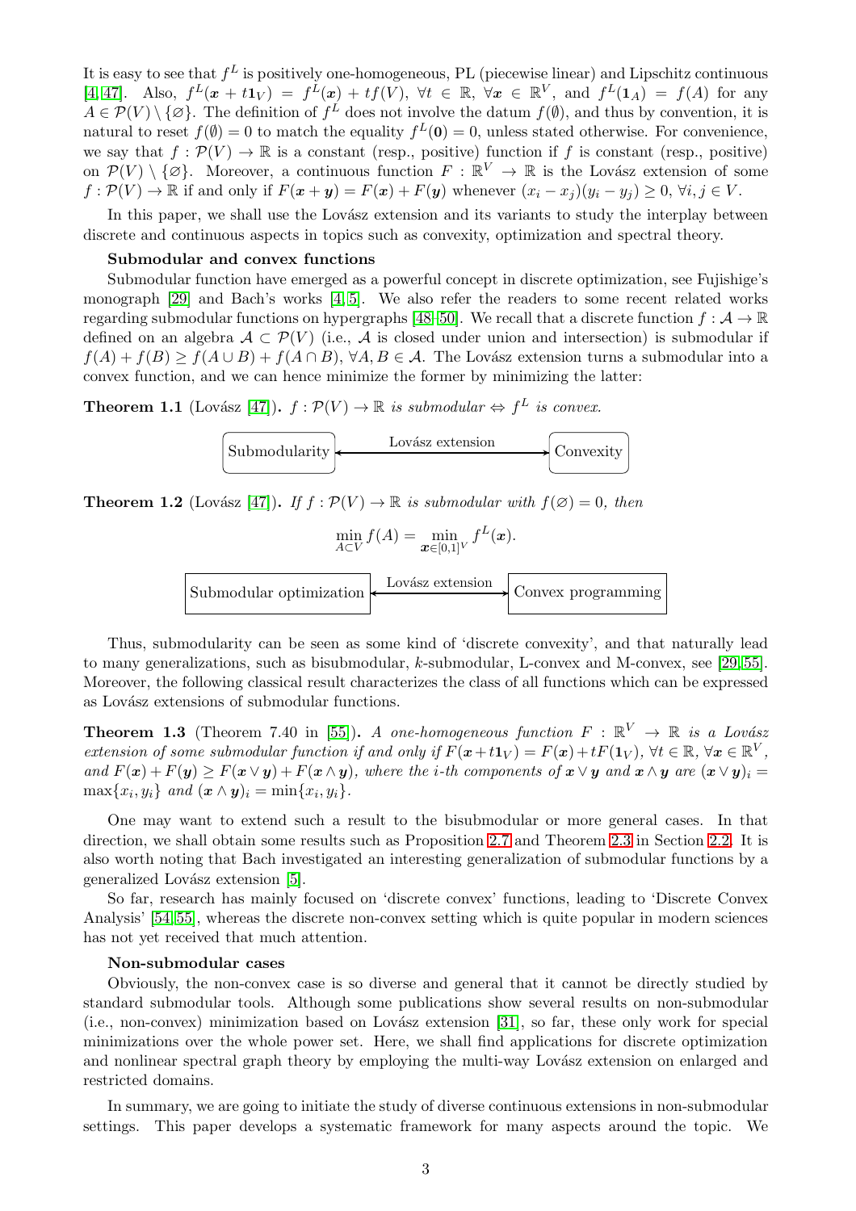It is easy to see that $f^L$ is positively one-homogeneous, PL (piecewise linear) and Lipschitz continuous [4, 47]. Also, $f^L(\boldsymbol{x}+t\mathbf{1}_V) = f^L(\boldsymbol{x}) + tf(V)$, $\forall t \in \mathbb{R}$, $\forall \boldsymbol{x} \in \mathbb{R}^V$, and $f^L(\mathbf{1}_A) = f(A)$ for any $A \in \mathcal{P}(V) \setminus \{\varnothing\}$. The definition of $f^L$ does not involve the datum $f(\emptyset)$, and thus by convention, it is natural to reset $f(\emptyset) = 0$ to match the equality $f^L(\mathbf{0}) = 0$, unless stated otherwise. For convenience, we say that $f : \mathcal{P}(V) \to \mathbb{R}$ is a constant (resp., positive) function if $f$ is constant (resp., positive) on $\mathcal{P}(V) \setminus \{\varnothing\}$. Moreover, a continuous function $F : \mathbb{R}^V \to \mathbb{R}$ is the Lovász extension of some $f : \mathcal{P}(V) \to \mathbb{R}$ if and only if $F(\boldsymbol{x}+\boldsymbol{y}) = F(\boldsymbol{x}) + F(\boldsymbol{y})$ whenever $(x_i - x_j)(y_i - y_j) \geq 0$, $\forall i, j \in V$.

In this paper, we shall use the Lovász extension and its variants to study the interplay between discrete and continuous aspects in topics such as convexity, optimization and spectral theory.

**Submodular and convex functions**

Submodular function have emerged as a powerful concept in discrete optimization, see Fujishige's monograph [29] and Bach's works [4, 5]. We also refer the readers to some recent related works regarding submodular functions on hypergraphs [48–50]. We recall that a discrete function $f : \mathcal{A} \to \mathbb{R}$ defined on an algebra $\mathcal{A} \subset \mathcal{P}(V)$ (i.e., $\mathcal{A}$ is closed under union and intersection) is submodular if $f(A) + f(B) \geq f(A \cup B) + f(A \cap B)$, $\forall A, B \in \mathcal{A}$. The Lovász extension turns a submodular into a convex function, and we can hence minimize the former by minimizing the latter:

**Theorem 1.1** (Lovász [47])**.** *$f : \mathcal{P}(V) \to \mathbb{R}$ is submodular $\Leftrightarrow$ $f^L$ is convex.*

Submodularity ⟵ Lovász extension ⟶ Convexity

**Theorem 1.2** (Lovász [47])**.** *If $f : \mathcal{P}(V) \to \mathbb{R}$ is submodular with $f(\varnothing) = 0$, then*

$$\min_{A \subset V} f(A) = \min_{\boldsymbol{x} \in [0,1]^V} f^L(\boldsymbol{x}).$$

Submodular optimization ⟵ Lovász extension ⟶ Convex programming

Thus, submodularity can be seen as some kind of 'discrete convexity', and that naturally lead to many generalizations, such as bisubmodular, $k$-submodular, L-convex and M-convex, see [29, 55]. Moreover, the following classical result characterizes the class of all functions which can be expressed as Lovász extensions of submodular functions.

**Theorem 1.3** (Theorem 7.40 in [55])**.** *A one-homogeneous function $F : \mathbb{R}^V \to \mathbb{R}$ is a Lovász extension of some submodular function if and only if $F(\boldsymbol{x}+t\mathbf{1}_V) = F(\boldsymbol{x}) + tF(\mathbf{1}_V)$, $\forall t \in \mathbb{R}$, $\forall \boldsymbol{x} \in \mathbb{R}^V$, and $F(\boldsymbol{x}) + F(\boldsymbol{y}) \geq F(\boldsymbol{x} \vee \boldsymbol{y}) + F(\boldsymbol{x} \wedge \boldsymbol{y})$, where the $i$-th components of $\boldsymbol{x} \vee \boldsymbol{y}$ and $\boldsymbol{x} \wedge \boldsymbol{y}$ are $(\boldsymbol{x} \vee \boldsymbol{y})_i = \max\{x_i, y_i\}$ and $(\boldsymbol{x} \wedge \boldsymbol{y})_i = \min\{x_i, y_i\}$.*

One may want to extend such a result to the bisubmodular or more general cases. In that direction, we shall obtain some results such as Proposition 2.7 and Theorem 2.3 in Section 2.2. It is also worth noting that Bach investigated an interesting generalization of submodular functions by a generalized Lovász extension [5].

So far, research has mainly focused on 'discrete convex' functions, leading to 'Discrete Convex Analysis' [54, 55], whereas the discrete non-convex setting which is quite popular in modern sciences has not yet received that much attention.

**Non-submodular cases**

Obviously, the non-convex case is so diverse and general that it cannot be directly studied by standard submodular tools. Although some publications show several results on non-submodular (i.e., non-convex) minimization based on Lovász extension [31], so far, these only work for special minimizations over the whole power set. Here, we shall find applications for discrete optimization and nonlinear spectral graph theory by employing the multi-way Lovász extension on enlarged and restricted domains.

In summary, we are going to initiate the study of diverse continuous extensions in non-submodular settings. This paper develops a systematic framework for many aspects around the topic. We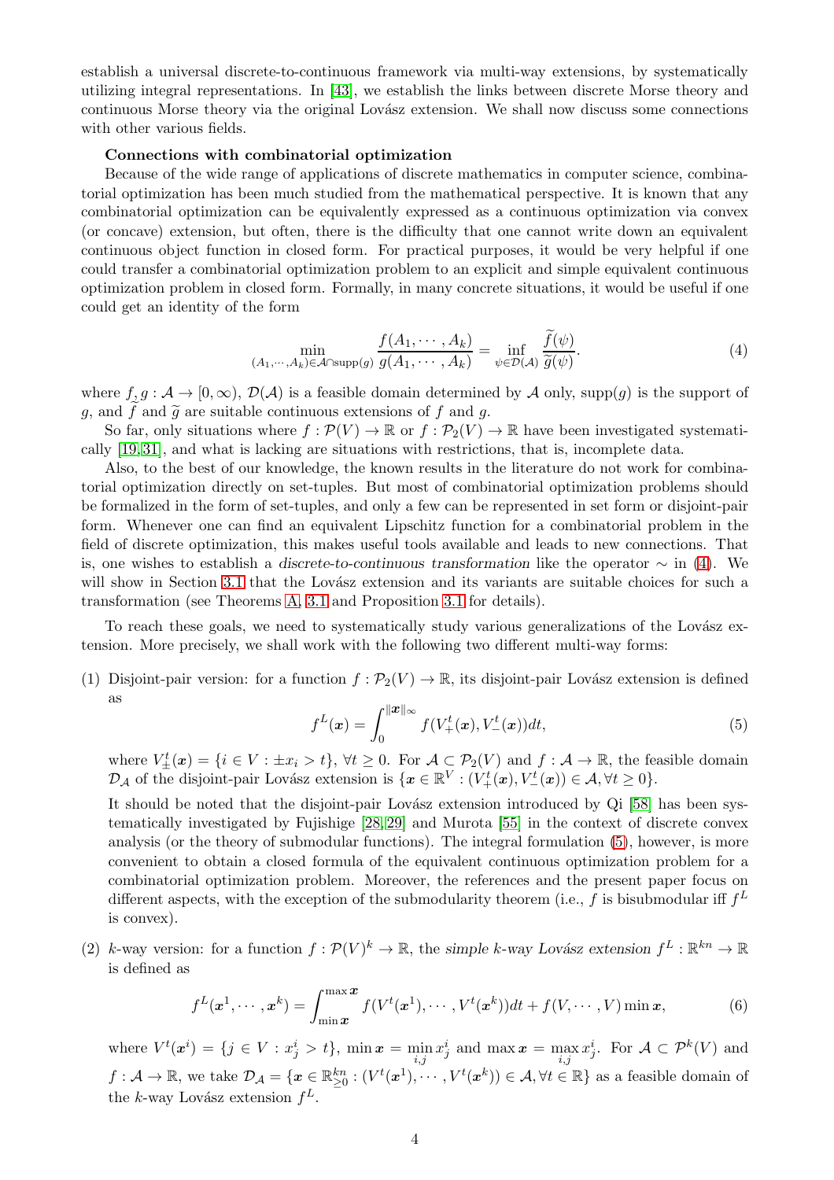establish a universal discrete-to-continuous framework via multi-way extensions, by systematically utilizing integral representations. In [43], we establish the links between discrete Morse theory and continuous Morse theory via the original Lovász extension. We shall now discuss some connections with other various fields.

**Connections with combinatorial optimization**

Because of the wide range of applications of discrete mathematics in computer science, combinatorial optimization has been much studied from the mathematical perspective. It is known that any combinatorial optimization can be equivalently expressed as a continuous optimization via convex (or concave) extension, but often, there is the difficulty that one cannot write down an equivalent continuous object function in closed form. For practical purposes, it would be very helpful if one could transfer a combinatorial optimization problem to an explicit and simple equivalent continuous optimization problem in closed form. Formally, in many concrete situations, it would be useful if one could get an identity of the form

$$\min_{(A_1,\cdots,A_k)\in\mathcal{A}\cap\mathrm{supp}(g)} \frac{f(A_1,\cdots,A_k)}{g(A_1,\cdots,A_k)} = \inf_{\psi\in\mathcal{D}(\mathcal{A})} \frac{\widetilde{f}(\psi)}{\widetilde{g}(\psi)}. \tag{4}$$

where $f,g:\mathcal{A}\to[0,\infty)$, $\mathcal{D}(\mathcal{A})$ is a feasible domain determined by $\mathcal{A}$ only, $\mathrm{supp}(g)$ is the support of $g$, and $\widetilde{f}$ and $\widetilde{g}$ are suitable continuous extensions of $f$ and $g$.

So far, only situations where $f:\mathcal{P}(V)\to\mathbb{R}$ or $f:\mathcal{P}_2(V)\to\mathbb{R}$ have been investigated systematically [19,31], and what is lacking are situations with restrictions, that is, incomplete data.

Also, to the best of our knowledge, the known results in the literature do not work for combinatorial optimization directly on set-tuples. But most of combinatorial optimization problems should be formalized in the form of set-tuples, and only a few can be represented in set form or disjoint-pair form. Whenever one can find an equivalent Lipschitz function for a combinatorial problem in the field of discrete optimization, this makes useful tools available and leads to new connections. That is, one wishes to establish a *discrete-to-continuous transformation* like the operator $\sim$ in (4). We will show in Section 3.1 that the Lovász extension and its variants are suitable choices for such a transformation (see Theorems A, 3.1 and Proposition 3.1 for details).

To reach these goals, we need to systematically study various generalizations of the Lovász extension. More precisely, we shall work with the following two different multi-way forms:

(1) Disjoint-pair version: for a function $f:\mathcal{P}_2(V)\to\mathbb{R}$, its disjoint-pair Lovász extension is defined as

$$f^L(\boldsymbol{x}) = \int_0^{\|\boldsymbol{x}\|_\infty} f(V_+^t(\boldsymbol{x}),V_-^t(\boldsymbol{x}))dt, \tag{5}$$

where $V_\pm^t(\boldsymbol{x}) = \{i\in V: \pm x_i > t\}$, $\forall t\ge 0$. For $\mathcal{A}\subset\mathcal{P}_2(V)$ and $f:\mathcal{A}\to\mathbb{R}$, the feasible domain $\mathcal{D}_\mathcal{A}$ of the disjoint-pair Lovász extension is $\{\boldsymbol{x}\in\mathbb{R}^V : (V_+^t(\boldsymbol{x}),V_-^t(\boldsymbol{x}))\in\mathcal{A},\forall t\ge 0\}$.

It should be noted that the disjoint-pair Lovász extension introduced by Qi [58] has been systematically investigated by Fujishige [28,29] and Murota [55] in the context of discrete convex analysis (or the theory of submodular functions). The integral formulation (5), however, is more convenient to obtain a closed formula of the equivalent continuous optimization problem for a combinatorial optimization problem. Moreover, the references and the present paper focus on different aspects, with the exception of the submodularity theorem (i.e., $f$ is bisubmodular iff $f^L$ is convex).

(2) $k$-way version: for a function $f:\mathcal{P}(V)^k\to\mathbb{R}$, the *simple $k$-way Lovász extension* $f^L:\mathbb{R}^{kn}\to\mathbb{R}$ is defined as

$$f^L(\boldsymbol{x}^1,\cdots,\boldsymbol{x}^k) = \int_{\min\boldsymbol{x}}^{\max\boldsymbol{x}} f(V^t(\boldsymbol{x}^1),\cdots,V^t(\boldsymbol{x}^k))dt + f(V,\cdots,V)\min\boldsymbol{x}, \tag{6}$$

where $V^t(\boldsymbol{x}^i) = \{j\in V: x_j^i > t\}$, $\min\boldsymbol{x} = \min\limits_{i,j} x_j^i$ and $\max\boldsymbol{x} = \max\limits_{i,j} x_j^i$. For $\mathcal{A}\subset\mathcal{P}^k(V)$ and $f:\mathcal{A}\to\mathbb{R}$, we take $\mathcal{D}_\mathcal{A} = \{\boldsymbol{x}\in\mathbb{R}^{kn}_{\ge 0} : (V^t(\boldsymbol{x}^1),\cdots,V^t(\boldsymbol{x}^k))\in\mathcal{A},\forall t\in\mathbb{R}\}$ as a feasible domain of the $k$-way Lovász extension $f^L$.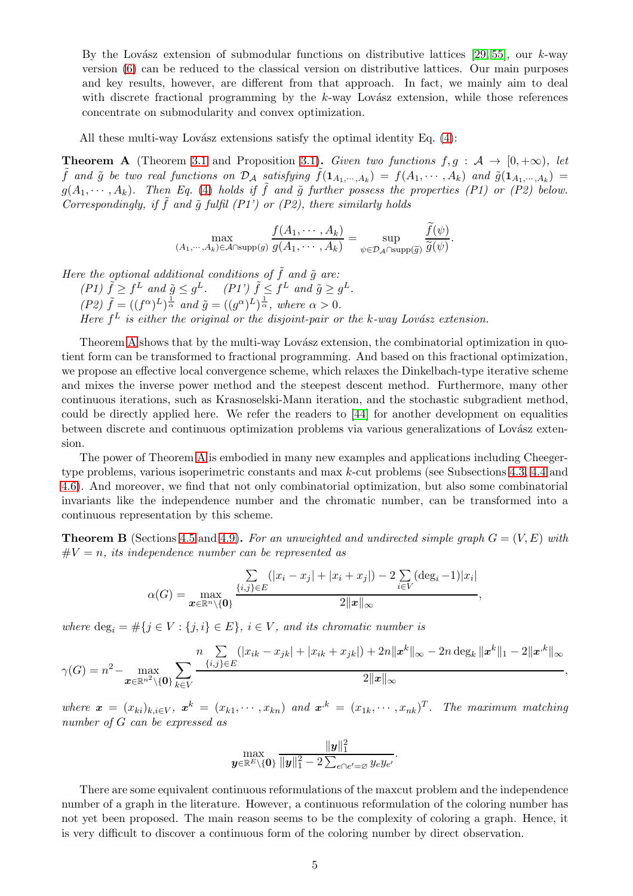By the Lovász extension of submodular functions on distributive lattices [29, 55], our $k$-way version (6) can be reduced to the classical version on distributive lattices. Our main purposes and key results, however, are different from that approach. In fact, we mainly aim to deal with discrete fractional programming by the $k$-way Lovász extension, while those references concentrate on submodularity and convex optimization.

All these multi-way Lovász extensions satisfy the optimal identity Eq. (4):

**Theorem A** (Theorem 3.1 and Proposition 3.1)**.** *Given two functions $f, g : \mathcal{A} \to [0, +\infty)$, let $\tilde{f}$ and $\tilde{g}$ be two real functions on $\mathcal{D}_\mathcal{A}$ satisfying $\tilde{f}(\mathbf{1}_{A_1,\cdots,A_k}) = f(A_1, \cdots, A_k)$ and $\tilde{g}(\mathbf{1}_{A_1,\cdots,A_k}) = g(A_1, \cdots, A_k)$. Then Eq. (4) holds if $\tilde{f}$ and $\tilde{g}$ further possess the properties (P1) or (P2) below. Correspondingly, if $\tilde{f}$ and $\tilde{g}$ fulfil (P1') or (P2), there similarly holds*

$$\max_{(A_1,\cdots,A_k)\in\mathcal{A}\cap\mathrm{supp}(g)} \frac{f(A_1, \cdots, A_k)}{g(A_1, \cdots, A_k)} = \sup_{\psi\in\mathcal{D}_\mathcal{A}\cap\mathrm{supp}(\widetilde{g})} \frac{\widetilde{f}(\psi)}{\widetilde{g}(\psi)}.$$

*Here the optional additional conditions of $\tilde{f}$ and $\tilde{g}$ are:*

*(P1) $\tilde{f} \geq f^L$ and $\tilde{g} \leq g^L$. (P1') $\tilde{f} \leq f^L$ and $\tilde{g} \geq g^L$.*

*(P2) $\tilde{f} = ((f^\alpha)^L)^{\frac{1}{\alpha}}$ and $\tilde{g} = ((g^\alpha)^L)^{\frac{1}{\alpha}}$, where $\alpha > 0$.*

*Here $f^L$ is either the original or the disjoint-pair or the $k$-way Lovász extension.*

Theorem A shows that by the multi-way Lovász extension, the combinatorial optimization in quotient form can be transformed to fractional programming. And based on this fractional optimization, we propose an effective local convergence scheme, which relaxes the Dinkelbach-type iterative scheme and mixes the inverse power method and the steepest descent method. Furthermore, many other continuous iterations, such as Krasnoselski-Mann iteration, and the stochastic subgradient method, could be directly applied here. We refer the readers to [44] for another development on equalities between discrete and continuous optimization problems via various generalizations of Lovász extension.

The power of Theorem A is embodied in many new examples and applications including Cheeger-type problems, various isoperimetric constants and max $k$-cut problems (see Subsections 4.3, 4.4 and 4.6). And moreover, we find that not only combinatorial optimization, but also some combinatorial invariants like the independence number and the chromatic number, can be transformed into a continuous representation by this scheme.

**Theorem B** (Sections 4.5 and 4.9)**.** *For an unweighted and undirected simple graph $G = (V, E)$ with $\#V = n$, its independence number can be represented as*

$$\alpha(G) = \max_{\boldsymbol{x}\in\mathbb{R}^n\setminus\{\mathbf{0}\}} \frac{\sum\limits_{\{i,j\}\in E}(|x_i - x_j| + |x_i + x_j|) - 2\sum\limits_{i\in V}(\deg_i - 1)|x_i|}{2\|\boldsymbol{x}\|_\infty},$$

*where $\deg_i = \#\{j \in V : \{j, i\} \in E\}$, $i \in V$, and its chromatic number is*

$$\gamma(G) = n^2 - \max_{\boldsymbol{x}\in\mathbb{R}^{n^2}\setminus\{\mathbf{0}\}} \sum_{k\in V} \frac{n\sum\limits_{\{i,j\}\in E}(|x_{ik} - x_{jk}| + |x_{ik} + x_{jk}|) + 2n\|\boldsymbol{x}^k\|_\infty - 2n\deg_k\|\boldsymbol{x}^k\|_1 - 2\|\boldsymbol{x}^{\cdot k}\|_\infty}{2\|\boldsymbol{x}\|_\infty},$$

*where $\boldsymbol{x} = (x_{ki})_{k,i\in V}$, $\boldsymbol{x}^k = (x_{k1}, \cdots, x_{kn})$ and $\boldsymbol{x}^{\cdot k} = (x_{1k}, \cdots, x_{nk})^T$. The maximum matching number of $G$ can be expressed as*

$$\max_{\boldsymbol{y}\in\mathbb{R}^E\setminus\{\mathbf{0}\}} \frac{\|\boldsymbol{y}\|_1^2}{\|\boldsymbol{y}\|_1^2 - 2\sum_{e\cap e'=\varnothing} y_e y_{e'}}.$$

There are some equivalent continuous reformulations of the maxcut problem and the independence number of a graph in the literature. However, a continuous reformulation of the coloring number has not yet been proposed. The main reason seems to be the complexity of coloring a graph. Hence, it is very difficult to discover a continuous form of the coloring number by direct observation.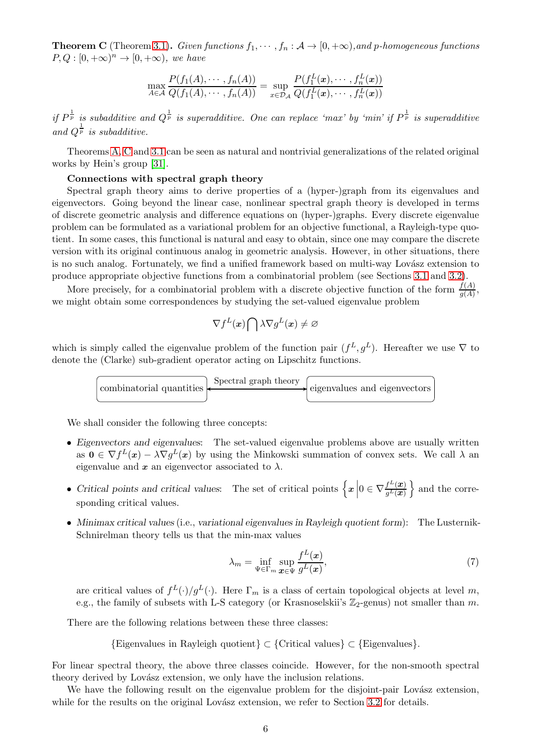**Theorem C** (Theorem 3.1)**.** *Given functions $f_1,\cdots,f_n:\mathcal{A}\to[0,+\infty)$, and $p$-homogeneous functions $P,Q:[0,+\infty)^n\to[0,+\infty)$, we have*

$$\max_{A\in\mathcal{A}}\frac{P(f_1(A),\cdots,f_n(A))}{Q(f_1(A),\cdots,f_n(A))}=\sup_{x\in\mathcal{D}_{\mathcal{A}}}\frac{P(f_1^L(\boldsymbol{x}),\cdots,f_n^L(\boldsymbol{x}))}{Q(f_1^L(\boldsymbol{x}),\cdots,f_n^L(\boldsymbol{x}))}$$

*if $P^{\frac{1}{p}}$ is subadditive and $Q^{\frac{1}{p}}$ is superadditive. One can replace 'max' by 'min' if $P^{\frac{1}{p}}$ is superadditive and $Q^{\frac{1}{p}}$ is subadditive.*

Theorems A, C and 3.1 can be seen as natural and nontrivial generalizations of the related original works by Hein's group [31].

**Connections with spectral graph theory**

Spectral graph theory aims to derive properties of a (hyper-)graph from its eigenvalues and eigenvectors. Going beyond the linear case, nonlinear spectral graph theory is developed in terms of discrete geometric analysis and difference equations on (hyper-)graphs. Every discrete eigenvalue problem can be formulated as a variational problem for an objective functional, a Rayleigh-type quotient. In some cases, this functional is natural and easy to obtain, since one may compare the discrete version with its original continuous analog in geometric analysis. However, in other situations, there is no such analog. Fortunately, we find a unified framework based on multi-way Lovász extension to produce appropriate objective functions from a combinatorial problem (see Sections 3.1 and 3.2).

More precisely, for a combinatorial problem with a discrete objective function of the form $\frac{f(A)}{g(A)}$, we might obtain some correspondences by studying the set-valued eigenvalue problem

$$\nabla f^L(\boldsymbol{x})\bigcap\lambda\nabla g^L(\boldsymbol{x})\neq\varnothing$$

which is simply called the eigenvalue problem of the function pair $(f^L,g^L)$. Hereafter we use $\nabla$ to denote the (Clarke) sub-gradient operator acting on Lipschitz functions.

combinatorial quantities ⟷ (Spectral graph theory) ⟷ eigenvalues and eigenvectors

We shall consider the following three concepts:

- *Eigenvectors and eigenvalues*: The set-valued eigenvalue problems above are usually written as $\mathbf{0}\in\nabla f^L(\boldsymbol{x})-\lambda\nabla g^L(\boldsymbol{x})$ by using the Minkowski summation of convex sets. We call $\lambda$ an eigenvalue and $\boldsymbol{x}$ an eigenvector associated to $\lambda$.
- *Critical points and critical values*: The set of critical points $\left\{\boldsymbol{x}\,\middle|\,0\in\nabla\frac{f^L(\boldsymbol{x})}{g^L(\boldsymbol{x})}\right\}$ and the corresponding critical values.
- *Minimax critical values* (i.e., *variational eigenvalues in Rayleigh quotient form*): The Lusternik-Schnirelman theory tells us that the min-max values

$$\lambda_m=\inf_{\Psi\in\Gamma_m}\sup_{\boldsymbol{x}\in\Psi}\frac{f^L(\boldsymbol{x})}{g^L(\boldsymbol{x})},\tag{7}$$

are critical values of $f^L(\cdot)/g^L(\cdot)$. Here $\Gamma_m$ is a class of certain topological objects at level $m$, e.g., the family of subsets with L-S category (or Krasnoselskii's $\mathbb{Z}_2$-genus) not smaller than $m$.

There are the following relations between these three classes:

$$\{\text{Eigenvalues in Rayleigh quotient}\}\subset\{\text{Critical values}\}\subset\{\text{Eigenvalues}\}.$$

For linear spectral theory, the above three classes coincide. However, for the non-smooth spectral theory derived by Lovász extension, we only have the inclusion relations.

We have the following result on the eigenvalue problem for the disjoint-pair Lovász extension, while for the results on the original Lovász extension, we refer to Section 3.2 for details.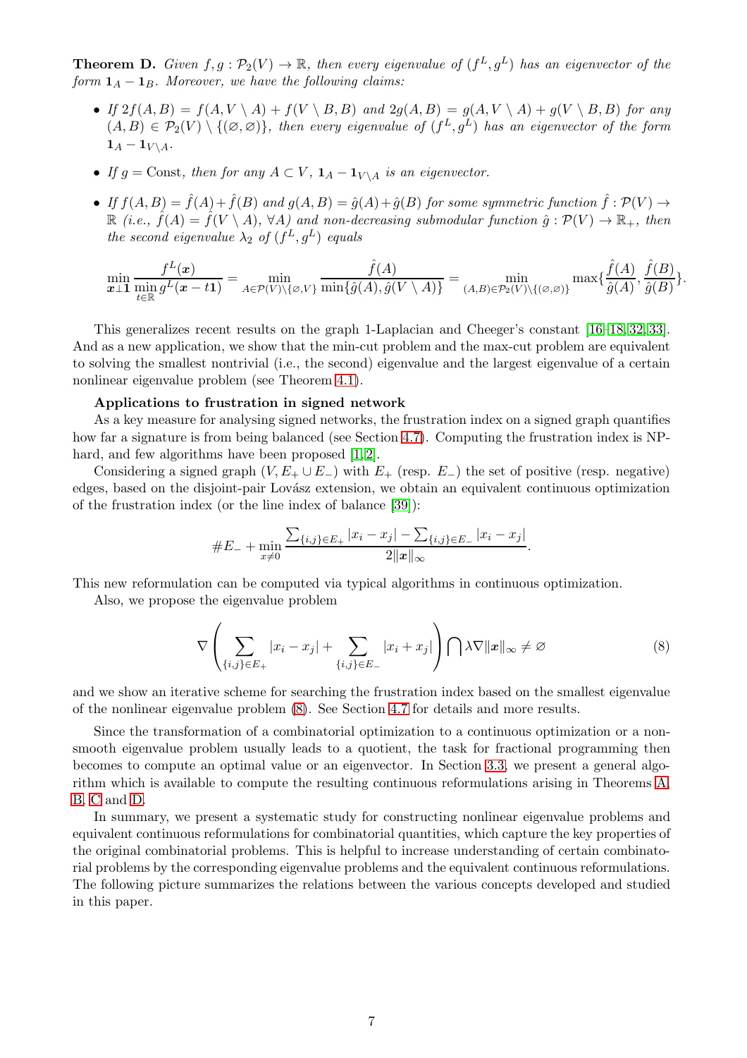**Theorem D.** *Given $f, g : \mathcal{P}_2(V) \to \mathbb{R}$, then every eigenvalue of $(f^L, g^L)$ has an eigenvector of the form $\mathbf{1}_A - \mathbf{1}_B$. Moreover, we have the following claims:*

- *If $2f(A, B) = f(A, V \setminus A) + f(V \setminus B, B)$ and $2g(A, B) = g(A, V \setminus A) + g(V \setminus B, B)$ for any $(A, B) \in \mathcal{P}_2(V) \setminus \{(\varnothing, \varnothing)\}$, then every eigenvalue of $(f^L, g^L)$ has an eigenvector of the form $\mathbf{1}_A - \mathbf{1}_{V \setminus A}$.*
- *If $g = \mathrm{Const}$, then for any $A \subset V$, $\mathbf{1}_A - \mathbf{1}_{V \setminus A}$ is an eigenvector.*
- *If $f(A, B) = \hat{f}(A) + \hat{f}(B)$ and $g(A, B) = \hat{g}(A) + \hat{g}(B)$ for some symmetric function $\hat{f} : \mathcal{P}(V) \to \mathbb{R}$ (i.e., $\hat{f}(A) = \hat{f}(V \setminus A)$, $\forall A$) and non-decreasing submodular function $\hat{g} : \mathcal{P}(V) \to \mathbb{R}_+$, then the second eigenvalue $\lambda_2$ of $(f^L, g^L)$ equals*

$$\min_{\boldsymbol{x} \perp \mathbf{1}} \frac{f^L(\boldsymbol{x})}{\min\limits_{t \in \mathbb{R}} g^L(\boldsymbol{x} - t\mathbf{1})} = \min_{A \in \mathcal{P}(V) \setminus \{\varnothing, V\}} \frac{\hat{f}(A)}{\min\{\hat{g}(A), \hat{g}(V \setminus A)\}} = \min_{(A,B) \in \mathcal{P}_2(V) \setminus \{(\varnothing, \varnothing)\}} \max\{\frac{\hat{f}(A)}{\hat{g}(A)}, \frac{\hat{f}(B)}{\hat{g}(B)}\}.$$

This generalizes recent results on the graph 1-Laplacian and Cheeger's constant [16–18, 32, 33]. And as a new application, we show that the min-cut problem and the max-cut problem are equivalent to solving the smallest nontrivial (i.e., the second) eigenvalue and the largest eigenvalue of a certain nonlinear eigenvalue problem (see Theorem 4.1).

**Applications to frustration in signed network**

As a key measure for analysing signed networks, the frustration index on a signed graph quantifies how far a signature is from being balanced (see Section 4.7). Computing the frustration index is NP-hard, and few algorithms have been proposed [1, 2].

Considering a signed graph $(V, E_+ \cup E_-)$ with $E_+$ (resp. $E_-$) the set of positive (resp. negative) edges, based on the disjoint-pair Lovász extension, we obtain an equivalent continuous optimization of the frustration index (or the line index of balance [39]):

$$\#E_- + \min_{x \neq 0} \frac{\sum_{\{i,j\} \in E_+} |x_i - x_j| - \sum_{\{i,j\} \in E_-} |x_i - x_j|}{2\|\boldsymbol{x}\|_\infty}.$$

This new reformulation can be computed via typical algorithms in continuous optimization.

Also, we propose the eigenvalue problem

$$\nabla \left( \sum_{\{i,j\} \in E_+} |x_i - x_j| + \sum_{\{i,j\} \in E_-} |x_i + x_j| \right) \bigcap \lambda \nabla \|\boldsymbol{x}\|_\infty \neq \varnothing \tag{8}$$

and we show an iterative scheme for searching the frustration index based on the smallest eigenvalue of the nonlinear eigenvalue problem (8). See Section 4.7 for details and more results.

Since the transformation of a combinatorial optimization to a continuous optimization or a non-smooth eigenvalue problem usually leads to a quotient, the task for fractional programming then becomes to compute an optimal value or an eigenvector. In Section 3.3, we present a general algorithm which is available to compute the resulting continuous reformulations arising in Theorems A, B, C and D.

In summary, we present a systematic study for constructing nonlinear eigenvalue problems and equivalent continuous reformulations for combinatorial quantities, which capture the key properties of the original combinatorial problems. This is helpful to increase understanding of certain combinatorial problems by the corresponding eigenvalue problems and the equivalent continuous reformulations. The following picture summarizes the relations between the various concepts developed and studied in this paper.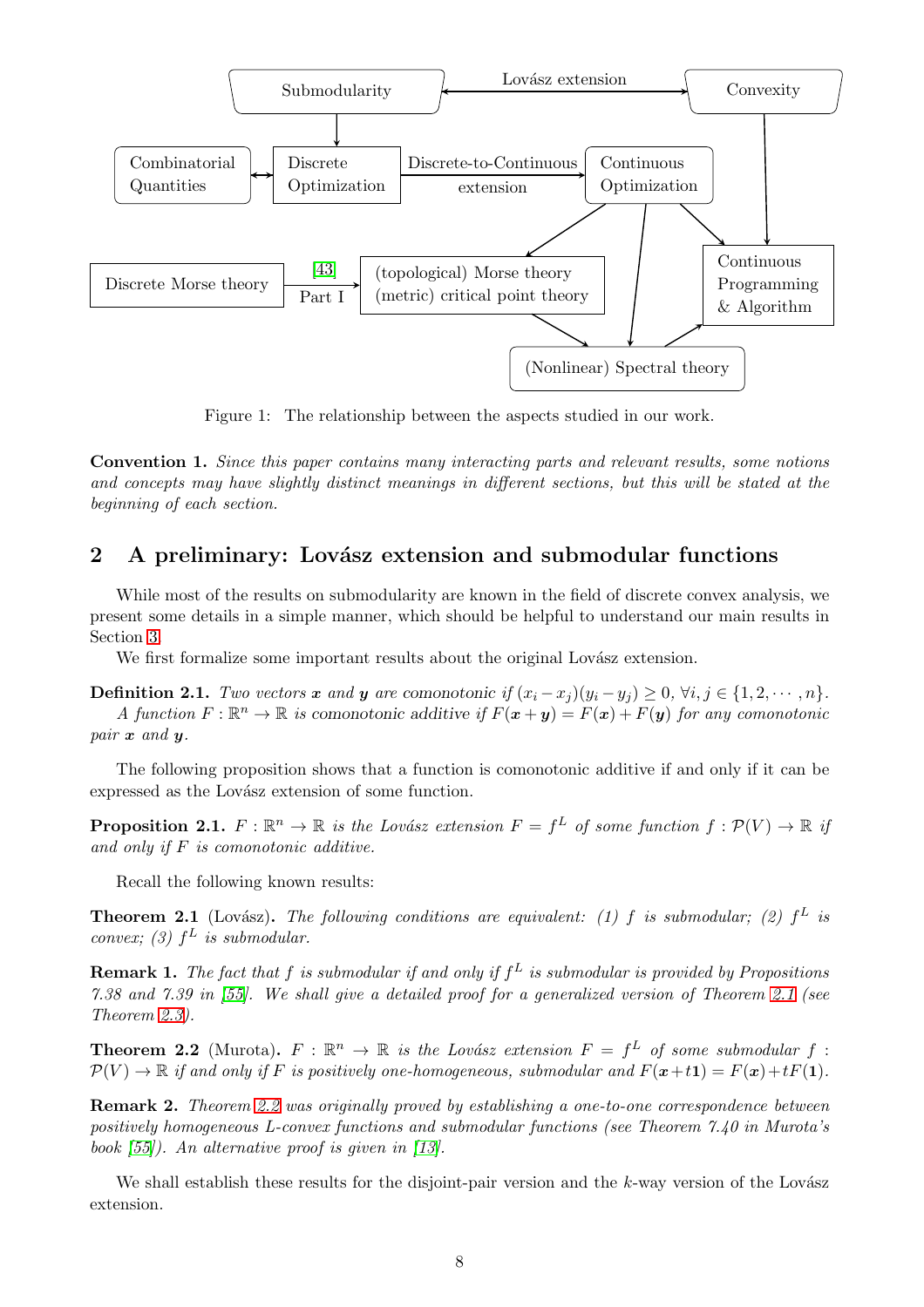Figure 1: The relationship between the aspects studied in our work.

**Convention 1.** *Since this paper contains many interacting parts and relevant results, some notions and concepts may have slightly distinct meanings in different sections, but this will be stated at the beginning of each section.*

## 2 A preliminary: Lovász extension and submodular functions

While most of the results on submodularity are known in the field of discrete convex analysis, we present some details in a simple manner, which should be helpful to understand our main results in Section 3.

We first formalize some important results about the original Lovász extension.

**Definition 2.1.** *Two vectors $\boldsymbol{x}$ and $\boldsymbol{y}$ are comonotonic if $(x_i - x_j)(y_i - y_j) \geq 0$, $\forall i, j \in \{1, 2, \cdots, n\}$.*
*A function $F : \mathbb{R}^n \to \mathbb{R}$ is comonotonic additive if $F(\boldsymbol{x} + \boldsymbol{y}) = F(\boldsymbol{x}) + F(\boldsymbol{y})$ for any comonotonic pair $\boldsymbol{x}$ and $\boldsymbol{y}$.*

The following proposition shows that a function is comonotonic additive if and only if it can be expressed as the Lovász extension of some function.

**Proposition 2.1.** *$F : \mathbb{R}^n \to \mathbb{R}$ is the Lovász extension $F = f^L$ of some function $f : \mathcal{P}(V) \to \mathbb{R}$ if and only if $F$ is comonotonic additive.*

Recall the following known results:

**Theorem 2.1** (Lovász)**.** *The following conditions are equivalent: (1) $f$ is submodular; (2) $f^L$ is convex; (3) $f^L$ is submodular.*

**Remark 1.** *The fact that $f$ is submodular if and only if $f^L$ is submodular is provided by Propositions 7.38 and 7.39 in [55]. We shall give a detailed proof for a generalized version of Theorem 2.1 (see Theorem 2.3).*

**Theorem 2.2** (Murota)**.** *$F : \mathbb{R}^n \to \mathbb{R}$ is the Lovász extension $F = f^L$ of some submodular $f : \mathcal{P}(V) \to \mathbb{R}$ if and only if $F$ is positively one-homogeneous, submodular and $F(\boldsymbol{x}+t\boldsymbol{1}) = F(\boldsymbol{x})+tF(\boldsymbol{1})$.*

**Remark 2.** *Theorem 2.2 was originally proved by establishing a one-to-one correspondence between positively homogeneous L-convex functions and submodular functions (see Theorem 7.40 in Murota's book [55]). An alternative proof is given in [13].*

We shall establish these results for the disjoint-pair version and the $k$-way version of the Lovász extension.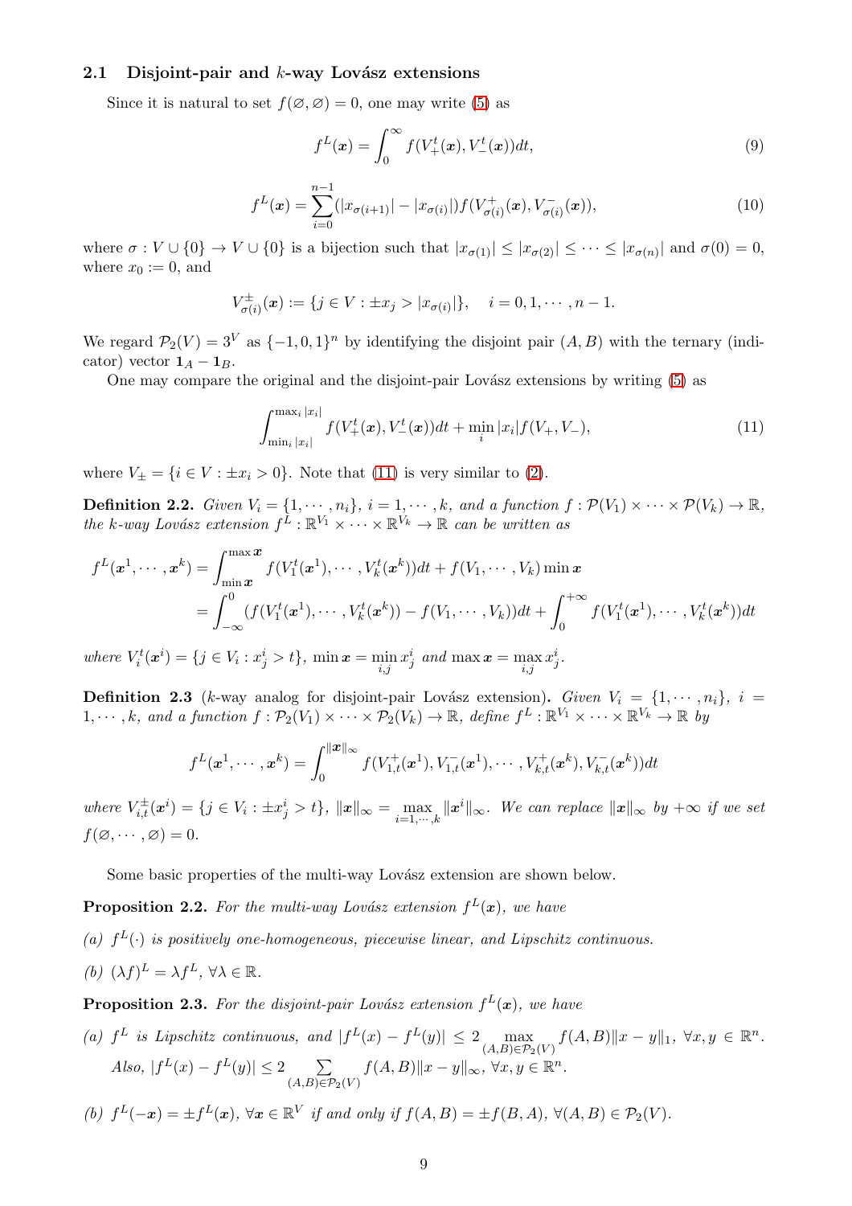### 2.1 Disjoint-pair and $k$-way Lovász extensions

Since it is natural to set $f(\varnothing,\varnothing)=0$, one may write (5) as

$$f^L(\boldsymbol{x})=\int_0^\infty f(V_+^t(\boldsymbol{x}),V_-^t(\boldsymbol{x}))dt, \tag{9}$$

$$f^L(\boldsymbol{x})=\sum_{i=0}^{n-1}(|x_{\sigma(i+1)}|-|x_{\sigma(i)}|)f(V_{\sigma(i)}^+(\boldsymbol{x}),V_{\sigma(i)}^-(\boldsymbol{x})), \tag{10}$$

where $\sigma: V\cup\{0\}\to V\cup\{0\}$ is a bijection such that $|x_{\sigma(1)}|\le|x_{\sigma(2)}|\le\cdots\le|x_{\sigma(n)}|$ and $\sigma(0)=0$, where $x_0:=0$, and

$$V_{\sigma(i)}^{\pm}(\boldsymbol{x}):=\{j\in V:\pm x_j>|x_{\sigma(i)}|\},\quad i=0,1,\cdots,n-1.$$

We regard $\mathcal{P}_2(V)=3^V$ as $\{-1,0,1\}^n$ by identifying the disjoint pair $(A,B)$ with the ternary (indicator) vector $\mathbf{1}_A-\mathbf{1}_B$.

One may compare the original and the disjoint-pair Lovász extensions by writing (5) as

$$\int_{\min_i|x_i|}^{\max_i|x_i|}f(V_+^t(\boldsymbol{x}),V_-^t(\boldsymbol{x}))dt+\min_i|x_i|f(V_+,V_-), \tag{11}$$

where $V_\pm=\{i\in V:\pm x_i>0\}$. Note that (11) is very similar to (2).

**Definition 2.2.** *Given $V_i=\{1,\cdots,n_i\}$, $i=1,\cdots,k$, and a function $f:\mathcal{P}(V_1)\times\cdots\times\mathcal{P}(V_k)\to\mathbb{R}$, the $k$-way Lovász extension $f^L:\mathbb{R}^{V_1}\times\cdots\times\mathbb{R}^{V_k}\to\mathbb{R}$ can be written as*

$$\begin{aligned}f^L(\boldsymbol{x}^1,\cdots,\boldsymbol{x}^k)&=\int_{\min\boldsymbol{x}}^{\max\boldsymbol{x}}f(V_1^t(\boldsymbol{x}^1),\cdots,V_k^t(\boldsymbol{x}^k))dt+f(V_1,\cdots,V_k)\min\boldsymbol{x}\\&=\int_{-\infty}^0(f(V_1^t(\boldsymbol{x}^1),\cdots,V_k^t(\boldsymbol{x}^k))-f(V_1,\cdots,V_k))dt+\int_0^{+\infty}f(V_1^t(\boldsymbol{x}^1),\cdots,V_k^t(\boldsymbol{x}^k))dt\end{aligned}$$

*where $V_i^t(\boldsymbol{x}^i)=\{j\in V_i:x_j^i>t\}$, $\min\boldsymbol{x}=\min\limits_{i,j}x_j^i$ and $\max\boldsymbol{x}=\max\limits_{i,j}x_j^i$.*

**Definition 2.3** ($k$-way analog for disjoint-pair Lovász extension)**.** *Given $V_i=\{1,\cdots,n_i\}$, $i=1,\cdots,k$, and a function $f:\mathcal{P}_2(V_1)\times\cdots\times\mathcal{P}_2(V_k)\to\mathbb{R}$, define $f^L:\mathbb{R}^{V_1}\times\cdots\times\mathbb{R}^{V_k}\to\mathbb{R}$ by*

$$f^L(\boldsymbol{x}^1,\cdots,\boldsymbol{x}^k)=\int_0^{\|\boldsymbol{x}\|_\infty}f(V_{1,t}^+(\boldsymbol{x}^1),V_{1,t}^-(\boldsymbol{x}^1),\cdots,V_{k,t}^+(\boldsymbol{x}^k),V_{k,t}^-(\boldsymbol{x}^k))dt$$

*where $V_{i,t}^{\pm}(\boldsymbol{x}^i)=\{j\in V_i:\pm x_j^i>t\}$, $\|\boldsymbol{x}\|_\infty=\max\limits_{i=1,\cdots,k}\|\boldsymbol{x}^i\|_\infty$. We can replace $\|\boldsymbol{x}\|_\infty$ by $+\infty$ if we set $f(\varnothing,\cdots,\varnothing)=0$.*

Some basic properties of the multi-way Lovász extension are shown below.

**Proposition 2.2.** *For the multi-way Lovász extension $f^L(\boldsymbol{x})$, we have*

*(a) $f^L(\cdot)$ is positively one-homogeneous, piecewise linear, and Lipschitz continuous.*

*(b) $(\lambda f)^L=\lambda f^L$, $\forall\lambda\in\mathbb{R}$.*

**Proposition 2.3.** *For the disjoint-pair Lovász extension $f^L(\boldsymbol{x})$, we have*

*(a) $f^L$ is Lipschitz continuous, and $|f^L(x)-f^L(y)|\le 2\max\limits_{(A,B)\in\mathcal{P}_2(V)}f(A,B)\|x-y\|_1$, $\forall x,y\in\mathbb{R}^n$. Also, $|f^L(x)-f^L(y)|\le 2\sum\limits_{(A,B)\in\mathcal{P}_2(V)}f(A,B)\|x-y\|_\infty$, $\forall x,y\in\mathbb{R}^n$.*

*(b) $f^L(-\boldsymbol{x})=\pm f^L(\boldsymbol{x})$, $\forall\boldsymbol{x}\in\mathbb{R}^V$ if and only if $f(A,B)=\pm f(B,A)$, $\forall(A,B)\in\mathcal{P}_2(V)$.*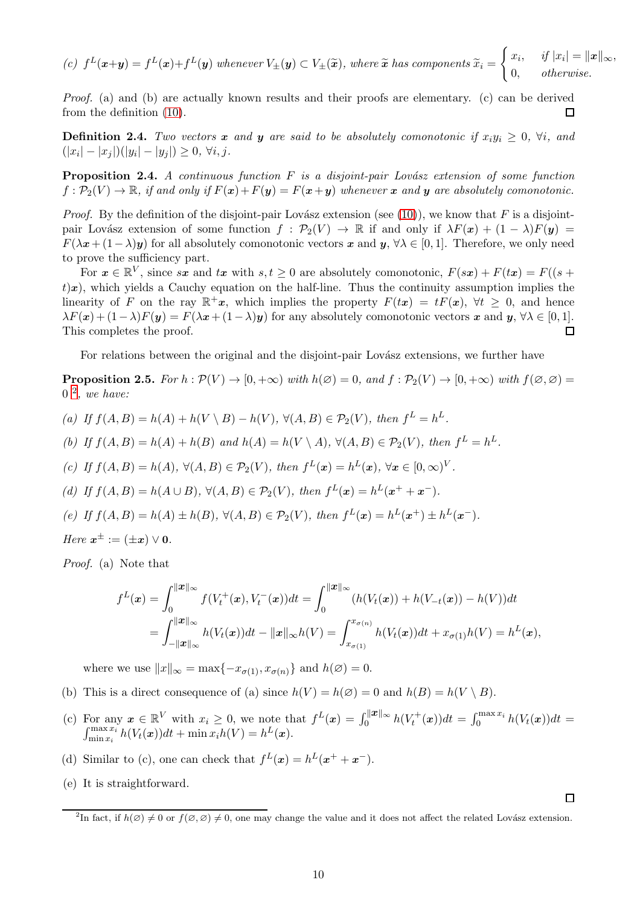*(c)* $f^L(\boldsymbol{x}+\boldsymbol{y}) = f^L(\boldsymbol{x})+f^L(\boldsymbol{y})$ *whenever* $V_\pm(\boldsymbol{y}) \subset V_\pm(\widetilde{\boldsymbol{x}})$, *where* $\widetilde{\boldsymbol{x}}$ *has components* $\widetilde{x}_i = \begin{cases} x_i, & \text{if } |x_i| = \|\boldsymbol{x}\|_\infty, \\ 0, & \text{otherwise.} \end{cases}$

*Proof.* (a) and (b) are actually known results and their proofs are elementary. (c) can be derived from the definition (10). □

**Definition 2.4.** *Two vectors* $\boldsymbol{x}$ *and* $\boldsymbol{y}$ *are said to be absolutely comonotonic if* $x_i y_i \geq 0$, $\forall i$, *and* $(|x_i| - |x_j|)(|y_i| - |y_j|) \geq 0$, $\forall i, j$.

**Proposition 2.4.** *A continuous function* $F$ *is a disjoint-pair Lovász extension of some function* $f : \mathcal{P}_2(V) \to \mathbb{R}$, *if and only if* $F(\boldsymbol{x})+F(\boldsymbol{y}) = F(\boldsymbol{x}+\boldsymbol{y})$ *whenever* $\boldsymbol{x}$ *and* $\boldsymbol{y}$ *are absolutely comonotonic.*

*Proof.* By the definition of the disjoint-pair Lovász extension (see (10)), we know that $F$ is a disjoint-pair Lovász extension of some function $f : \mathcal{P}_2(V) \to \mathbb{R}$ if and only if $\lambda F(\boldsymbol{x}) + (1 - \lambda)F(\boldsymbol{y}) = F(\lambda \boldsymbol{x} + (1-\lambda)\boldsymbol{y})$ for all absolutely comonotonic vectors $\boldsymbol{x}$ and $\boldsymbol{y}$, $\forall \lambda \in [0, 1]$. Therefore, we only need to prove the sufficiency part.

For $\boldsymbol{x} \in \mathbb{R}^V$, since $s\boldsymbol{x}$ and $t\boldsymbol{x}$ with $s, t \geq 0$ are absolutely comonotonic, $F(s\boldsymbol{x}) + F(t\boldsymbol{x}) = F((s + t)\boldsymbol{x})$, which yields a Cauchy equation on the half-line. Thus the continuity assumption implies the linearity of $F$ on the ray $\mathbb{R}^+\boldsymbol{x}$, which implies the property $F(t\boldsymbol{x}) = tF(\boldsymbol{x})$, $\forall t \geq 0$, and hence $\lambda F(\boldsymbol{x}) + (1-\lambda)F(\boldsymbol{y}) = F(\lambda \boldsymbol{x} + (1-\lambda)\boldsymbol{y})$ for any absolutely comonotonic vectors $\boldsymbol{x}$ and $\boldsymbol{y}$, $\forall \lambda \in [0, 1]$. This completes the proof. □

For relations between the original and the disjoint-pair Lovász extensions, we further have

**Proposition 2.5.** *For* $h : \mathcal{P}(V) \to [0, +\infty)$ *with* $h(\varnothing) = 0$, *and* $f : \mathcal{P}_2(V) \to [0, +\infty)$ *with* $f(\varnothing, \varnothing) = 0$ [2], *we have:*

*(a) If* $f(A, B) = h(A) + h(V \setminus B) - h(V)$, $\forall (A, B) \in \mathcal{P}_2(V)$, *then* $f^L = h^L$.

*(b) If* $f(A, B) = h(A) + h(B)$ *and* $h(A) = h(V \setminus A)$, $\forall (A, B) \in \mathcal{P}_2(V)$, *then* $f^L = h^L$.

*(c) If* $f(A, B) = h(A)$, $\forall (A, B) \in \mathcal{P}_2(V)$, *then* $f^L(\boldsymbol{x}) = h^L(\boldsymbol{x})$, $\forall \boldsymbol{x} \in [0, \infty)^V$.

*(d) If* $f(A, B) = h(A \cup B)$, $\forall (A, B) \in \mathcal{P}_2(V)$, *then* $f^L(\boldsymbol{x}) = h^L(\boldsymbol{x}^+ + \boldsymbol{x}^-)$.

*(e) If* $f(A, B) = h(A) \pm h(B)$, $\forall (A, B) \in \mathcal{P}_2(V)$, *then* $f^L(\boldsymbol{x}) = h^L(\boldsymbol{x}^+) \pm h^L(\boldsymbol{x}^-)$.

*Here* $\boldsymbol{x}^\pm := (\pm \boldsymbol{x}) \vee \boldsymbol{0}$.

*Proof.* (a) Note that

$$
\begin{aligned}
f^L(\boldsymbol{x}) &= \int_0^{\|\boldsymbol{x}\|_\infty} f(V_t^+(\boldsymbol{x}), V_t^-(\boldsymbol{x}))dt = \int_0^{\|\boldsymbol{x}\|_\infty} (h(V_t(\boldsymbol{x})) + h(V_{-t}(\boldsymbol{x})) - h(V))dt \\
&= \int_{-\|\boldsymbol{x}\|_\infty}^{\|\boldsymbol{x}\|_\infty} h(V_t(\boldsymbol{x}))dt - \|\boldsymbol{x}\|_\infty h(V) = \int_{x_{\sigma(1)}}^{x_{\sigma(n)}} h(V_t(\boldsymbol{x}))dt + x_{\sigma(1)} h(V) = h^L(\boldsymbol{x}),
\end{aligned}
$$

where we use $\|x\|_\infty = \max\{-x_{\sigma(1)}, x_{\sigma(n)}\}$ and $h(\varnothing) = 0$.

(b) This is a direct consequence of (a) since $h(V) = h(\varnothing) = 0$ and $h(B) = h(V \setminus B)$.

(c) For any $\boldsymbol{x} \in \mathbb{R}^V$ with $x_i \geq 0$, we note that $f^L(\boldsymbol{x}) = \int_0^{\|\boldsymbol{x}\|_\infty} h(V_t^+(\boldsymbol{x}))dt = \int_0^{\max x_i} h(V_t(\boldsymbol{x}))dt = \int_{\min x_i}^{\max x_i} h(V_t(\boldsymbol{x}))dt + \min x_i h(V) = h^L(\boldsymbol{x})$.

(d) Similar to (c), one can check that $f^L(\boldsymbol{x}) = h^L(\boldsymbol{x}^+ + \boldsymbol{x}^-)$.

(e) It is straightforward.

□

[2] In fact, if $h(\varnothing) \neq 0$ or $f(\varnothing, \varnothing) \neq 0$, one may change the value and it does not affect the related Lovász extension.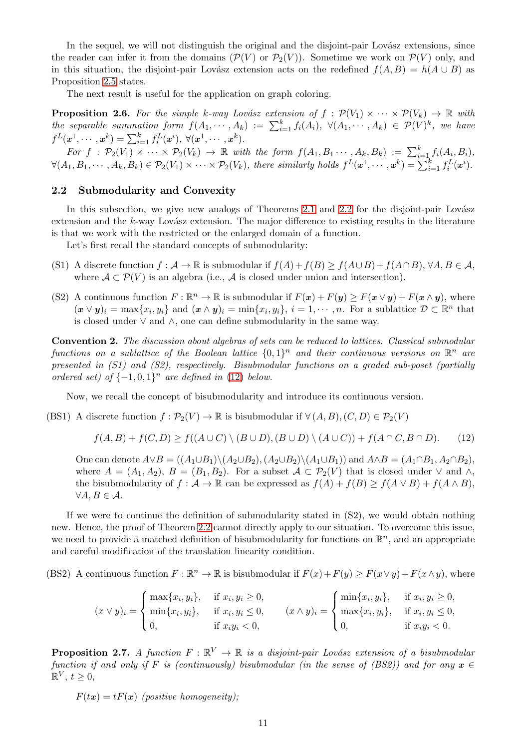In the sequel, we will not distinguish the original and the disjoint-pair Lovász extensions, since the reader can infer it from the domains ($\mathcal{P}(V)$ or $\mathcal{P}_2(V)$). Sometime we work on $\mathcal{P}(V)$ only, and in this situation, the disjoint-pair Lovász extension acts on the redefined $f(A,B) = h(A \cup B)$ as Proposition 2.5 states.

The next result is useful for the application on graph coloring.

**Proposition 2.6.** *For the simple $k$-way Lovász extension of $f : \mathcal{P}(V_1) \times \cdots \times \mathcal{P}(V_k) \to \mathbb{R}$ with the separable summation form $f(A_1, \cdots, A_k) := \sum_{i=1}^k f_i(A_i)$, $\forall (A_1, \cdots, A_k) \in \mathcal{P}(V)^k$, we have $f^L(\boldsymbol{x}^1, \cdots, \boldsymbol{x}^k) = \sum_{i=1}^k f_i^L(\boldsymbol{x}^i)$, $\forall (\boldsymbol{x}^1, \cdots, \boldsymbol{x}^k)$.*

*For $f : \mathcal{P}_2(V_1) \times \cdots \times \mathcal{P}_2(V_k) \to \mathbb{R}$ with the form $f(A_1, B_1 \cdots, A_k, B_k) := \sum_{i=1}^k f_i(A_i, B_i)$, $\forall (A_1, B_1, \cdots, A_k, B_k) \in \mathcal{P}_2(V_1) \times \cdots \times \mathcal{P}_2(V_k)$, there similarly holds $f^L(\boldsymbol{x}^1, \cdots, \boldsymbol{x}^k) = \sum_{i=1}^k f_i^L(\boldsymbol{x}^i)$.*

## 2.2 Submodularity and Convexity

In this subsection, we give new analogs of Theorems 2.1 and 2.2 for the disjoint-pair Lovász extension and the $k$-way Lovász extension. The major difference to existing results in the literature is that we work with the restricted or the enlarged domain of a function.

Let's first recall the standard concepts of submodularity:

(S1) A discrete function $f : \mathcal{A} \to \mathbb{R}$ is submodular if $f(A) + f(B) \geq f(A \cup B) + f(A \cap B)$, $\forall A, B \in \mathcal{A}$, where $\mathcal{A} \subset \mathcal{P}(V)$ is an algebra (i.e., $\mathcal{A}$ is closed under union and intersection).

(S2) A continuous function $F : \mathbb{R}^n \to \mathbb{R}$ is submodular if $F(\boldsymbol{x}) + F(\boldsymbol{y}) \geq F(\boldsymbol{x} \vee \boldsymbol{y}) + F(\boldsymbol{x} \wedge \boldsymbol{y})$, where $(\boldsymbol{x} \vee \boldsymbol{y})_i = \max\{x_i, y_i\}$ and $(\boldsymbol{x} \wedge \boldsymbol{y})_i = \min\{x_i, y_i\}$, $i = 1, \cdots, n$. For a sublattice $\mathcal{D} \subset \mathbb{R}^n$ that is closed under $\vee$ and $\wedge$, one can define submodularity in the same way.

**Convention 2.** *The discussion about algebras of sets can be reduced to lattices. Classical submodular functions on a sublattice of the Boolean lattice $\{0,1\}^n$ and their continuous versions on $\mathbb{R}^n$ are presented in (S1) and (S2), respectively. Bisubmodular functions on a graded sub-poset (partially ordered set) of $\{-1,0,1\}^n$ are defined in (12) below.*

Now, we recall the concept of bisubmodularity and introduce its continuous version.

(BS1) A discrete function $f : \mathcal{P}_2(V) \to \mathbb{R}$ is bisubmodular if $\forall\, (A,B), (C,D) \in \mathcal{P}_2(V)$

$$f(A,B) + f(C,D) \geq f((A \cup C) \setminus (B \cup D), (B \cup D) \setminus (A \cup C)) + f(A \cap C, B \cap D). \tag{12}$$

One can denote $A \vee B = ((A_1 \cup B_1) \setminus (A_2 \cup B_2), (A_2 \cup B_2) \setminus (A_1 \cup B_1))$ and $A \wedge B = (A_1 \cap B_1, A_2 \cap B_2)$, where $A = (A_1, A_2)$, $B = (B_1, B_2)$. For a subset $\mathcal{A} \subset \mathcal{P}_2(V)$ that is closed under $\vee$ and $\wedge$, the bisubmodularity of $f : \mathcal{A} \to \mathbb{R}$ can be expressed as $f(A) + f(B) \geq f(A \vee B) + f(A \wedge B)$, $\forall A, B \in \mathcal{A}$.

If we were to continue the definition of submodularity stated in (S2), we would obtain nothing new. Hence, the proof of Theorem 2.2 cannot directly apply to our situation. To overcome this issue, we need to provide a matched definition of bisubmodularity for functions on $\mathbb{R}^n$, and an appropriate and careful modification of the translation linearity condition.

(BS2) A continuous function $F : \mathbb{R}^n \to \mathbb{R}$ is bisubmodular if $F(x) + F(y) \geq F(x \vee y) + F(x \wedge y)$, where

$$(x \vee y)_i = \begin{cases} \max\{x_i, y_i\}, & \text{if } x_i, y_i \geq 0, \\ \min\{x_i, y_i\}, & \text{if } x_i, y_i \leq 0, \\ 0, & \text{if } x_i y_i < 0, \end{cases} \qquad (x \wedge y)_i = \begin{cases} \min\{x_i, y_i\}, & \text{if } x_i, y_i \geq 0, \\ \max\{x_i, y_i\}, & \text{if } x_i, y_i \leq 0, \\ 0, & \text{if } x_i y_i < 0. \end{cases}$$

**Proposition 2.7.** *A function $F : \mathbb{R}^V \to \mathbb{R}$ is a disjoint-pair Lovász extension of a bisubmodular function if and only if $F$ is (continuously) bisubmodular (in the sense of (BS2)) and for any $\boldsymbol{x} \in \mathbb{R}^V$, $t \geq 0$,*

*$F(t\boldsymbol{x}) = tF(\boldsymbol{x})$ (positive homogeneity);*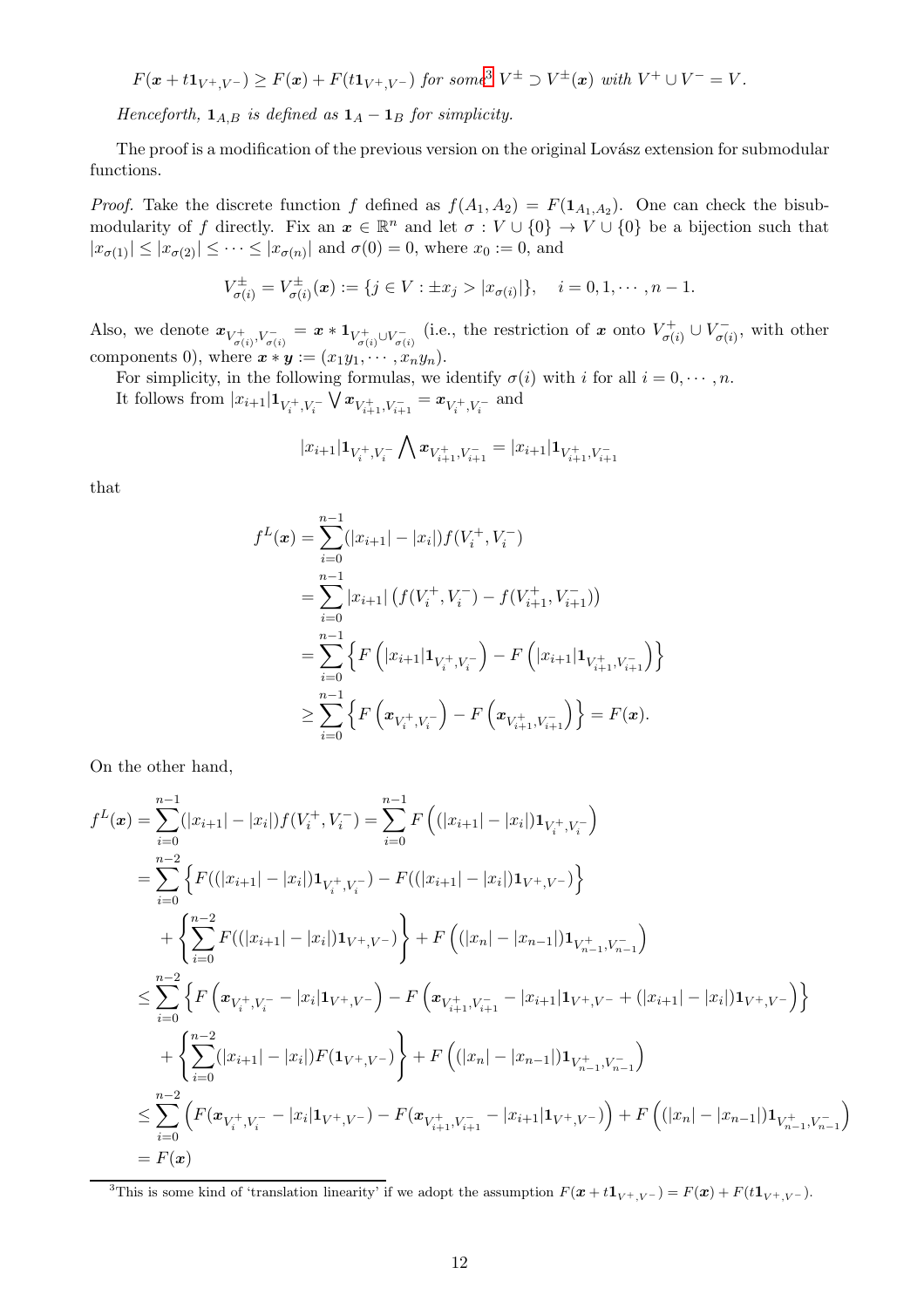$F(\boldsymbol{x}+t\mathbf{1}_{V^+,V^-}) \ge F(\boldsymbol{x}) + F(t\mathbf{1}_{V^+,V^-})$ *for some*[3] $V^\pm \supset V^\pm(\boldsymbol{x})$ *with* $V^+ \cup V^- = V$.

*Henceforth,* $\mathbf{1}_{A,B}$ *is defined as* $\mathbf{1}_A - \mathbf{1}_B$ *for simplicity.*

The proof is a modification of the previous version on the original Lovász extension for submodular functions.

*Proof.* Take the discrete function $f$ defined as $f(A_1, A_2) = F(\mathbf{1}_{A_1,A_2})$. One can check the bisubmodularity of $f$ directly. Fix an $\boldsymbol{x} \in \mathbb{R}^n$ and let $\sigma : V \cup \{0\} \to V \cup \{0\}$ be a bijection such that $|x_{\sigma(1)}| \le |x_{\sigma(2)}| \le \cdots \le |x_{\sigma(n)}|$ and $\sigma(0) = 0$, where $x_0 := 0$, and

$$V^\pm_{\sigma(i)} = V^\pm_{\sigma(i)}(\boldsymbol{x}) := \{j \in V : \pm x_j > |x_{\sigma(i)}|\}, \quad i = 0, 1, \cdots, n-1.$$

Also, we denote $\boldsymbol{x}_{V^+_{\sigma(i)},V^-_{\sigma(i)}} = \boldsymbol{x} * \mathbf{1}_{V^+_{\sigma(i)} \cup V^-_{\sigma(i)}}$ (i.e., the restriction of $\boldsymbol{x}$ onto $V^+_{\sigma(i)} \cup V^-_{\sigma(i)}$, with other components 0), where $\boldsymbol{x} * \boldsymbol{y} := (x_1 y_1, \cdots, x_n y_n)$.

For simplicity, in the following formulas, we identify $\sigma(i)$ with $i$ for all $i = 0, \cdots, n$.

It follows from $|x_{i+1}|\mathbf{1}_{V^+_i,V^-_i} \bigvee \boldsymbol{x}_{V^+_{i+1},V^-_{i+1}} = \boldsymbol{x}_{V^+_i,V^-_i}$ and

$$|x_{i+1}|\mathbf{1}_{V^+_i,V^-_i} \bigwedge \boldsymbol{x}_{V^+_{i+1},V^-_{i+1}} = |x_{i+1}|\mathbf{1}_{V^+_{i+1},V^-_{i+1}}$$

that

$$\begin{aligned}
f^L(\boldsymbol{x}) &= \sum_{i=0}^{n-1} (|x_{i+1}| - |x_i|) f(V^+_i, V^-_i) \\
&= \sum_{i=0}^{n-1} |x_{i+1}| \left( f(V^+_i, V^-_i) - f(V^+_{i+1}, V^-_{i+1}) \right) \\
&= \sum_{i=0}^{n-1} \left\{ F\left(|x_{i+1}|\mathbf{1}_{V^+_i,V^-_i}\right) - F\left(|x_{i+1}|\mathbf{1}_{V^+_{i+1},V^-_{i+1}}\right) \right\} \\
&\ge \sum_{i=0}^{n-1} \left\{ F\left(\boldsymbol{x}_{V^+_i,V^-_i}\right) - F\left(\boldsymbol{x}_{V^+_{i+1},V^-_{i+1}}\right) \right\} = F(\boldsymbol{x}).
\end{aligned}$$

On the other hand,

$$\begin{aligned}
f^L(\boldsymbol{x}) &= \sum_{i=0}^{n-1} (|x_{i+1}| - |x_i|) f(V^+_i, V^-_i) = \sum_{i=0}^{n-1} F\left((|x_{i+1}| - |x_i|)\mathbf{1}_{V^+_i,V^-_i}\right) \\
&= \sum_{i=0}^{n-2} \left\{ F((|x_{i+1}| - |x_i|)\mathbf{1}_{V^+_i,V^-_i}) - F((|x_{i+1}| - |x_i|)\mathbf{1}_{V^+,V^-}) \right\} \\
&\quad + \left\{ \sum_{i=0}^{n-2} F((|x_{i+1}| - |x_i|)\mathbf{1}_{V^+,V^-}) \right\} + F\left((|x_n| - |x_{n-1}|)\mathbf{1}_{V^+_{n-1},V^-_{n-1}}\right) \\
&\le \sum_{i=0}^{n-2} \left\{ F\left(\boldsymbol{x}_{V^+_i,V^-_i} - |x_i|\mathbf{1}_{V^+,V^-}\right) - F\left(\boldsymbol{x}_{V^+_{i+1},V^-_{i+1}} - |x_{i+1}|\mathbf{1}_{V^+,V^-} + (|x_{i+1}| - |x_i|)\mathbf{1}_{V^+,V^-}\right) \right\} \\
&\quad + \left\{ \sum_{i=0}^{n-2} (|x_{i+1}| - |x_i|) F(\mathbf{1}_{V^+,V^-}) \right\} + F\left((|x_n| - |x_{n-1}|)\mathbf{1}_{V^+_{n-1},V^-_{n-1}}\right) \\
&\le \sum_{i=0}^{n-2} \left( F(\boldsymbol{x}_{V^+_i,V^-_i} - |x_i|\mathbf{1}_{V^+,V^-}) - F(\boldsymbol{x}_{V^+_{i+1},V^-_{i+1}} - |x_{i+1}|\mathbf{1}_{V^+,V^-}) \right) + F\left((|x_n| - |x_{n-1}|)\mathbf{1}_{V^+_{n-1},V^-_{n-1}}\right) \\
&= F(\boldsymbol{x})
\end{aligned}$$

[3] This is some kind of 'translation linearity' if we adopt the assumption $F(\boldsymbol{x} + t\mathbf{1}_{V^+,V^-}) = F(\boldsymbol{x}) + F(t\mathbf{1}_{V^+,V^-})$.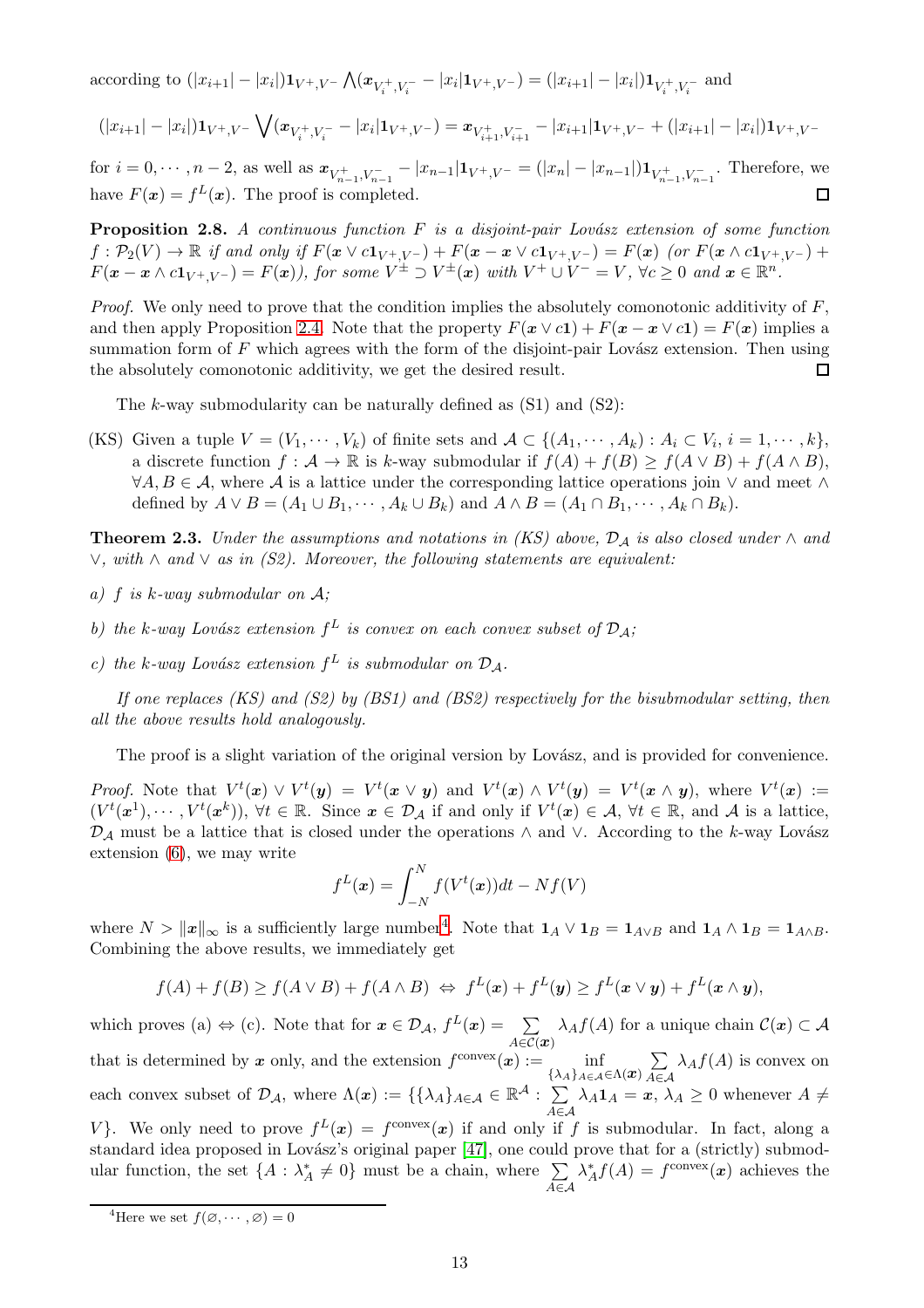according to $(|x_{i+1}|-|x_i|)\mathbf{1}_{V^+,V^-}\bigwedge(\boldsymbol{x}_{V_i^+,V_i^-}-|x_i|\mathbf{1}_{V^+,V^-})=(|x_{i+1}|-|x_i|)\mathbf{1}_{V_i^+,V_i^-}$ and

$$(|x_{i+1}|-|x_i|)\mathbf{1}_{V^+,V^-}\bigvee(\boldsymbol{x}_{V_i^+,V_i^-}-|x_i|\mathbf{1}_{V^+,V^-})=\boldsymbol{x}_{V_{i+1}^+,V_{i+1}^-}-|x_{i+1}|\mathbf{1}_{V^+,V^-}+(|x_{i+1}|-|x_i|)\mathbf{1}_{V^+,V^-}$$

for $i=0,\cdots,n-2$, as well as $\boldsymbol{x}_{V_{n-1}^+,V_{n-1}^-}-|x_{n-1}|\mathbf{1}_{V^+,V^-}=(|x_n|-|x_{n-1}|)\mathbf{1}_{V_{n-1}^+,V_{n-1}^-}$. Therefore, we have $F(\boldsymbol{x})=f^L(\boldsymbol{x})$. The proof is completed. ◻

**Proposition 2.8.** *A continuous function $F$ is a disjoint-pair Lovász extension of some function $f:\mathcal{P}_2(V)\to\mathbb{R}$ if and only if $F(\boldsymbol{x}\vee c\mathbf{1}_{V^+,V^-})+F(\boldsymbol{x}-\boldsymbol{x}\vee c\mathbf{1}_{V^+,V^-})=F(\boldsymbol{x})$ (or $F(\boldsymbol{x}\wedge c\mathbf{1}_{V^+,V^-})+F(\boldsymbol{x}-\boldsymbol{x}\wedge c\mathbf{1}_{V^+,V^-})=F(\boldsymbol{x})$), for some $V^\pm\supset V^\pm(\boldsymbol{x})$ with $V^+\cup V^-=V$, $\forall c\ge 0$ and $\boldsymbol{x}\in\mathbb{R}^n$.*

*Proof.* We only need to prove that the condition implies the absolutely comonotonic additivity of $F$, and then apply Proposition 2.4. Note that the property $F(\boldsymbol{x}\vee c\mathbf{1})+F(\boldsymbol{x}-\boldsymbol{x}\vee c\mathbf{1})=F(\boldsymbol{x})$ implies a summation form of $F$ which agrees with the form of the disjoint-pair Lovász extension. Then using the absolutely comonotonic additivity, we get the desired result. ◻

The $k$-way submodularity can be naturally defined as (S1) and (S2):

(KS) Given a tuple $V=(V_1,\cdots,V_k)$ of finite sets and $\mathcal{A}\subset\{(A_1,\cdots,A_k):A_i\subset V_i,\ i=1,\cdots,k\}$, a discrete function $f:\mathcal{A}\to\mathbb{R}$ is $k$-way submodular if $f(A)+f(B)\ge f(A\vee B)+f(A\wedge B)$, $\forall A,B\in\mathcal{A}$, where $\mathcal{A}$ is a lattice under the corresponding lattice operations join $\vee$ and meet $\wedge$ defined by $A\vee B=(A_1\cup B_1,\cdots,A_k\cup B_k)$ and $A\wedge B=(A_1\cap B_1,\cdots,A_k\cap B_k)$.

**Theorem 2.3.** *Under the assumptions and notations in (KS) above, $\mathcal{D}_{\mathcal{A}}$ is also closed under $\wedge$ and $\vee$, with $\wedge$ and $\vee$ as in (S2). Moreover, the following statements are equivalent:*

*a) $f$ is $k$-way submodular on $\mathcal{A}$;*

*b) the $k$-way Lovász extension $f^L$ is convex on each convex subset of $\mathcal{D}_{\mathcal{A}}$;*

*c) the $k$-way Lovász extension $f^L$ is submodular on $\mathcal{D}_{\mathcal{A}}$.*

*If one replaces (KS) and (S2) by (BS1) and (BS2) respectively for the bisubmodular setting, then all the above results hold analogously.*

The proof is a slight variation of the original version by Lovász, and is provided for convenience.

*Proof.* Note that $V^t(\boldsymbol{x})\vee V^t(\boldsymbol{y})=V^t(\boldsymbol{x}\vee\boldsymbol{y})$ and $V^t(\boldsymbol{x})\wedge V^t(\boldsymbol{y})=V^t(\boldsymbol{x}\wedge\boldsymbol{y})$, where $V^t(\boldsymbol{x}):=(V^t(\boldsymbol{x}^1),\cdots,V^t(\boldsymbol{x}^k))$, $\forall t\in\mathbb{R}$. Since $\boldsymbol{x}\in\mathcal{D}_{\mathcal{A}}$ if and only if $V^t(\boldsymbol{x})\in\mathcal{A}$, $\forall t\in\mathbb{R}$, and $\mathcal{A}$ is a lattice, $\mathcal{D}_{\mathcal{A}}$ must be a lattice that is closed under the operations $\wedge$ and $\vee$. According to the $k$-way Lovász extension (6), we may write

$$f^L(\boldsymbol{x})=\int_{-N}^{N}f(V^t(\boldsymbol{x}))dt-Nf(V)$$

where $N>\|\boldsymbol{x}\|_\infty$ is a sufficiently large number[4]. Note that $\mathbf{1}_A\vee\mathbf{1}_B=\mathbf{1}_{A\vee B}$ and $\mathbf{1}_A\wedge\mathbf{1}_B=\mathbf{1}_{A\wedge B}$. Combining the above results, we immediately get

$$f(A)+f(B)\ge f(A\vee B)+f(A\wedge B)\ \Leftrightarrow\ f^L(\boldsymbol{x})+f^L(\boldsymbol{y})\ge f^L(\boldsymbol{x}\vee\boldsymbol{y})+f^L(\boldsymbol{x}\wedge\boldsymbol{y}),$$

which proves (a) $\Leftrightarrow$ (c). Note that for $\boldsymbol{x}\in\mathcal{D}_{\mathcal{A}}$, $f^L(\boldsymbol{x})=\sum\limits_{A\in\mathcal{C}(\boldsymbol{x})}\lambda_Af(A)$ for a unique chain $\mathcal{C}(\boldsymbol{x})\subset\mathcal{A}$ that is determined by $\boldsymbol{x}$ only, and the extension $f^{\mathrm{convex}}(\boldsymbol{x}):=\inf\limits_{\{\lambda_A\}_{A\in\mathcal{A}}\in\Lambda(\boldsymbol{x})}\sum\limits_{A\in\mathcal{A}}\lambda_Af(A)$ is convex on each convex subset of $\mathcal{D}_{\mathcal{A}}$, where $\Lambda(\boldsymbol{x}):=\{\{\lambda_A\}_{A\in\mathcal{A}}\in\mathbb{R}^{\mathcal{A}}:\sum\limits_{A\in\mathcal{A}}\lambda_A\mathbf{1}_A=\boldsymbol{x},\ \lambda_A\ge 0$ whenever $A\ne V\}$. We only need to prove $f^L(\boldsymbol{x})=f^{\mathrm{convex}}(\boldsymbol{x})$ if and only if $f$ is submodular. In fact, along a standard idea proposed in Lovász's original paper [47], one could prove that for a (strictly) submodular function, the set $\{A:\lambda_A^*\ne 0\}$ must be a chain, where $\sum\limits_{A\in\mathcal{A}}\lambda_A^*f(A)=f^{\mathrm{convex}}(\boldsymbol{x})$ achieves the

[4] Here we set $f(\varnothing,\cdots,\varnothing)=0$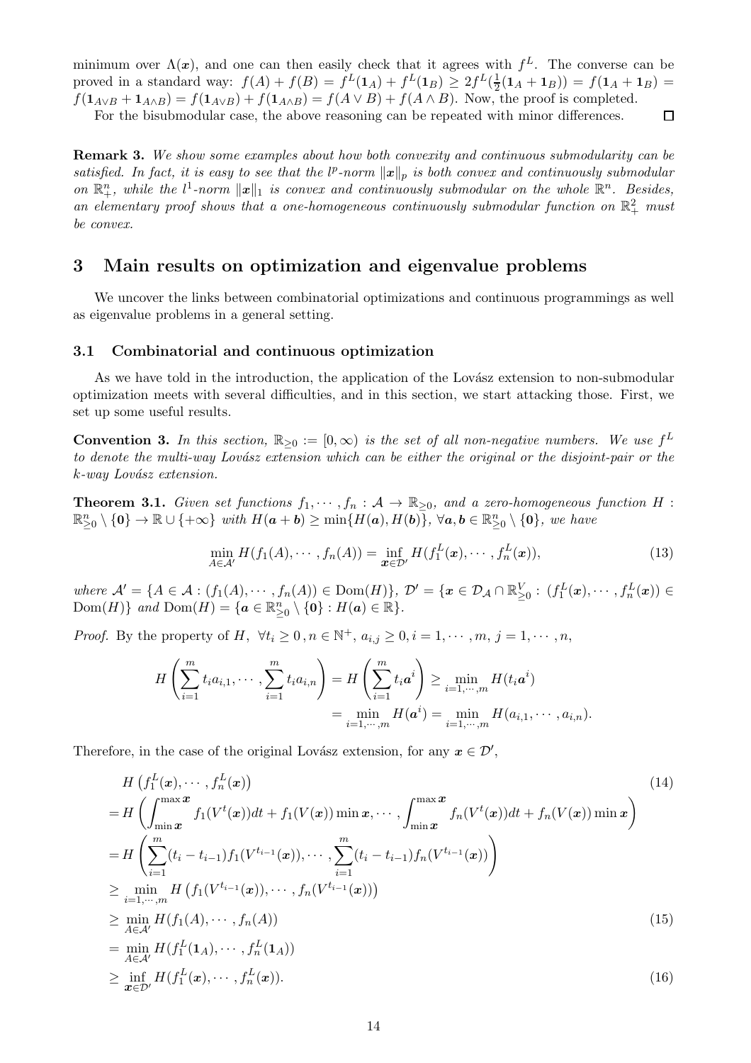minimum over $\Lambda(\boldsymbol{x})$, and one can then easily check that it agrees with $f^L$. The converse can be proved in a standard way: $f(A) + f(B) = f^L(\mathbf{1}_A) + f^L(\mathbf{1}_B) \geq 2f^L(\frac{1}{2}(\mathbf{1}_A + \mathbf{1}_B)) = f(\mathbf{1}_A + \mathbf{1}_B) = f(\mathbf{1}_{A\vee B} + \mathbf{1}_{A\wedge B}) = f(\mathbf{1}_{A\vee B}) + f(\mathbf{1}_{A\wedge B}) = f(A \vee B) + f(A \wedge B)$. Now, the proof is completed.

For the bisubmodular case, the above reasoning can be repeated with minor differences. $\square$

**Remark 3.** *We show some examples about how both convexity and continuous submodularity can be satisfied. In fact, it is easy to see that the $l^p$-norm $\|\boldsymbol{x}\|_p$ is both convex and continuously submodular on $\mathbb{R}^n_+$, while the $l^1$-norm $\|\boldsymbol{x}\|_1$ is convex and continuously submodular on the whole $\mathbb{R}^n$. Besides, an elementary proof shows that a one-homogeneous continuously submodular function on $\mathbb{R}^2_+$ must be convex.*

# 3 Main results on optimization and eigenvalue problems

We uncover the links between combinatorial optimizations and continuous programmings as well as eigenvalue problems in a general setting.

## 3.1 Combinatorial and continuous optimization

As we have told in the introduction, the application of the Lovász extension to non-submodular optimization meets with several difficulties, and in this section, we start attacking those. First, we set up some useful results.

**Convention 3.** *In this section, $\mathbb{R}_{\geq 0} := [0, \infty)$ is the set of all non-negative numbers. We use $f^L$ to denote the multi-way Lovász extension which can be either the original or the disjoint-pair or the $k$-way Lovász extension.*

**Theorem 3.1.** *Given set functions $f_1, \cdots, f_n : \mathcal{A} \to \mathbb{R}_{\geq 0}$, and a zero-homogeneous function $H : \mathbb{R}^n_{\geq 0} \setminus \{\mathbf{0}\} \to \mathbb{R} \cup \{+\infty\}$ with $H(\boldsymbol{a} + \boldsymbol{b}) \geq \min\{H(\boldsymbol{a}), H(\boldsymbol{b})\}$, $\forall \boldsymbol{a}, \boldsymbol{b} \in \mathbb{R}^n_{\geq 0} \setminus \{\mathbf{0}\}$, we have*

$$\min_{A \in \mathcal{A}'} H(f_1(A), \cdots, f_n(A)) = \inf_{\boldsymbol{x} \in \mathcal{D}'} H(f_1^L(\boldsymbol{x}), \cdots, f_n^L(\boldsymbol{x})), \tag{13}$$

*where $\mathcal{A}' = \{A \in \mathcal{A} : (f_1(A), \cdots, f_n(A)) \in \mathrm{Dom}(H)\}$, $\mathcal{D}' = \{\boldsymbol{x} \in \mathcal{D}_{\mathcal{A}} \cap \mathbb{R}^V_{\geq 0} : (f_1^L(\boldsymbol{x}), \cdots, f_n^L(\boldsymbol{x})) \in \mathrm{Dom}(H)\}$ and $\mathrm{Dom}(H) = \{\boldsymbol{a} \in \mathbb{R}^n_{\geq 0} \setminus \{\mathbf{0}\} : H(\boldsymbol{a}) \in \mathbb{R}\}$.*

*Proof.* By the property of $H$, $\forall t_i \geq 0, n \in \mathbb{N}^+, a_{i,j} \geq 0, i = 1, \cdots, m, j = 1, \cdots, n$,

$$\begin{aligned} H\left(\sum_{i=1}^m t_i a_{i,1}, \cdots, \sum_{i=1}^m t_i a_{i,n}\right) &= H\left(\sum_{i=1}^m t_i \boldsymbol{a}^i\right) \geq \min_{i=1,\cdots,m} H(t_i \boldsymbol{a}^i) \\ &= \min_{i=1,\cdots,m} H(\boldsymbol{a}^i) = \min_{i=1,\cdots,m} H(a_{i,1}, \cdots, a_{i,n}). \end{aligned}$$

Therefore, in the case of the original Lovász extension, for any $\boldsymbol{x} \in \mathcal{D}'$,

$$\begin{aligned} & H\left(f_1^L(\boldsymbol{x}), \cdots, f_n^L(\boldsymbol{x})\right) \qquad (14) \\ =& H\left(\int_{\min \boldsymbol{x}}^{\max \boldsymbol{x}} f_1(V^t(\boldsymbol{x}))dt + f_1(V(\boldsymbol{x})) \min \boldsymbol{x}, \cdots, \int_{\min \boldsymbol{x}}^{\max \boldsymbol{x}} f_n(V^t(\boldsymbol{x}))dt + f_n(V(\boldsymbol{x})) \min \boldsymbol{x}\right) \\ =& H\left(\sum_{i=1}^m (t_i - t_{i-1}) f_1(V^{t_{i-1}}(\boldsymbol{x})), \cdots, \sum_{i=1}^m (t_i - t_{i-1}) f_n(V^{t_{i-1}}(\boldsymbol{x}))\right) \\ \geq& \min_{i=1,\cdots,m} H\left(f_1(V^{t_{i-1}}(\boldsymbol{x})), \cdots, f_n(V^{t_{i-1}}(\boldsymbol{x}))\right) \\ \geq& \min_{A \in \mathcal{A}'} H(f_1(A), \cdots, f_n(A)) \qquad (15) \\ =& \min_{A \in \mathcal{A}'} H(f_1^L(\mathbf{1}_A), \cdots, f_n^L(\mathbf{1}_A)) \\ \geq& \inf_{\boldsymbol{x} \in \mathcal{D}'} H(f_1^L(\boldsymbol{x}), \cdots, f_n^L(\boldsymbol{x})). \qquad (16) \end{aligned}$$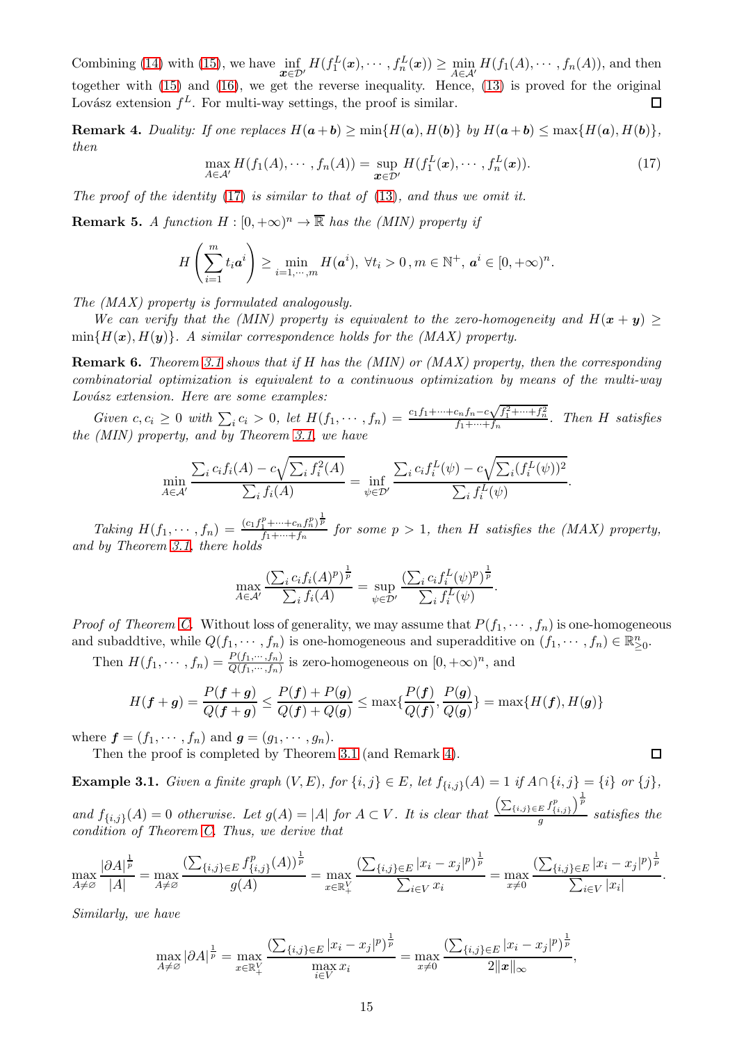Combining (14) with (15), we have $\inf\limits_{\boldsymbol{x}\in\mathcal{D}'} H(f_1^L(\boldsymbol{x}),\cdots,f_n^L(\boldsymbol{x})) \ge \min\limits_{A\in\mathcal{A}'} H(f_1(A),\cdots,f_n(A))$, and then together with (15) and (16), we get the reverse inequality. Hence, (13) is proved for the original Lovász extension $f^L$. For multi-way settings, the proof is similar. □

**Remark 4.** *Duality: If one replaces $H(\boldsymbol{a}+\boldsymbol{b}) \ge \min\{H(\boldsymbol{a}), H(\boldsymbol{b})\}$ by $H(\boldsymbol{a}+\boldsymbol{b}) \le \max\{H(\boldsymbol{a}), H(\boldsymbol{b})\}$, then*

$$\max_{A\in\mathcal{A}'} H(f_1(A),\cdots,f_n(A)) = \sup_{\boldsymbol{x}\in\mathcal{D}'} H(f_1^L(\boldsymbol{x}),\cdots,f_n^L(\boldsymbol{x})). \tag{17}$$

*The proof of the identity (17) is similar to that of (13), and thus we omit it.*

**Remark 5.** *A function $H : [0,+\infty)^n \to \overline{\mathbb{R}}$ has the (MIN) property if*

$$H\left(\sum_{i=1}^m t_i \boldsymbol{a}^i\right) \ge \min_{i=1,\cdots,m} H(\boldsymbol{a}^i),\ \forall t_i > 0\,, m\in\mathbb{N}^+,\ \boldsymbol{a}^i \in [0,+\infty)^n.$$

*The (MAX) property is formulated analogously.*

*We can verify that the (MIN) property is equivalent to the zero-homogeneity and $H(\boldsymbol{x}+\boldsymbol{y}) \ge \min\{H(\boldsymbol{x}), H(\boldsymbol{y})\}$. A similar correspondence holds for the (MAX) property.*

**Remark 6.** *Theorem 3.1 shows that if $H$ has the (MIN) or (MAX) property, then the corresponding combinatorial optimization is equivalent to a continuous optimization by means of the multi-way Lovász extension. Here are some examples:*

*Given $c, c_i \ge 0$ with $\sum_i c_i > 0$, let $H(f_1,\cdots,f_n) = \frac{c_1f_1+\cdots+c_nf_n - c\sqrt{f_1^2+\cdots+f_n^2}}{f_1+\cdots+f_n}$. Then $H$ satisfies the (MIN) property, and by Theorem 3.1, we have*

$$\min_{A\in\mathcal{A}'} \frac{\sum_i c_i f_i(A) - c\sqrt{\sum_i f_i^2(A)}}{\sum_i f_i(A)} = \inf_{\psi\in\mathcal{D}'} \frac{\sum_i c_i f_i^L(\psi) - c\sqrt{\sum_i (f_i^L(\psi))^2}}{\sum_i f_i^L(\psi)}.$$

*Taking $H(f_1,\cdots,f_n) = \frac{(c_1f_1^p+\cdots+c_nf_n^p)^{\frac1p}}{f_1+\cdots+f_n}$ for some $p>1$, then $H$ satisfies the (MAX) property, and by Theorem 3.1, there holds*

$$\max_{A\in\mathcal{A}'} \frac{(\sum_i c_i f_i(A)^p)^{\frac1p}}{\sum_i f_i(A)} = \sup_{\psi\in\mathcal{D}'} \frac{(\sum_i c_i f_i^L(\psi)^p)^{\frac1p}}{\sum_i f_i^L(\psi)}.$$

*Proof of Theorem C.* Without loss of generality, we may assume that $P(f_1,\cdots,f_n)$ is one-homogeneous and subaddtive, while $Q(f_1,\cdots,f_n)$ is one-homogeneous and superadditive on $(f_1,\cdots,f_n)\in\mathbb{R}^n_{\ge0}$.

Then $H(f_1,\cdots,f_n) = \frac{P(f_1,\cdots,f_n)}{Q(f_1,\cdots,f_n)}$ is zero-homogeneous on $[0,+\infty)^n$, and

$$H(\boldsymbol{f}+\boldsymbol{g}) = \frac{P(\boldsymbol{f}+\boldsymbol{g})}{Q(\boldsymbol{f}+\boldsymbol{g})} \le \frac{P(\boldsymbol{f})+P(\boldsymbol{g})}{Q(\boldsymbol{f})+Q(\boldsymbol{g})} \le \max\{\frac{P(\boldsymbol{f})}{Q(\boldsymbol{f})}, \frac{P(\boldsymbol{g})}{Q(\boldsymbol{g})}\} = \max\{H(\boldsymbol{f}), H(\boldsymbol{g})\}$$

where $\boldsymbol{f} = (f_1,\cdots,f_n)$ and $\boldsymbol{g} = (g_1,\cdots,g_n)$.

Then the proof is completed by Theorem 3.1 (and Remark 4). □

**Example 3.1.** *Given a finite graph $(V,E)$, for $\{i,j\}\in E$, let $f_{\{i,j\}}(A) = 1$ if $A\cap\{i,j\} = \{i\}$ or $\{j\}$, and $f_{\{i,j\}}(A) = 0$ otherwise. Let $g(A) = |A|$ for $A\subset V$. It is clear that $\frac{\left(\sum_{\{i,j\}\in E} f^p_{\{i,j\}}\right)^{\frac1p}}{g}$ satisfies the condition of Theorem C. Thus, we derive that*

$$\max_{A\ne\varnothing} \frac{|\partial A|^{\frac1p}}{|A|} = \max_{A\ne\varnothing} \frac{(\sum_{\{i,j\}\in E} f^p_{\{i,j\}}(A))^{\frac1p}}{g(A)} = \max_{x\in\mathbb{R}^V_+} \frac{(\sum_{\{i,j\}\in E} |x_i-x_j|^p)^{\frac1p}}{\sum_{i\in V} x_i} = \max_{x\ne0} \frac{(\sum_{\{i,j\}\in E} |x_i-x_j|^p)^{\frac1p}}{\sum_{i\in V} |x_i|}.$$

*Similarly, we have*

$$\max_{A\ne\varnothing} |\partial A|^{\frac1p} = \max_{x\in\mathbb{R}^V_+} \frac{(\sum_{\{i,j\}\in E} |x_i-x_j|^p)^{\frac1p}}{\max\limits_{i\in V} x_i} = \max_{x\ne0} \frac{(\sum_{\{i,j\}\in E} |x_i-x_j|^p)^{\frac1p}}{2\|\boldsymbol{x}\|_\infty},$$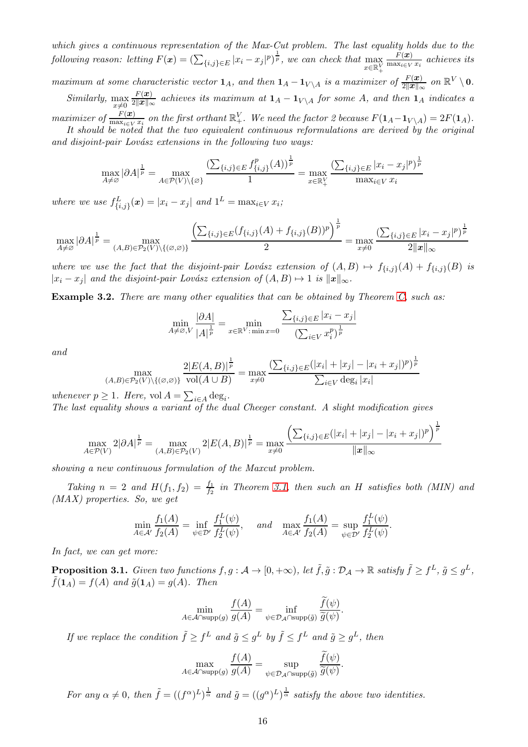*which gives a continuous representation of the Max-Cut problem. The last equality holds due to the following reason: letting $F(\boldsymbol{x}) = (\sum_{\{i,j\}\in E} |x_i - x_j|^p)^{\frac{1}{p}}$, we can check that $\max\limits_{x\in\mathbb{R}_+^V} \frac{F(\boldsymbol{x})}{\max_{i\in V} x_i}$ achieves its maximum at some characteristic vector $\mathbf{1}_A$, and then $\mathbf{1}_A - \mathbf{1}_{V\setminus A}$ is a maximizer of $\frac{F(\boldsymbol{x})}{2\|\boldsymbol{x}\|_\infty}$ on $\mathbb{R}^V\setminus\mathbf{0}$.*

*Similarly, $\max\limits_{x\neq 0} \frac{F(\boldsymbol{x})}{2\|\boldsymbol{x}\|_\infty}$ achieves its maximum at $\mathbf{1}_A - \mathbf{1}_{V\setminus A}$ for some $A$, and then $\mathbf{1}_A$ indicates a maximizer of $\frac{F(\boldsymbol{x})}{\max_{i\in V} x_i}$ on the first orthant $\mathbb{R}_+^V$. We need the factor 2 because $F(\mathbf{1}_A - \mathbf{1}_{V\setminus A}) = 2F(\mathbf{1}_A)$.*

*It should be noted that the two equivalent continuous reformulations are derived by the original and disjoint-pair Lovász extensions in the following two ways:*

$$\max_{A\neq\varnothing} |\partial A|^{\frac{1}{p}} = \max_{A\in\mathcal{P}(V)\setminus\{\varnothing\}} \frac{(\sum_{\{i,j\}\in E} f_{\{i,j\}}^p(A))^{\frac{1}{p}}}{1} = \max_{x\in\mathbb{R}_+^V} \frac{(\sum_{\{i,j\}\in E} |x_i - x_j|^p)^{\frac{1}{p}}}{\max_{i\in V} x_i}$$

*where we use $f_{\{i,j\}}^L(\boldsymbol{x}) = |x_i - x_j|$ and $1^L = \max_{i\in V} x_i$;*

$$\max_{A\neq\varnothing} |\partial A|^{\frac{1}{p}} = \max_{(A,B)\in\mathcal{P}_2(V)\setminus\{(\varnothing,\varnothing)\}} \frac{\left(\sum_{\{i,j\}\in E} (f_{\{i,j\}}(A) + f_{\{i,j\}}(B))^p\right)^{\frac{1}{p}}}{2} = \max_{x\neq 0} \frac{(\sum_{\{i,j\}\in E} |x_i - x_j|^p)^{\frac{1}{p}}}{2\|\boldsymbol{x}\|_\infty}$$

*where we use the fact that the disjoint-pair Lovász extension of $(A,B) \mapsto f_{\{i,j\}}(A) + f_{\{i,j\}}(B)$ is $|x_i - x_j|$ and the disjoint-pair Lovász extension of $(A,B)\mapsto 1$ is $\|\boldsymbol{x}\|_\infty$.*

**Example 3.2.** *There are many other equalities that can be obtained by Theorem C, such as:*

$$\min_{A\neq\varnothing,V} \frac{|\partial A|}{|A|^{\frac{1}{p}}} = \min_{x\in\mathbb{R}^V:\min x = 0} \frac{\sum_{\{i,j\}\in E} |x_i - x_j|}{(\sum_{i\in V} x_i^p)^{\frac{1}{p}}}$$

*and*

$$\max_{(A,B)\in\mathcal{P}_2(V)\setminus\{(\varnothing,\varnothing)\}} \frac{2|E(A,B)|^{\frac{1}{p}}}{\mathrm{vol}(A\cup B)} = \max_{x\neq 0} \frac{(\sum_{\{i,j\}\in E} (|x_i| + |x_j| - |x_i + x_j|)^p)^{\frac{1}{p}}}{\sum_{i\in V} \deg_i |x_i|}$$

*whenever $p \geq 1$. Here, $\mathrm{vol}\, A = \sum_{i\in A} \deg_i$.*

*The last equality shows a variant of the dual Cheeger constant. A slight modification gives*

$$\max_{A\in\mathcal{P}(V)} 2|\partial A|^{\frac{1}{p}} = \max_{(A,B)\in\mathcal{P}_2(V)} 2|E(A,B)|^{\frac{1}{p}} = \max_{x\neq 0} \frac{\left(\sum_{\{i,j\}\in E} (|x_i| + |x_j| - |x_i + x_j|)^p\right)^{\frac{1}{p}}}{\|\boldsymbol{x}\|_\infty}$$

*showing a new continuous formulation of the Maxcut problem.*

*Taking $n = 2$ and $H(f_1, f_2) = \frac{f_1}{f_2}$ in Theorem 3.1, then such an $H$ satisfies both (MIN) and (MAX) properties. So, we get*

$$\min_{A\in\mathcal{A}'} \frac{f_1(A)}{f_2(A)} = \inf_{\psi\in\mathcal{D}'} \frac{f_1^L(\psi)}{f_2^L(\psi)}, \quad \text{and} \quad \max_{A\in\mathcal{A}'} \frac{f_1(A)}{f_2(A)} = \sup_{\psi\in\mathcal{D}'} \frac{f_1^L(\psi)}{f_2^L(\psi)}.$$

*In fact, we can get more:*

**Proposition 3.1.** *Given two functions $f, g : \mathcal{A} \to [0, +\infty)$, let $\tilde{f}, \tilde{g} : \mathcal{D}_\mathcal{A} \to \mathbb{R}$ satisfy $\tilde{f} \geq f^L$, $\tilde{g} \leq g^L$, $\tilde{f}(\mathbf{1}_A) = f(A)$ and $\tilde{g}(\mathbf{1}_A) = g(A)$. Then*

$$\min_{A\in\mathcal{A}\cap\mathrm{supp}(g)} \frac{f(A)}{g(A)} = \inf_{\psi\in\mathcal{D}_\mathcal{A}\cap\mathrm{supp}(\tilde{g})} \frac{\widetilde{f}(\psi)}{\widetilde{g}(\psi)}.$$

*If we replace the condition $\tilde{f} \geq f^L$ and $\tilde{g} \leq g^L$ by $\tilde{f} \leq f^L$ and $\tilde{g} \geq g^L$, then*

$$\max_{A\in\mathcal{A}\cap\mathrm{supp}(g)} \frac{f(A)}{g(A)} = \sup_{\psi\in\mathcal{D}_\mathcal{A}\cap\mathrm{supp}(\tilde{g})} \frac{\widetilde{f}(\psi)}{\widetilde{g}(\psi)}.$$

*For any $\alpha \neq 0$, then $\tilde{f} = ((f^\alpha)^L)^{\frac{1}{\alpha}}$ and $\tilde{g} = ((g^\alpha)^L)^{\frac{1}{\alpha}}$ satisfy the above two identities.*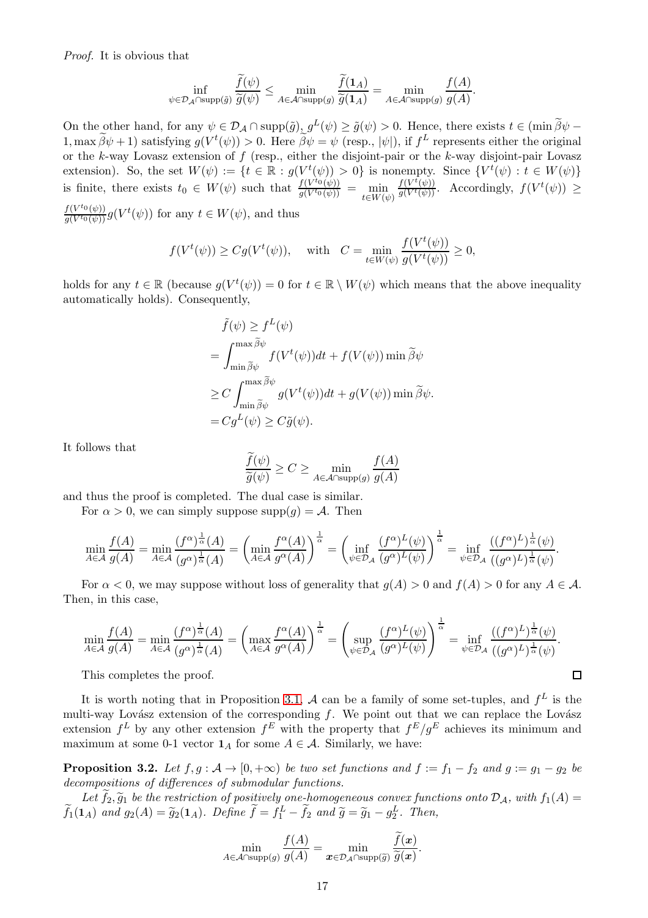*Proof.* It is obvious that

$$\inf_{\psi\in\mathcal{D}_\mathcal{A}\cap\mathrm{supp}(\tilde{g})}\frac{\widetilde{f}(\psi)}{\widetilde{g}(\psi)}\le\min_{A\in\mathcal{A}\cap\mathrm{supp}(g)}\frac{\widetilde{f}(\mathbf{1}_A)}{\widetilde{g}(\mathbf{1}_A)}=\min_{A\in\mathcal{A}\cap\mathrm{supp}(g)}\frac{f(A)}{g(A)}.$$

On the other hand, for any $\psi\in\mathcal{D}_\mathcal{A}\cap\mathrm{supp}(\tilde{g})$, $g^L(\psi)\ge\tilde{g}(\psi)>0$. Hence, there exists $t\in(\min\widetilde{\beta}\psi-1,\max\widetilde{\beta}\psi+1)$ satisfying $g(V^t(\psi))>0$. Here $\widetilde{\beta}\psi=\psi$ (resp., $|\psi|$), if $f^L$ represents either the original or the $k$-way Lovasz extension of $f$ (resp., either the disjoint-pair or the $k$-way disjoint-pair Lovasz extension). So, the set $W(\psi):=\{t\in\mathbb{R}:g(V^t(\psi))>0\}$ is nonempty. Since $\{V^t(\psi):t\in W(\psi)\}$ is finite, there exists $t_0\in W(\psi)$ such that $\frac{f(V^{t_0}(\psi))}{g(V^{t_0}(\psi))}=\min\limits_{t\in W(\psi)}\frac{f(V^t(\psi))}{g(V^t(\psi))}$. Accordingly, $f(V^t(\psi))\ge\frac{f(V^{t_0}(\psi))}{g(V^{t_0}(\psi))}g(V^t(\psi))$ for any $t\in W(\psi)$, and thus

$$f(V^t(\psi))\ge Cg(V^t(\psi)),\quad\text{ with }\quad C=\min_{t\in W(\psi)}\frac{f(V^t(\psi))}{g(V^t(\psi))}\ge0,$$

holds for any $t\in\mathbb{R}$ (because $g(V^t(\psi))=0$ for $t\in\mathbb{R}\setminus W(\psi)$ which means that the above inequality automatically holds). Consequently,

$$\begin{aligned}&\tilde{f}(\psi)\ge f^L(\psi)\\&=\int_{\min\widetilde{\beta}\psi}^{\max\widetilde{\beta}\psi}f(V^t(\psi))dt+f(V(\psi))\min\widetilde{\beta}\psi\\&\ge C\int_{\min\widetilde{\beta}\psi}^{\max\widetilde{\beta}\psi}g(V^t(\psi))dt+g(V(\psi))\min\widetilde{\beta}\psi.\\&=Cg^L(\psi)\ge C\tilde{g}(\psi).\end{aligned}$$

It follows that

$$\frac{\widetilde{f}(\psi)}{\widetilde{g}(\psi)}\ge C\ge\min_{A\in\mathcal{A}\cap\mathrm{supp}(g)}\frac{f(A)}{g(A)}$$

and thus the proof is completed. The dual case is similar.

For $\alpha>0$, we can simply suppose $\mathrm{supp}(g)=\mathcal{A}$. Then

$$\min_{A\in\mathcal{A}}\frac{f(A)}{g(A)}=\min_{A\in\mathcal{A}}\frac{(f^\alpha)^{\frac{1}{\alpha}}(A)}{(g^\alpha)^{\frac{1}{\alpha}}(A)}=\left(\min_{A\in\mathcal{A}}\frac{f^\alpha(A)}{g^\alpha(A)}\right)^{\frac{1}{\alpha}}=\left(\inf_{\psi\in\mathcal{D}_\mathcal{A}}\frac{(f^\alpha)^L(\psi)}{(g^\alpha)^L(\psi)}\right)^{\frac{1}{\alpha}}=\inf_{\psi\in\mathcal{D}_\mathcal{A}}\frac{((f^\alpha)^L)^{\frac{1}{\alpha}}(\psi)}{((g^\alpha)^L)^{\frac{1}{\alpha}}(\psi)}.$$

For $\alpha<0$, we may suppose without loss of generality that $g(A)>0$ and $f(A)>0$ for any $A\in\mathcal{A}$. Then, in this case,

$$\min_{A\in\mathcal{A}}\frac{f(A)}{g(A)}=\min_{A\in\mathcal{A}}\frac{(f^\alpha)^{\frac{1}{\alpha}}(A)}{(g^\alpha)^{\frac{1}{\alpha}}(A)}=\left(\max_{A\in\mathcal{A}}\frac{f^\alpha(A)}{g^\alpha(A)}\right)^{\frac{1}{\alpha}}=\left(\sup_{\psi\in\mathcal{D}_\mathcal{A}}\frac{(f^\alpha)^L(\psi)}{(g^\alpha)^L(\psi)}\right)^{\frac{1}{\alpha}}=\inf_{\psi\in\mathcal{D}_\mathcal{A}}\frac{((f^\alpha)^L)^{\frac{1}{\alpha}}(\psi)}{((g^\alpha)^L)^{\frac{1}{\alpha}}(\psi)}.$$

This completes the proof. ∎

It is worth noting that in Proposition 3.1, $\mathcal{A}$ can be a family of some set-tuples, and $f^L$ is the multi-way Lovász extension of the corresponding $f$. We point out that we can replace the Lovász extension $f^L$ by any other extension $f^E$ with the property that $f^E/g^E$ achieves its minimum and maximum at some 0-1 vector $\mathbf{1}_A$ for some $A\in\mathcal{A}$. Similarly, we have:

**Proposition 3.2.** *Let $f,g:\mathcal{A}\to[0,+\infty)$ be two set functions and $f:=f_1-f_2$ and $g:=g_1-g_2$ be decompositions of differences of submodular functions.*

*Let $\widetilde{f}_2,\widetilde{g}_1$ be the restriction of positively one-homogeneous convex functions onto $\mathcal{D}_\mathcal{A}$, with $f_1(A)=\widetilde{f}_1(\mathbf{1}_A)$ and $g_2(A)=\widetilde{g}_2(\mathbf{1}_A)$. Define $\widetilde{f}=f_1^L-\widetilde{f}_2$ and $\widetilde{g}=\widetilde{g}_1-g_2^L$. Then,*

$$\min_{A\in\mathcal{A}\cap\mathrm{supp}(g)}\frac{f(A)}{g(A)}=\min_{\boldsymbol{x}\in\mathcal{D}_\mathcal{A}\cap\mathrm{supp}(\widetilde{g})}\frac{\widetilde{f}(\boldsymbol{x})}{\widetilde{g}(\boldsymbol{x})}.$$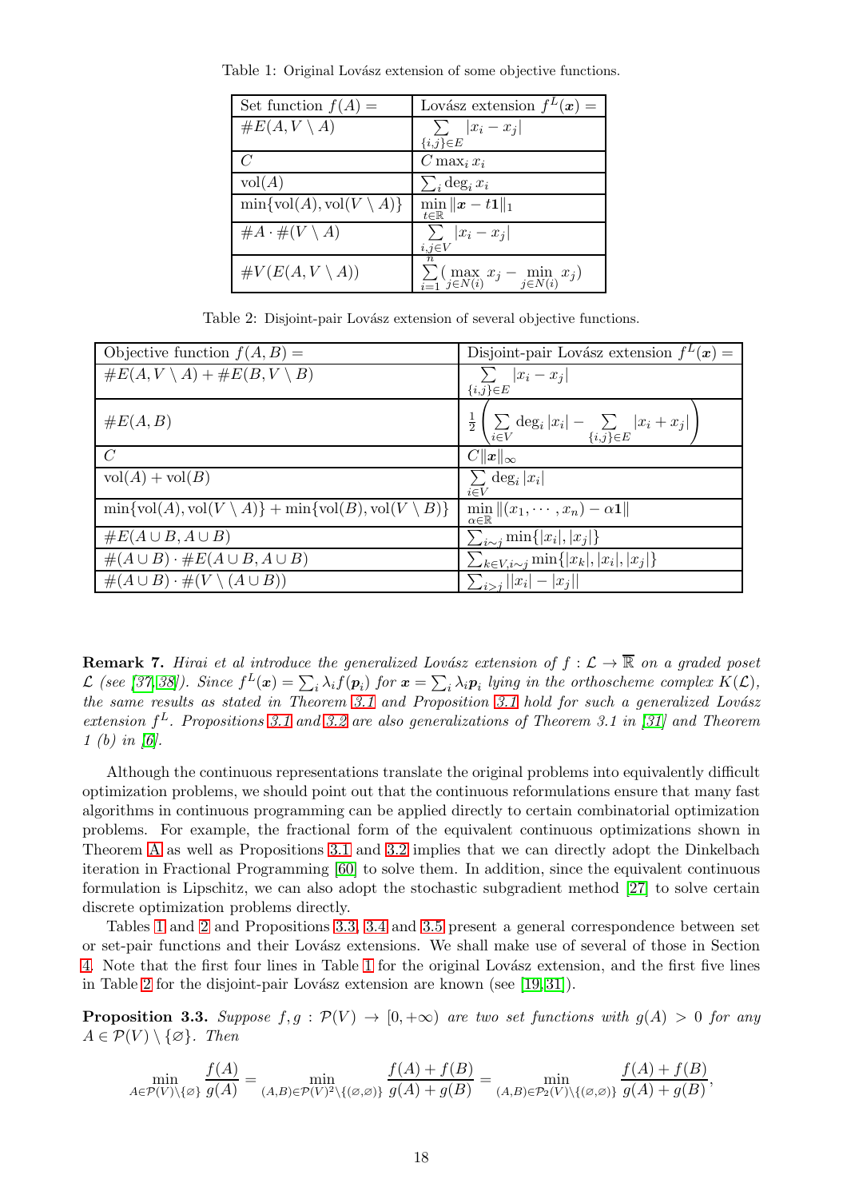Table 1: Original Lovász extension of some objective functions.

| Set function $f(A) =$ | Lovász extension $f^L(\boldsymbol{x}) =$ |
|---|---|
| $\#E(A, V \setminus A)$ | $\sum\limits_{\{i,j\}\in E} \lvert x_i - x_j\rvert$ |
| $C$ | $C \max_i x_i$ |
| $\mathrm{vol}(A)$ | $\sum_i \deg_i x_i$ |
| $\min\{\mathrm{vol}(A), \mathrm{vol}(V \setminus A)\}$ | $\min\limits_{t\in\mathbb{R}} \lVert \boldsymbol{x} - t\mathbf{1}\rVert_1$ |
| $\#A \cdot \#(V \setminus A)$ | $\sum\limits_{i,j\in V} \lvert x_i - x_j\rvert$ |
| $\#V(E(A, V \setminus A))$ | $\sum\limits_{i=1}^{n} (\max\limits_{j\in N(i)} x_j - \min\limits_{j\in N(i)} x_j)$ |

Table 2: Disjoint-pair Lovász extension of several objective functions.

| Objective function $f(A, B) =$ | Disjoint-pair Lovász extension $f^L(\boldsymbol{x}) =$ |
|---|---|
| $\#E(A, V \setminus A) + \#E(B, V \setminus B)$ | $\sum\limits_{\{i,j\}\in E} \lvert x_i - x_j\rvert$ |
| $\#E(A, B)$ | $\frac{1}{2}\left( \sum\limits_{i\in V} \deg_i \lvert x_i\rvert - \sum\limits_{\{i,j\}\in E} \lvert x_i + x_j\rvert \right)$ |
| $C$ | $C\lVert \boldsymbol{x}\rVert_\infty$ |
| $\mathrm{vol}(A) + \mathrm{vol}(B)$ | $\sum\limits_{i\in V} \deg_i \lvert x_i\rvert$ |
| $\min\{\mathrm{vol}(A), \mathrm{vol}(V \setminus A)\} + \min\{\mathrm{vol}(B), \mathrm{vol}(V \setminus B)\}$ | $\min\limits_{\alpha\in\mathbb{R}} \lVert (x_1, \cdots, x_n) - \alpha\mathbf{1}\rVert$ |
| $\#E(A \cup B, A \cup B)$ | $\sum_{i\sim j} \min\{\lvert x_i\rvert, \lvert x_j\rvert\}$ |
| $\#(A \cup B) \cdot \#E(A \cup B, A \cup B)$ | $\sum_{k\in V, i\sim j} \min\{\lvert x_k\rvert, \lvert x_i\rvert, \lvert x_j\rvert\}$ |
| $\#(A \cup B) \cdot \#(V \setminus (A \cup B))$ | $\sum_{i>j} \lvert \lvert x_i\rvert - \lvert x_j\rvert \rvert$ |

**Remark 7.** *Hirai et al introduce the generalized Lovász extension of $f : \mathcal{L} \to \overline{\mathbb{R}}$ on a graded poset $\mathcal{L}$ (see [37, 38]). Since $f^L(\boldsymbol{x}) = \sum_i \lambda_i f(\boldsymbol{p}_i)$ for $\boldsymbol{x} = \sum_i \lambda_i \boldsymbol{p}_i$ lying in the orthoscheme complex $K(\mathcal{L})$, the same results as stated in Theorem 3.1 and Proposition 3.1 hold for such a generalized Lovász extension $f^L$. Propositions 3.1 and 3.2 are also generalizations of Theorem 3.1 in [31] and Theorem 1 (b) in [6].*

Although the continuous representations translate the original problems into equivalently difficult optimization problems, we should point out that the continuous reformulations ensure that many fast algorithms in continuous programming can be applied directly to certain combinatorial optimization problems. For example, the fractional form of the equivalent continuous optimizations shown in Theorem A as well as Propositions 3.1 and 3.2 implies that we can directly adopt the Dinkelbach iteration in Fractional Programming [60] to solve them. In addition, since the equivalent continuous formulation is Lipschitz, we can also adopt the stochastic subgradient method [27] to solve certain discrete optimization problems directly.

Tables 1 and 2 and Propositions 3.3, 3.4 and 3.5 present a general correspondence between set or set-pair functions and their Lovász extensions. We shall make use of several of those in Section 4. Note that the first four lines in Table 1 for the original Lovász extension, and the first five lines in Table 2 for the disjoint-pair Lovász extension are known (see [19, 31]).

**Proposition 3.3.** *Suppose $f, g : \mathcal{P}(V) \to [0, +\infty)$ are two set functions with $g(A) > 0$ for any $A \in \mathcal{P}(V) \setminus \{\varnothing\}$. Then*

$$\min_{A\in\mathcal{P}(V)\setminus\{\varnothing\}} \frac{f(A)}{g(A)} = \min_{(A,B)\in\mathcal{P}(V)^2\setminus\{(\varnothing,\varnothing)\}} \frac{f(A) + f(B)}{g(A) + g(B)} = \min_{(A,B)\in\mathcal{P}_2(V)\setminus\{(\varnothing,\varnothing)\}} \frac{f(A) + f(B)}{g(A) + g(B)},$$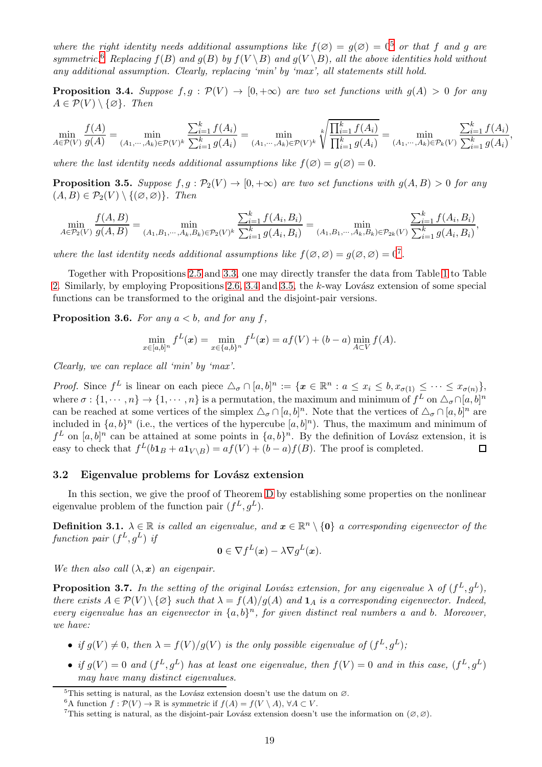*where the right identity needs additional assumptions like $f(\varnothing) = g(\varnothing) = 0$*[5] *or that $f$ and $g$ are symmetric.*[6] *Replacing $f(B)$ and $g(B)$ by $f(V \setminus B)$ and $g(V \setminus B)$, all the above identities hold without any additional assumption. Clearly, replacing 'min' by 'max', all statements still hold.*

**Proposition 3.4.** *Suppose $f, g : \mathcal{P}(V) \to [0, +\infty)$ are two set functions with $g(A) > 0$ for any $A \in \mathcal{P}(V) \setminus \{\varnothing\}$. Then*

$$\min_{A \in \mathcal{P}(V)} \frac{f(A)}{g(A)} = \min_{(A_1,\cdots,A_k)\in\mathcal{P}(V)^k} \frac{\sum_{i=1}^k f(A_i)}{\sum_{i=1}^k g(A_i)} = \min_{(A_1,\cdots,A_k)\in\mathcal{P}(V)^k} \sqrt[k]{\frac{\prod_{i=1}^k f(A_i)}{\prod_{i=1}^k g(A_i)}} = \min_{(A_1,\cdots,A_k)\in\mathcal{P}_k(V)} \frac{\sum_{i=1}^k f(A_i)}{\sum_{i=1}^k g(A_i)},$$

*where the last identity needs additional assumptions like $f(\varnothing) = g(\varnothing) = 0$.*

**Proposition 3.5.** *Suppose $f, g : \mathcal{P}_2(V) \to [0, +\infty)$ are two set functions with $g(A, B) > 0$ for any $(A, B) \in \mathcal{P}_2(V) \setminus \{(\varnothing, \varnothing)\}$. Then*

$$\min_{A \in \mathcal{P}_2(V)} \frac{f(A,B)}{g(A,B)} = \min_{(A_1,B_1,\cdots,A_k,B_k)\in\mathcal{P}_2(V)^k} \frac{\sum_{i=1}^k f(A_i,B_i)}{\sum_{i=1}^k g(A_i,B_i)} = \min_{(A_1,B_1,\cdots,A_k,B_k)\in\mathcal{P}_{2k}(V)} \frac{\sum_{i=1}^k f(A_i,B_i)}{\sum_{i=1}^k g(A_i,B_i)},$$

*where the last identity needs additional assumptions like $f(\varnothing, \varnothing) = g(\varnothing, \varnothing) = 0$*[7]*.*

Together with Propositions 2.5 and 3.3, one may directly transfer the data from Table 1 to Table 2. Similarly, by employing Propositions 2.6, 3.4 and 3.5, the $k$-way Lovász extension of some special functions can be transformed to the original and the disjoint-pair versions.

**Proposition 3.6.** *For any $a < b$, and for any $f$,*

$$\min_{x\in[a,b]^n} f^L(\boldsymbol{x}) = \min_{x\in\{a,b\}^n} f^L(\boldsymbol{x}) = af(V) + (b-a)\min_{A\subset V} f(A).$$

*Clearly, we can replace all 'min' by 'max'.*

*Proof.* Since $f^L$ is linear on each piece $\triangle_\sigma \cap [a, b]^n := \{\boldsymbol{x} \in \mathbb{R}^n : a \le x_i \le b, x_{\sigma(1)} \le \cdots \le x_{\sigma(n)}\}$, where $\sigma : \{1, \cdots, n\} \to \{1, \cdots, n\}$ is a permutation, the maximum and minimum of $f^L$ on $\triangle_\sigma \cap [a, b]^n$ can be reached at some vertices of the simplex $\triangle_\sigma \cap [a, b]^n$. Note that the vertices of $\triangle_\sigma \cap [a, b]^n$ are included in $\{a, b\}^n$ (i.e., the vertices of the hypercube $[a, b]^n$). Thus, the maximum and minimum of $f^L$ on $[a, b]^n$ can be attained at some points in $\{a, b\}^n$. By the definition of Lovász extension, it is easy to check that $f^L(b\mathbf{1}_B + a\mathbf{1}_{V\setminus B}) = af(V) + (b - a)f(B)$. The proof is completed. ∎

### 3.2 Eigenvalue problems for Lovász extension

In this section, we give the proof of Theorem D by establishing some properties on the nonlinear eigenvalue problem of the function pair $(f^L, g^L)$.

**Definition 3.1.** *$\lambda \in \mathbb{R}$ is called an eigenvalue, and $\boldsymbol{x} \in \mathbb{R}^n \setminus \{\mathbf{0}\}$ a corresponding eigenvector of the function pair $(f^L, g^L)$ if*

$$\mathbf{0} \in \nabla f^L(\boldsymbol{x}) - \lambda \nabla g^L(\boldsymbol{x}).$$

*We then also call $(\lambda, \boldsymbol{x})$ an eigenpair.*

**Proposition 3.7.** *In the setting of the original Lovász extension, for any eigenvalue $\lambda$ of $(f^L, g^L)$, there exists $A \in \mathcal{P}(V) \setminus \{\varnothing\}$ such that $\lambda = f(A)/g(A)$ and $\mathbf{1}_A$ is a corresponding eigenvector. Indeed, every eigenvalue has an eigenvector in $\{a, b\}^n$, for given distinct real numbers $a$ and $b$. Moreover, we have:*

- *if $g(V) \neq 0$, then $\lambda = f(V)/g(V)$ is the only possible eigenvalue of $(f^L, g^L)$;*
- *if $g(V) = 0$ and $(f^L, g^L)$ has at least one eigenvalue, then $f(V) = 0$ and in this case, $(f^L, g^L)$ may have many distinct eigenvalues.*

---

[5] This setting is natural, as the Lovász extension doesn't use the datum on $\varnothing$.

[6] A function $f : \mathcal{P}(V) \to \mathbb{R}$ is *symmetric* if $f(A) = f(V \setminus A)$, $\forall A \subset V$.

[7] This setting is natural, as the disjoint-pair Lovász extension doesn't use the information on $(\varnothing, \varnothing)$.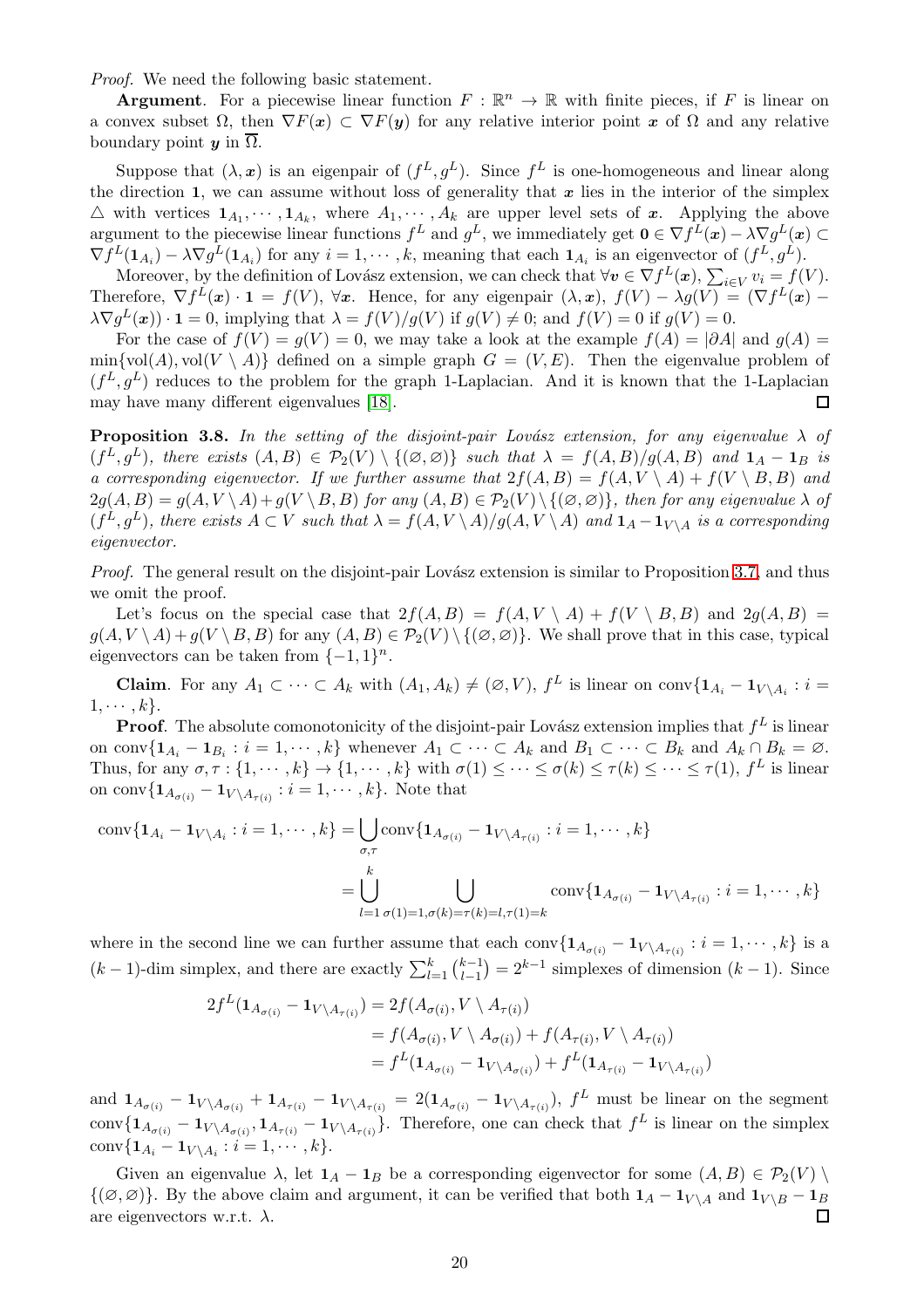*Proof.* We need the following basic statement.

**Argument**. For a piecewise linear function $F : \mathbb{R}^n \to \mathbb{R}$ with finite pieces, if $F$ is linear on a convex subset $\Omega$, then $\nabla F(\boldsymbol{x}) \subset \nabla F(\boldsymbol{y})$ for any relative interior point $\boldsymbol{x}$ of $\Omega$ and any relative boundary point $\boldsymbol{y}$ in $\overline{\Omega}$.

Suppose that $(\lambda, \boldsymbol{x})$ is an eigenpair of $(f^L, g^L)$. Since $f^L$ is one-homogeneous and linear along the direction $\mathbf{1}$, we can assume without loss of generality that $\boldsymbol{x}$ lies in the interior of the simplex $\triangle$ with vertices $\mathbf{1}_{A_1}, \cdots, \mathbf{1}_{A_k}$, where $A_1, \cdots, A_k$ are upper level sets of $\boldsymbol{x}$. Applying the above argument to the piecewise linear functions $f^L$ and $g^L$, we immediately get $\mathbf{0} \in \nabla f^L(\boldsymbol{x}) - \lambda \nabla g^L(\boldsymbol{x}) \subset \nabla f^L(\mathbf{1}_{A_i}) - \lambda \nabla g^L(\mathbf{1}_{A_i})$ for any $i = 1, \cdots, k$, meaning that each $\mathbf{1}_{A_i}$ is an eigenvector of $(f^L, g^L)$.

Moreover, by the definition of Lovász extension, we can check that $\forall \boldsymbol{v} \in \nabla f^L(\boldsymbol{x})$, $\sum_{i \in V} v_i = f(V)$. Therefore, $\nabla f^L(\boldsymbol{x}) \cdot \mathbf{1} = f(V)$, $\forall \boldsymbol{x}$. Hence, for any eigenpair $(\lambda, \boldsymbol{x})$, $f(V) - \lambda g(V) = (\nabla f^L(\boldsymbol{x}) - \lambda \nabla g^L(\boldsymbol{x})) \cdot \mathbf{1} = 0$, implying that $\lambda = f(V)/g(V)$ if $g(V) \neq 0$; and $f(V) = 0$ if $g(V) = 0$.

For the case of $f(V) = g(V) = 0$, we may take a look at the example $f(A) = |\partial A|$ and $g(A) = \min\{\mathrm{vol}(A), \mathrm{vol}(V \setminus A)\}$ defined on a simple graph $G = (V, E)$. Then the eigenvalue problem of $(f^L, g^L)$ reduces to the problem for the graph 1-Laplacian. And it is known that the 1-Laplacian may have many different eigenvalues [18]. ◻

**Proposition 3.8.** *In the setting of the disjoint-pair Lovász extension, for any eigenvalue $\lambda$ of $(f^L, g^L)$, there exists $(A, B) \in \mathcal{P}_2(V) \setminus \{(\varnothing, \varnothing)\}$ such that $\lambda = f(A, B)/g(A, B)$ and $\mathbf{1}_A - \mathbf{1}_B$ is a corresponding eigenvector. If we further assume that $2f(A, B) = f(A, V \setminus A) + f(V \setminus B, B)$ and $2g(A, B) = g(A, V \setminus A) + g(V \setminus B, B)$ for any $(A, B) \in \mathcal{P}_2(V) \setminus \{(\varnothing, \varnothing)\}$, then for any eigenvalue $\lambda$ of $(f^L, g^L)$, there exists $A \subset V$ such that $\lambda = f(A, V \setminus A)/g(A, V \setminus A)$ and $\mathbf{1}_A - \mathbf{1}_{V \setminus A}$ is a corresponding eigenvector.*

*Proof.* The general result on the disjoint-pair Lovász extension is similar to Proposition 3.7, and thus we omit the proof.

Let's focus on the special case that $2f(A, B) = f(A, V \setminus A) + f(V \setminus B, B)$ and $2g(A, B) = g(A, V \setminus A) + g(V \setminus B, B)$ for any $(A, B) \in \mathcal{P}_2(V) \setminus \{(\varnothing, \varnothing)\}$. We shall prove that in this case, typical eigenvectors can be taken from $\{-1, 1\}^n$.

**Claim**. For any $A_1 \subset \cdots \subset A_k$ with $(A_1, A_k) \neq (\varnothing, V)$, $f^L$ is linear on $\mathrm{conv}\{\mathbf{1}_{A_i} - \mathbf{1}_{V \setminus A_i} : i = 1, \cdots, k\}$.

**Proof**. The absolute comonotonicity of the disjoint-pair Lovász extension implies that $f^L$ is linear on $\mathrm{conv}\{\mathbf{1}_{A_i} - \mathbf{1}_{B_i} : i = 1, \cdots, k\}$ whenever $A_1 \subset \cdots \subset A_k$ and $B_1 \subset \cdots \subset B_k$ and $A_k \cap B_k = \varnothing$. Thus, for any $\sigma, \tau : \{1, \cdots, k\} \to \{1, \cdots, k\}$ with $\sigma(1) \leq \cdots \leq \sigma(k) \leq \tau(k) \leq \cdots \leq \tau(1)$, $f^L$ is linear on $\mathrm{conv}\{\mathbf{1}_{A_{\sigma(i)}} - \mathbf{1}_{V \setminus A_{\tau(i)}} : i = 1, \cdots, k\}$. Note that

$$
\begin{aligned}
\mathrm{conv}\{\mathbf{1}_{A_i} - \mathbf{1}_{V \setminus A_i} : i = 1, \cdots, k\} &= \bigcup_{\sigma, \tau} \mathrm{conv}\{\mathbf{1}_{A_{\sigma(i)}} - \mathbf{1}_{V \setminus A_{\tau(i)}} : i = 1, \cdots, k\} \\
&= \bigcup_{l=1}^{k} \bigcup_{\sigma(1)=1, \sigma(k)=\tau(k)=l, \tau(1)=k} \mathrm{conv}\{\mathbf{1}_{A_{\sigma(i)}} - \mathbf{1}_{V \setminus A_{\tau(i)}} : i = 1, \cdots, k\}
\end{aligned}
$$

where in the second line we can further assume that each $\mathrm{conv}\{\mathbf{1}_{A_{\sigma(i)}} - \mathbf{1}_{V \setminus A_{\tau(i)}} : i = 1, \cdots, k\}$ is a $(k-1)$-dim simplex, and there are exactly $\sum_{l=1}^{k} \binom{k-1}{l-1} = 2^{k-1}$ simplexes of dimension $(k-1)$. Since

$$
\begin{aligned}
2f^L(\mathbf{1}_{A_{\sigma(i)}} - \mathbf{1}_{V \setminus A_{\tau(i)}}) &= 2f(A_{\sigma(i)}, V \setminus A_{\tau(i)}) \\
&= f(A_{\sigma(i)}, V \setminus A_{\sigma(i)}) + f(A_{\tau(i)}, V \setminus A_{\tau(i)}) \\
&= f^L(\mathbf{1}_{A_{\sigma(i)}} - \mathbf{1}_{V \setminus A_{\sigma(i)}}) + f^L(\mathbf{1}_{A_{\tau(i)}} - \mathbf{1}_{V \setminus A_{\tau(i)}})
\end{aligned}
$$

and $\mathbf{1}_{A_{\sigma(i)}} - \mathbf{1}_{V \setminus A_{\sigma(i)}} + \mathbf{1}_{A_{\tau(i)}} - \mathbf{1}_{V \setminus A_{\tau(i)}} = 2(\mathbf{1}_{A_{\sigma(i)}} - \mathbf{1}_{V \setminus A_{\tau(i)}})$, $f^L$ must be linear on the segment $\mathrm{conv}\{\mathbf{1}_{A_{\sigma(i)}} - \mathbf{1}_{V \setminus A_{\sigma(i)}}, \mathbf{1}_{A_{\tau(i)}} - \mathbf{1}_{V \setminus A_{\tau(i)}}\}$. Therefore, one can check that $f^L$ is linear on the simplex $\mathrm{conv}\{\mathbf{1}_{A_i} - \mathbf{1}_{V \setminus A_i} : i = 1, \cdots, k\}$.

Given an eigenvalue $\lambda$, let $\mathbf{1}_A - \mathbf{1}_B$ be a corresponding eigenvector for some $(A, B) \in \mathcal{P}_2(V) \setminus \{(\varnothing, \varnothing)\}$. By the above claim and argument, it can be verified that both $\mathbf{1}_A - \mathbf{1}_{V \setminus A}$ and $\mathbf{1}_{V \setminus B} - \mathbf{1}_B$ are eigenvectors w.r.t. $\lambda$. ◻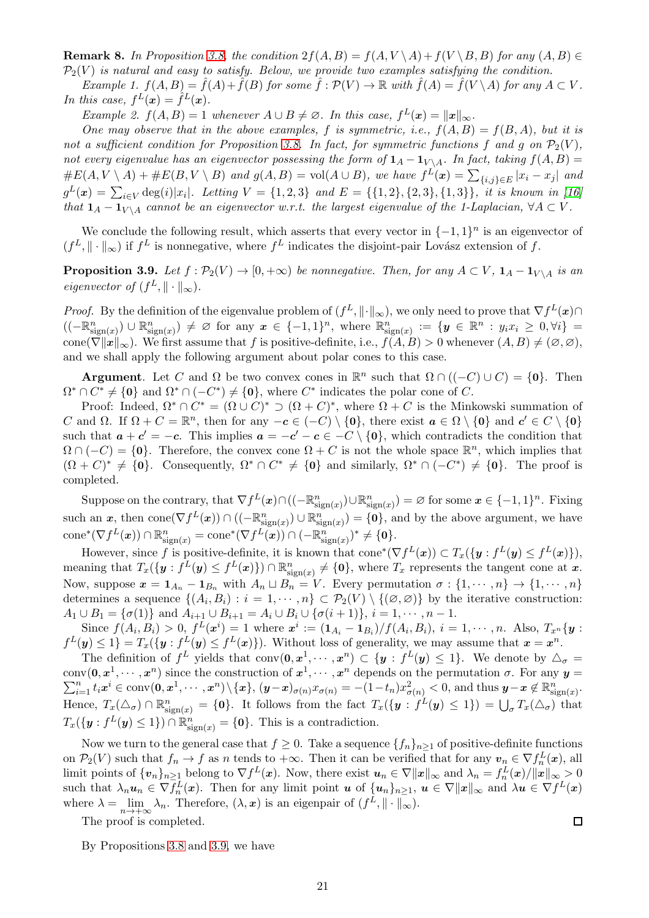**Remark 8.** *In Proposition 3.8, the condition $2f(A,B) = f(A,V\setminus A)+f(V\setminus B,B)$ for any $(A,B)\in\mathcal{P}_2(V)$ is natural and easy to satisfy. Below, we provide two examples satisfying the condition.*

*Example 1. $f(A,B) = \hat{f}(A)+\hat{f}(B)$ for some $\hat{f}:\mathcal{P}(V)\to\mathbb{R}$ with $\hat{f}(A)=\hat{f}(V\setminus A)$ for any $A\subset V$. In this case, $f^L(\boldsymbol{x}) = \hat{f}^L(\boldsymbol{x})$.*

*Example 2. $f(A,B) = 1$ whenever $A\cup B\neq\varnothing$. In this case, $f^L(\boldsymbol{x}) = \|\boldsymbol{x}\|_\infty$.*

*One may observe that in the above examples, $f$ is symmetric, i.e., $f(A,B)=f(B,A)$, but it is not a sufficient condition for Proposition 3.8. In fact, for symmetric functions $f$ and $g$ on $\mathcal{P}_2(V)$, not every eigenvalue has an eigenvector possessing the form of $\mathbf{1}_A-\mathbf{1}_{V\setminus A}$. In fact, taking $f(A,B) = \#E(A,V\setminus A)+\#E(B,V\setminus B)$ and $g(A,B)=\mathrm{vol}(A\cup B)$, we have $f^L(\boldsymbol{x}) = \sum_{\{i,j\}\in E}|x_i-x_j|$ and $g^L(\boldsymbol{x}) = \sum_{i\in V}\deg(i)|x_i|$. Letting $V=\{1,2,3\}$ and $E=\{\{1,2\},\{2,3\},\{1,3\}\}$, it is known in [16] that $\mathbf{1}_A-\mathbf{1}_{V\setminus A}$ cannot be an eigenvector w.r.t. the largest eigenvalue of the 1-Laplacian, $\forall A\subset V$.*

We conclude the following result, which asserts that every vector in $\{-1,1\}^n$ is an eigenvector of $(f^L,\|\cdot\|_\infty)$ if $f^L$ is nonnegative, where $f^L$ indicates the disjoint-pair Lovász extension of $f$.

**Proposition 3.9.** *Let $f:\mathcal{P}_2(V)\to[0,+\infty)$ be nonnegative. Then, for any $A\subset V$, $\mathbf{1}_A-\mathbf{1}_{V\setminus A}$ is an eigenvector of $(f^L,\|\cdot\|_\infty)$.*

*Proof.* By the definition of the eigenvalue problem of $(f^L,\|\cdot\|_\infty)$, we only need to prove that $\nabla f^L(\boldsymbol{x})\cap((-\mathbb{R}^n_{\mathrm{sign}(x)})\cup\mathbb{R}^n_{\mathrm{sign}(x)})\neq\varnothing$ for any $\boldsymbol{x}\in\{-1,1\}^n$, where $\mathbb{R}^n_{\mathrm{sign}(x)} := \{\boldsymbol{y}\in\mathbb{R}^n : y_ix_i\geq 0,\forall i\} = \mathrm{cone}(\nabla\|\boldsymbol{x}\|_\infty)$. We first assume that $f$ is positive-definite, i.e., $f(A,B)>0$ whenever $(A,B)\neq(\varnothing,\varnothing)$, and we shall apply the following argument about polar cones to this case.

**Argument**. Let $C$ and $\Omega$ be two convex cones in $\mathbb{R}^n$ such that $\Omega\cap((-C)\cup C)=\{\mathbf{0}\}$. Then $\Omega^*\cap C^*\neq\{\mathbf{0}\}$ and $\Omega^*\cap(-C^*)\neq\{\mathbf{0}\}$, where $C^*$ indicates the polar cone of $C$.

Proof: Indeed, $\Omega^*\cap C^* = (\Omega\cup C)^*\supset(\Omega+C)^*$, where $\Omega+C$ is the Minkowski summation of $C$ and $\Omega$. If $\Omega+C=\mathbb{R}^n$, then for any $-\boldsymbol{c}\in(-C)\setminus\{\mathbf{0}\}$, there exist $\boldsymbol{a}\in\Omega\setminus\{\mathbf{0}\}$ and $\boldsymbol{c}'\in C\setminus\{\mathbf{0}\}$ such that $\boldsymbol{a}+\boldsymbol{c}'=-\boldsymbol{c}$. This implies $\boldsymbol{a}=-\boldsymbol{c}'-\boldsymbol{c}\in -C\setminus\{\mathbf{0}\}$, which contradicts the condition that $\Omega\cap(-C)=\{\mathbf{0}\}$. Therefore, the convex cone $\Omega+C$ is not the whole space $\mathbb{R}^n$, which implies that $(\Omega+C)^*\neq\{\mathbf{0}\}$. Consequently, $\Omega^*\cap C^*\neq\{\mathbf{0}\}$ and similarly, $\Omega^*\cap(-C^*)\neq\{\mathbf{0}\}$. The proof is completed.

Suppose on the contrary, that $\nabla f^L(\boldsymbol{x})\cap((-\mathbb{R}^n_{\mathrm{sign}(x)})\cup\mathbb{R}^n_{\mathrm{sign}(x)})=\varnothing$ for some $\boldsymbol{x}\in\{-1,1\}^n$. Fixing such an $\boldsymbol{x}$, then $\mathrm{cone}(\nabla f^L(\boldsymbol{x}))\cap((-\mathbb{R}^n_{\mathrm{sign}(x)})\cup\mathbb{R}^n_{\mathrm{sign}(x)})=\{\mathbf{0}\}$, and by the above argument, we have $\mathrm{cone}^*(\nabla f^L(\boldsymbol{x}))\cap\mathbb{R}^n_{\mathrm{sign}(x)} = \mathrm{cone}^*(\nabla f^L(\boldsymbol{x}))\cap(-\mathbb{R}^n_{\mathrm{sign}(x)})^*\neq\{\mathbf{0}\}$.

However, since $f$ is positive-definite, it is known that $\mathrm{cone}^*(\nabla f^L(\boldsymbol{x}))\subset T_x(\{\boldsymbol{y}: f^L(\boldsymbol{y})\leq f^L(\boldsymbol{x})\})$, meaning that $T_x(\{\boldsymbol{y}: f^L(\boldsymbol{y})\leq f^L(\boldsymbol{x})\})\cap\mathbb{R}^n_{\mathrm{sign}(x)}\neq\{\mathbf{0}\}$, where $T_x$ represents the tangent cone at $\boldsymbol{x}$. Now, suppose $\boldsymbol{x}=\mathbf{1}_{A_n}-\mathbf{1}_{B_n}$ with $A_n\sqcup B_n=V$. Every permutation $\sigma:\{1,\cdots,n\}\to\{1,\cdots,n\}$ determines a sequence $\{(A_i,B_i): i=1,\cdots,n\}\subset\mathcal{P}_2(V)\setminus\{(\varnothing,\varnothing)\}$ by the iterative construction: $A_1\cup B_1=\{\sigma(1)\}$ and $A_{i+1}\cup B_{i+1}=A_i\cup B_i\cup\{\sigma(i+1)\}$, $i=1,\cdots,n-1$.

Since $f(A_i,B_i)>0$, $f^L(\boldsymbol{x}^i)=1$ where $\boldsymbol{x}^i := (\mathbf{1}_{A_i}-\mathbf{1}_{B_i})/f(A_i,B_i)$, $i=1,\cdots,n$. Also, $T_{x^n}\{\boldsymbol{y}: f^L(\boldsymbol{y})\leq 1\} = T_x(\{\boldsymbol{y}: f^L(\boldsymbol{y})\leq f^L(\boldsymbol{x})\})$. Without loss of generality, we may assume that $\boldsymbol{x}=\boldsymbol{x}^n$.

The definition of $f^L$ yields that $\mathrm{conv}(\mathbf{0},\boldsymbol{x}^1,\cdots,\boldsymbol{x}^n)\subset\{\boldsymbol{y}: f^L(\boldsymbol{y})\leq 1\}$. We denote by $\triangle_\sigma=\mathrm{conv}(\mathbf{0},\boldsymbol{x}^1,\cdots,\boldsymbol{x}^n)$ since the construction of $\boldsymbol{x}^1,\cdots,\boldsymbol{x}^n$ depends on the permutation $\sigma$. For any $\boldsymbol{y}=\sum_{i=1}^n t_i\boldsymbol{x}^i\in\mathrm{conv}(\mathbf{0},\boldsymbol{x}^1,\cdots,\boldsymbol{x}^n)\setminus\{\boldsymbol{x}\}$, $(\boldsymbol{y}-\boldsymbol{x})_{\sigma(n)}x_{\sigma(n)} = -(1-t_n)x^2_{\sigma(n)}<0$, and thus $\boldsymbol{y}-\boldsymbol{x}\notin\mathbb{R}^n_{\mathrm{sign}(x)}$. Hence, $T_x(\triangle_\sigma)\cap\mathbb{R}^n_{\mathrm{sign}(x)}=\{\mathbf{0}\}$. It follows from the fact $T_x(\{\boldsymbol{y}: f^L(\boldsymbol{y})\leq 1\}) = \bigcup_\sigma T_x(\triangle_\sigma)$ that $T_x(\{\boldsymbol{y}: f^L(\boldsymbol{y})\leq 1\})\cap\mathbb{R}^n_{\mathrm{sign}(x)}=\{\mathbf{0}\}$. This is a contradiction.

Now we turn to the general case that $f\geq 0$. Take a sequence $\{f_n\}_{n\geq 1}$ of positive-definite functions on $\mathcal{P}_2(V)$ such that $f_n\to f$ as $n$ tends to $+\infty$. Then it can be verified that for any $\boldsymbol{v}_n\in\nabla f_n^L(\boldsymbol{x})$, all limit points of $\{\boldsymbol{v}_n\}_{n\geq 1}$ belong to $\nabla f^L(\boldsymbol{x})$. Now, there exist $\boldsymbol{u}_n\in\nabla\|\boldsymbol{x}\|_\infty$ and $\lambda_n = f_n^L(\boldsymbol{x})/\|\boldsymbol{x}\|_\infty>0$ such that $\lambda_n\boldsymbol{u}_n\in\nabla f_n^L(\boldsymbol{x})$. Then for any limit point $\boldsymbol{u}$ of $\{\boldsymbol{u}_n\}_{n\geq 1}$, $\boldsymbol{u}\in\nabla\|\boldsymbol{x}\|_\infty$ and $\lambda\boldsymbol{u}\in\nabla f^L(\boldsymbol{x})$ where $\lambda=\lim\limits_{n\to+\infty}\lambda_n$. Therefore, $(\lambda,\boldsymbol{x})$ is an eigenpair of $(f^L,\|\cdot\|_\infty)$.

The proof is completed. ∎

By Propositions 3.8 and 3.9, we have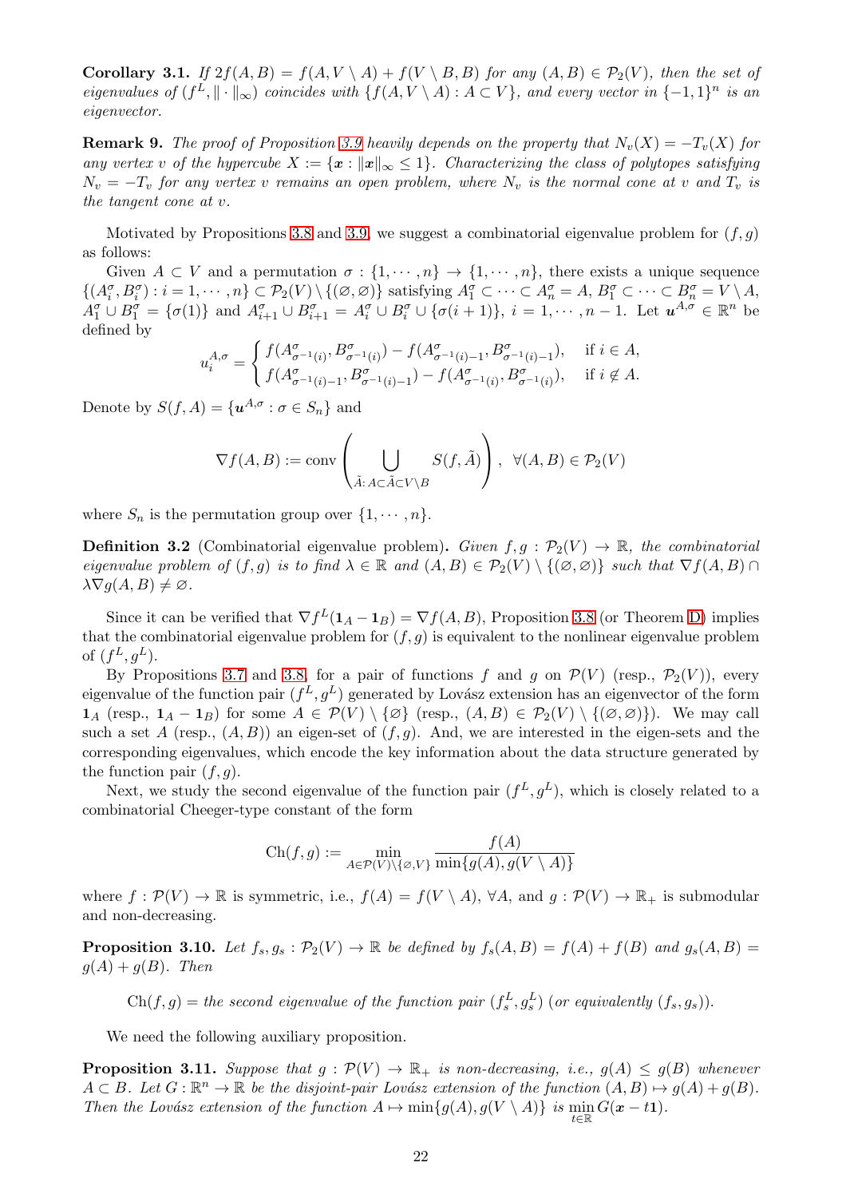**Corollary 3.1.** *If $2f(A,B) = f(A, V \setminus A) + f(V \setminus B, B)$ for any $(A,B) \in \mathcal{P}_2(V)$, then the set of eigenvalues of $(f^L, \|\cdot\|_\infty)$ coincides with $\{f(A, V \setminus A) : A \subset V\}$, and every vector in $\{-1,1\}^n$ is an eigenvector.*

**Remark 9.** *The proof of Proposition 3.9 heavily depends on the property that $N_v(X) = -T_v(X)$ for any vertex $v$ of the hypercube $X := \{\boldsymbol{x} : \|\boldsymbol{x}\|_\infty \le 1\}$. Characterizing the class of polytopes satisfying $N_v = -T_v$ for any vertex $v$ remains an open problem, where $N_v$ is the normal cone at $v$ and $T_v$ is the tangent cone at $v$.*

Motivated by Propositions 3.8 and 3.9, we suggest a combinatorial eigenvalue problem for $(f,g)$ as follows:

Given $A \subset V$ and a permutation $\sigma : \{1, \cdots, n\} \to \{1, \cdots, n\}$, there exists a unique sequence $\{(A_i^\sigma, B_i^\sigma) : i = 1, \cdots, n\} \subset \mathcal{P}_2(V) \setminus \{(\varnothing, \varnothing)\}$ satisfying $A_1^\sigma \subset \cdots \subset A_n^\sigma = A$, $B_1^\sigma \subset \cdots \subset B_n^\sigma = V \setminus A$, $A_1^\sigma \cup B_1^\sigma = \{\sigma(1)\}$ and $A_{i+1}^\sigma \cup B_{i+1}^\sigma = A_i^\sigma \cup B_i^\sigma \cup \{\sigma(i+1)\}$, $i = 1, \cdots, n-1$. Let $\boldsymbol{u}^{A,\sigma} \in \mathbb{R}^n$ be defined by

$$u_i^{A,\sigma} = \begin{cases} f(A^\sigma_{\sigma^{-1}(i)}, B^\sigma_{\sigma^{-1}(i)}) - f(A^\sigma_{\sigma^{-1}(i)-1}, B^\sigma_{\sigma^{-1}(i)-1}), & \text{if } i \in A, \\ f(A^\sigma_{\sigma^{-1}(i)-1}, B^\sigma_{\sigma^{-1}(i)-1}) - f(A^\sigma_{\sigma^{-1}(i)}, B^\sigma_{\sigma^{-1}(i)}), & \text{if } i \notin A. \end{cases}$$

Denote by $S(f,A) = \{\boldsymbol{u}^{A,\sigma} : \sigma \in S_n\}$ and

$$\nabla f(A,B) := \mathrm{conv}\left(\bigcup_{\tilde{A} :\, A \subset \tilde{A} \subset V \setminus B} S(f, \tilde{A})\right), \ \ \forall (A,B) \in \mathcal{P}_2(V)$$

where $S_n$ is the permutation group over $\{1, \cdots, n\}$.

**Definition 3.2** (Combinatorial eigenvalue problem)**.** *Given $f, g : \mathcal{P}_2(V) \to \mathbb{R}$, the combinatorial eigenvalue problem of $(f,g)$ is to find $\lambda \in \mathbb{R}$ and $(A,B) \in \mathcal{P}_2(V) \setminus \{(\varnothing,\varnothing)\}$ such that $\nabla f(A,B) \cap \lambda \nabla g(A,B) \ne \varnothing$.*

Since it can be verified that $\nabla f^L(\mathbf{1}_A - \mathbf{1}_B) = \nabla f(A,B)$, Proposition 3.8 (or Theorem D) implies that the combinatorial eigenvalue problem for $(f,g)$ is equivalent to the nonlinear eigenvalue problem of $(f^L, g^L)$.

By Propositions 3.7 and 3.8, for a pair of functions $f$ and $g$ on $\mathcal{P}(V)$ (resp., $\mathcal{P}_2(V)$), every eigenvalue of the function pair $(f^L, g^L)$ generated by Lovász extension has an eigenvector of the form $\mathbf{1}_A$ (resp., $\mathbf{1}_A - \mathbf{1}_B$) for some $A \in \mathcal{P}(V) \setminus \{\varnothing\}$ (resp., $(A,B) \in \mathcal{P}_2(V) \setminus \{(\varnothing,\varnothing)\}$). We may call such a set $A$ (resp., $(A,B)$) an eigen-set of $(f,g)$. And, we are interested in the eigen-sets and the corresponding eigenvalues, which encode the key information about the data structure generated by the function pair $(f,g)$.

Next, we study the second eigenvalue of the function pair $(f^L, g^L)$, which is closely related to a combinatorial Cheeger-type constant of the form

$$\mathrm{Ch}(f,g) := \min_{A \in \mathcal{P}(V) \setminus \{\varnothing, V\}} \frac{f(A)}{\min\{g(A), g(V \setminus A)\}}$$

where $f : \mathcal{P}(V) \to \mathbb{R}$ is symmetric, i.e., $f(A) = f(V \setminus A)$, $\forall A$, and $g : \mathcal{P}(V) \to \mathbb{R}_+$ is submodular and non-decreasing.

**Proposition 3.10.** *Let $f_s, g_s : \mathcal{P}_2(V) \to \mathbb{R}$ be defined by $f_s(A,B) = f(A) + f(B)$ and $g_s(A,B) = g(A) + g(B)$. Then*

$$\mathrm{Ch}(f,g) = \textit{the second eigenvalue of the function pair } (f_s^L, g_s^L) \textit{ (or equivalently } (f_s, g_s)).$$

We need the following auxiliary proposition.

**Proposition 3.11.** *Suppose that $g : \mathcal{P}(V) \to \mathbb{R}_+$ is non-decreasing, i.e., $g(A) \le g(B)$ whenever $A \subset B$. Let $G : \mathbb{R}^n \to \mathbb{R}$ be the disjoint-pair Lovász extension of the function $(A,B) \mapsto g(A) + g(B)$. Then the Lovász extension of the function $A \mapsto \min\{g(A), g(V \setminus A)\}$ is $\min\limits_{t \in \mathbb{R}} G(\boldsymbol{x} - t\mathbf{1})$.*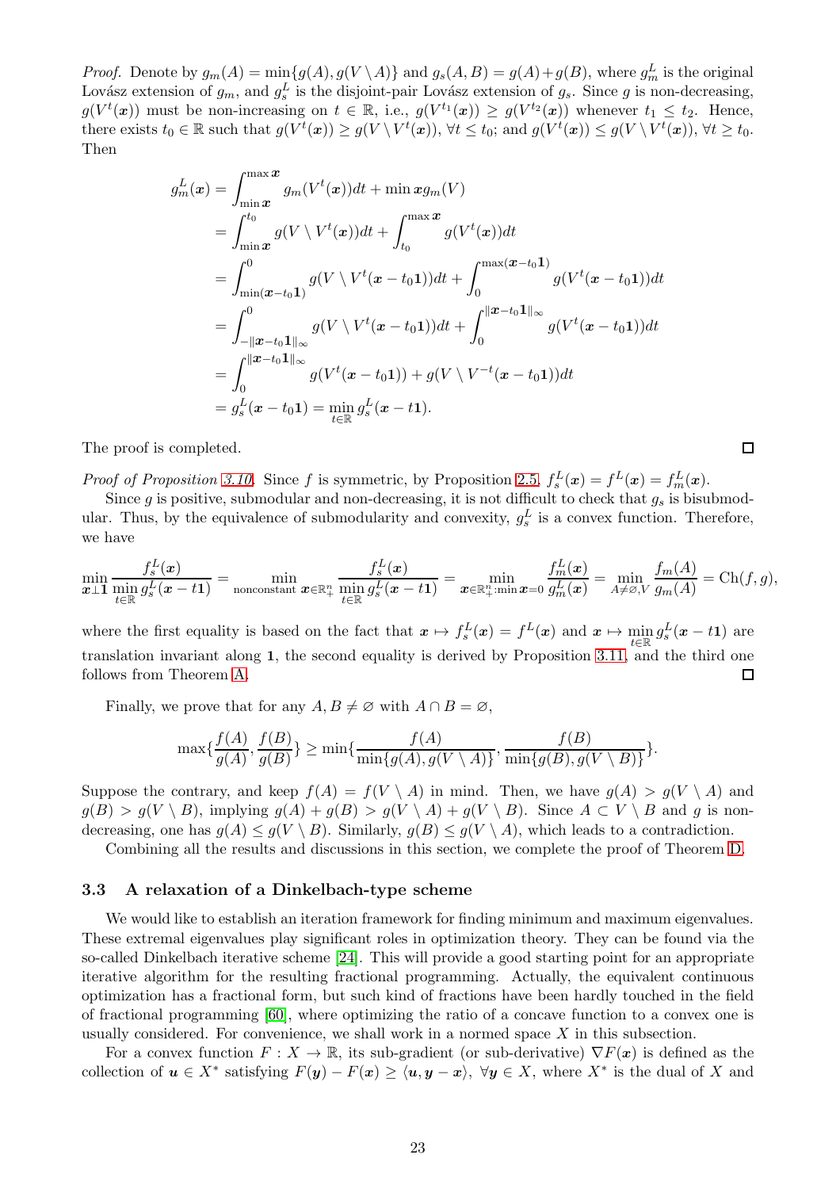*Proof.* Denote by $g_m(A) = \min\{g(A), g(V \setminus A)\}$ and $g_s(A, B) = g(A) + g(B)$, where $g^L_m$ is the original Lovász extension of $g_m$, and $g^L_s$ is the disjoint-pair Lovász extension of $g_s$. Since $g$ is non-decreasing, $g(V^t(\boldsymbol{x}))$ must be non-increasing on $t \in \mathbb{R}$, i.e., $g(V^{t_1}(\boldsymbol{x})) \geq g(V^{t_2}(\boldsymbol{x}))$ whenever $t_1 \leq t_2$. Hence, there exists $t_0 \in \mathbb{R}$ such that $g(V^t(\boldsymbol{x})) \geq g(V \setminus V^t(\boldsymbol{x}))$, $\forall t \leq t_0$; and $g(V^t(\boldsymbol{x})) \leq g(V \setminus V^t(\boldsymbol{x}))$, $\forall t \geq t_0$. Then

$$
\begin{aligned}
g^L_m(\boldsymbol{x}) &= \int_{\min \boldsymbol{x}}^{\max \boldsymbol{x}} g_m(V^t(\boldsymbol{x}))dt + \min \boldsymbol{x} g_m(V) \\
&= \int_{\min \boldsymbol{x}}^{t_0} g(V \setminus V^t(\boldsymbol{x}))dt + \int_{t_0}^{\max \boldsymbol{x}} g(V^t(\boldsymbol{x}))dt \\
&= \int_{\min(\boldsymbol{x}-t_0\mathbf{1})}^{0} g(V \setminus V^t(\boldsymbol{x}-t_0\mathbf{1}))dt + \int_{0}^{\max(\boldsymbol{x}-t_0\mathbf{1})} g(V^t(\boldsymbol{x}-t_0\mathbf{1}))dt \\
&= \int_{-\|\boldsymbol{x}-t_0\mathbf{1}\|_\infty}^{0} g(V \setminus V^t(\boldsymbol{x}-t_0\mathbf{1}))dt + \int_{0}^{\|\boldsymbol{x}-t_0\mathbf{1}\|_\infty} g(V^t(\boldsymbol{x}-t_0\mathbf{1}))dt \\
&= \int_{0}^{\|\boldsymbol{x}-t_0\mathbf{1}\|_\infty} g(V^t(\boldsymbol{x}-t_0\mathbf{1})) + g(V \setminus V^{-t}(\boldsymbol{x}-t_0\mathbf{1}))dt \\
&= g^L_s(\boldsymbol{x}-t_0\mathbf{1}) = \min_{t\in\mathbb{R}} g^L_s(\boldsymbol{x}-t\mathbf{1}).
\end{aligned}
$$

The proof is completed. ◻

*Proof of Proposition 3.10.* Since $f$ is symmetric, by Proposition 2.5, $f^L_s(\boldsymbol{x}) = f^L(\boldsymbol{x}) = f^L_m(\boldsymbol{x})$.

Since $g$ is positive, submodular and non-decreasing, it is not difficult to check that $g_s$ is bisubmodular. Thus, by the equivalence of submodularity and convexity, $g^L_s$ is a convex function. Therefore, we have

$$
\min_{\boldsymbol{x}\perp\mathbf{1}} \frac{f^L_s(\boldsymbol{x})}{\min\limits_{t\in\mathbb{R}} g^L_s(\boldsymbol{x}-t\mathbf{1})} = \min_{\text{nonconstant } \boldsymbol{x}\in\mathbb{R}^n_+} \frac{f^L_s(\boldsymbol{x})}{\min\limits_{t\in\mathbb{R}} g^L_s(\boldsymbol{x}-t\mathbf{1})} = \min_{\boldsymbol{x}\in\mathbb{R}^n_+:\min\boldsymbol{x}=0} \frac{f^L_m(\boldsymbol{x})}{g^L_m(\boldsymbol{x})} = \min_{A\neq\varnothing,V} \frac{f_m(A)}{g_m(A)} = \mathrm{Ch}(f,g),
$$

where the first equality is based on the fact that $\boldsymbol{x} \mapsto f^L_s(\boldsymbol{x}) = f^L(\boldsymbol{x})$ and $\boldsymbol{x} \mapsto \min\limits_{t\in\mathbb{R}} g^L_s(\boldsymbol{x}-t\mathbf{1})$ are translation invariant along $\mathbf{1}$, the second equality is derived by Proposition 3.11, and the third one follows from Theorem A. ◻

Finally, we prove that for any $A, B \neq \varnothing$ with $A \cap B = \varnothing$,

$$
\max\{\frac{f(A)}{g(A)}, \frac{f(B)}{g(B)}\} \geq \min\{\frac{f(A)}{\min\{g(A), g(V \setminus A)\}}, \frac{f(B)}{\min\{g(B), g(V \setminus B)\}}\}.
$$

Suppose the contrary, and keep $f(A) = f(V \setminus A)$ in mind. Then, we have $g(A) > g(V \setminus A)$ and $g(B) > g(V \setminus B)$, implying $g(A) + g(B) > g(V \setminus A) + g(V \setminus B)$. Since $A \subset V \setminus B$ and $g$ is non-decreasing, one has $g(A) \leq g(V \setminus B)$. Similarly, $g(B) \leq g(V \setminus A)$, which leads to a contradiction.

Combining all the results and discussions in this section, we complete the proof of Theorem D.

### 3.3 A relaxation of a Dinkelbach-type scheme

We would like to establish an iteration framework for finding minimum and maximum eigenvalues. These extremal eigenvalues play significant roles in optimization theory. They can be found via the so-called Dinkelbach iterative scheme [24]. This will provide a good starting point for an appropriate iterative algorithm for the resulting fractional programming. Actually, the equivalent continuous optimization has a fractional form, but such kind of fractions have been hardly touched in the field of fractional programming [60], where optimizing the ratio of a concave function to a convex one is usually considered. For convenience, we shall work in a normed space $X$ in this subsection.

For a convex function $F : X \to \mathbb{R}$, its sub-gradient (or sub-derivative) $\nabla F(\boldsymbol{x})$ is defined as the collection of $\boldsymbol{u} \in X^*$ satisfying $F(\boldsymbol{y}) - F(\boldsymbol{x}) \geq \langle \boldsymbol{u}, \boldsymbol{y} - \boldsymbol{x} \rangle$, $\forall \boldsymbol{y} \in X$, where $X^*$ is the dual of $X$ and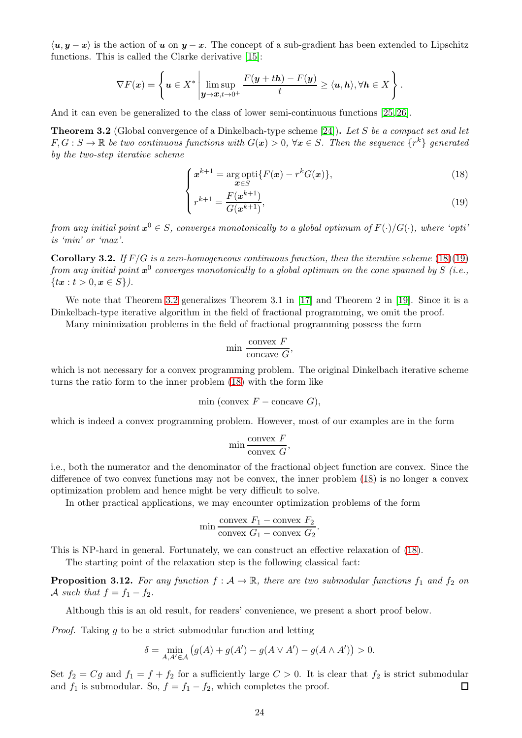$\langle \boldsymbol{u}, \boldsymbol{y}-\boldsymbol{x}\rangle$ is the action of $\boldsymbol{u}$ on $\boldsymbol{y}-\boldsymbol{x}$. The concept of a sub-gradient has been extended to Lipschitz functions. This is called the Clarke derivative [15]:

$$\nabla F(\boldsymbol{x}) = \left\{ \boldsymbol{u} \in X^* \left| \limsup_{\boldsymbol{y}\to\boldsymbol{x}, t\to 0^+} \frac{F(\boldsymbol{y}+t\boldsymbol{h}) - F(\boldsymbol{y})}{t} \geq \langle \boldsymbol{u}, \boldsymbol{h}\rangle, \forall \boldsymbol{h} \in X \right. \right\}.$$

And it can even be generalized to the class of lower semi-continuous functions [25,26].

**Theorem 3.2** (Global convergence of a Dinkelbach-type scheme [24])**.** *Let $S$ be a compact set and let $F, G : S \to \mathbb{R}$ be two continuous functions with $G(\boldsymbol{x}) > 0$, $\forall \boldsymbol{x} \in S$. Then the sequence $\{r^k\}$ generated by the two-step iterative scheme*

$$\begin{cases} \boldsymbol{x}^{k+1} = \underset{\boldsymbol{x}\in S}{\arg\operatorname{opti}}\{F(\boldsymbol{x}) - r^k G(\boldsymbol{x})\}, & (18) \\ r^{k+1} = \dfrac{F(\boldsymbol{x}^{k+1})}{G(\boldsymbol{x}^{k+1})}, & (19) \end{cases}$$

*from any initial point $\boldsymbol{x}^0 \in S$, converges monotonically to a global optimum of $F(\cdot)/G(\cdot)$, where 'opti' is 'min' or 'max'.*

**Corollary 3.2.** *If $F/G$ is a zero-homogeneous continuous function, then the iterative scheme (18)(19) from any initial point $\boldsymbol{x}^0$ converges monotonically to a global optimum on the cone spanned by $S$ (i.e., $\{t\boldsymbol{x} : t > 0, \boldsymbol{x} \in S\}$).*

We note that Theorem 3.2 generalizes Theorem 3.1 in [17] and Theorem 2 in [19]. Since it is a Dinkelbach-type iterative algorithm in the field of fractional programming, we omit the proof.

Many minimization problems in the field of fractional programming possess the form

$$\min \frac{\text{convex } F}{\text{concave } G},$$

which is not necessary for a convex programming problem. The original Dinkelbach iterative scheme turns the ratio form to the inner problem (18) with the form like

$$\min\ (\text{convex } F - \text{concave } G),$$

which is indeed a convex programming problem. However, most of our examples are in the form

$$\min \frac{\text{convex } F}{\text{convex } G},$$

i.e., both the numerator and the denominator of the fractional object function are convex. Since the difference of two convex functions may not be convex, the inner problem (18) is no longer a convex optimization problem and hence might be very difficult to solve.

In other practical applications, we may encounter optimization problems of the form

$$\min \frac{\text{convex } F_1 - \text{convex } F_2}{\text{convex } G_1 - \text{convex } G_2}.$$

This is NP-hard in general. Fortunately, we can construct an effective relaxation of (18).

The starting point of the relaxation step is the following classical fact:

**Proposition 3.12.** *For any function $f : \mathcal{A} \to \mathbb{R}$, there are two submodular functions $f_1$ and $f_2$ on $\mathcal{A}$ such that $f = f_1 - f_2$.*

Although this is an old result, for readers' convenience, we present a short proof below.

*Proof.* Taking $g$ to be a strict submodular function and letting

$$\delta = \min_{A,A'\in\mathcal{A}} \big(g(A) + g(A') - g(A \vee A') - g(A \wedge A')\big) > 0.$$

Set $f_2 = Cg$ and $f_1 = f + f_2$ for a sufficiently large $C > 0$. It is clear that $f_2$ is strict submodular and $f_1$ is submodular. So, $f = f_1 - f_2$, which completes the proof. ∎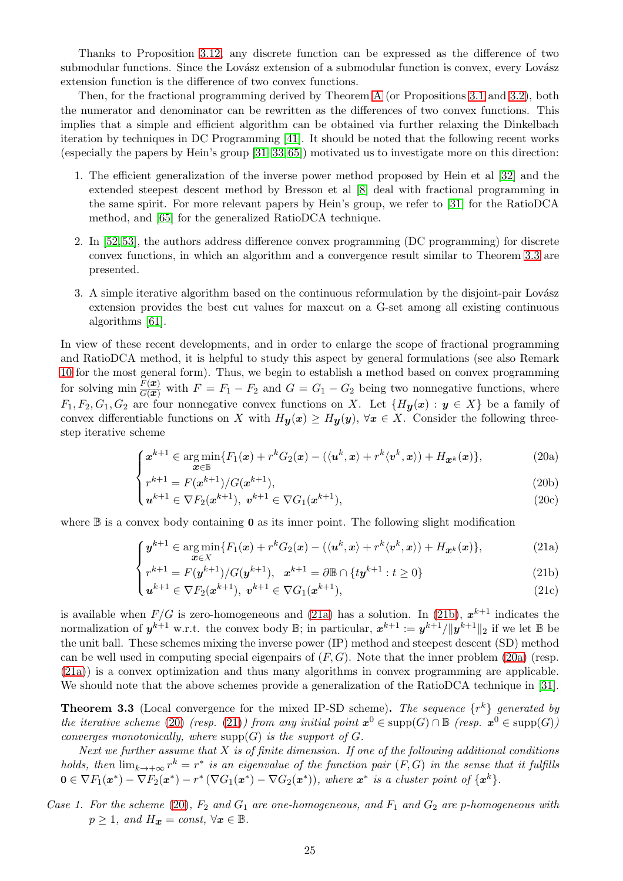Thanks to Proposition 3.12, any discrete function can be expressed as the difference of two submodular functions. Since the Lovász extension of a submodular function is convex, every Lovász extension function is the difference of two convex functions.

Then, for the fractional programming derived by Theorem A (or Propositions 3.1 and 3.2), both the numerator and denominator can be rewritten as the differences of two convex functions. This implies that a simple and efficient algorithm can be obtained via further relaxing the Dinkelbach iteration by techniques in DC Programming [41]. It should be noted that the following recent works (especially the papers by Hein's group [31–33, 65]) motivated us to investigate more on this direction:

1. The efficient generalization of the inverse power method proposed by Hein et al [32] and the extended steepest descent method by Bresson et al [8] deal with fractional programming in the same spirit. For more relevant papers by Hein's group, we refer to [31] for the RatioDCA method, and [65] for the generalized RatioDCA technique.
2. In [52, 53], the authors address difference convex programming (DC programming) for discrete convex functions, in which an algorithm and a convergence result similar to Theorem 3.3 are presented.
3. A simple iterative algorithm based on the continuous reformulation by the disjoint-pair Lovász extension provides the best cut values for maxcut on a G-set among all existing continuous algorithms [61].

In view of these recent developments, and in order to enlarge the scope of fractional programming and RatioDCA method, it is helpful to study this aspect by general formulations (see also Remark 10 for the most general form). Thus, we begin to establish a method based on convex programming for solving $\min \frac{F(\boldsymbol{x})}{G(\boldsymbol{x})}$ with $F = F_1 - F_2$ and $G = G_1 - G_2$ being two nonnegative functions, where $F_1, F_2, G_1, G_2$ are four nonnegative convex functions on $X$. Let $\{H_{\boldsymbol{y}}(\boldsymbol{x}) : \boldsymbol{y} \in X\}$ be a family of convex differentiable functions on $X$ with $H_{\boldsymbol{y}}(\boldsymbol{x}) \geq H_{\boldsymbol{y}}(\boldsymbol{y})$, $\forall \boldsymbol{x} \in X$. Consider the following three-step iterative scheme

$$
\begin{cases}
\boldsymbol{x}^{k+1} \in \underset{\boldsymbol{x} \in \mathbb{B}}{\arg\min}\{F_1(\boldsymbol{x}) + r^k G_2(\boldsymbol{x}) - (\langle \boldsymbol{u}^k, \boldsymbol{x}\rangle + r^k \langle \boldsymbol{v}^k, \boldsymbol{x}\rangle) + H_{\boldsymbol{x}^k}(\boldsymbol{x})\}, & \text{(20a)} \\
r^{k+1} = F(\boldsymbol{x}^{k+1})/G(\boldsymbol{x}^{k+1}), & \text{(20b)} \\
\boldsymbol{u}^{k+1} \in \nabla F_2(\boldsymbol{x}^{k+1}),\ \boldsymbol{v}^{k+1} \in \nabla G_1(\boldsymbol{x}^{k+1}), & \text{(20c)}
\end{cases}
$$

where $\mathbb{B}$ is a convex body containing $\mathbf{0}$ as its inner point. The following slight modification

$$
\begin{cases}
\boldsymbol{y}^{k+1} \in \underset{\boldsymbol{x} \in X}{\arg\min}\{F_1(\boldsymbol{x}) + r^k G_2(\boldsymbol{x}) - (\langle \boldsymbol{u}^k, \boldsymbol{x}\rangle + r^k \langle \boldsymbol{v}^k, \boldsymbol{x}\rangle) + H_{\boldsymbol{x}^k}(\boldsymbol{x})\}, & \text{(21a)} \\
r^{k+1} = F(\boldsymbol{y}^{k+1})/G(\boldsymbol{y}^{k+1}), \quad \boldsymbol{x}^{k+1} = \partial\mathbb{B} \cap \{t\boldsymbol{y}^{k+1} : t \geq 0\} & \text{(21b)} \\
\boldsymbol{u}^{k+1} \in \nabla F_2(\boldsymbol{x}^{k+1}),\ \boldsymbol{v}^{k+1} \in \nabla G_1(\boldsymbol{x}^{k+1}), & \text{(21c)}
\end{cases}
$$

is available when $F/G$ is zero-homogeneous and (21a) has a solution. In (21b), $\boldsymbol{x}^{k+1}$ indicates the normalization of $\boldsymbol{y}^{k+1}$ w.r.t. the convex body $\mathbb{B}$; in particular, $\boldsymbol{x}^{k+1} := \boldsymbol{y}^{k+1}/\|\boldsymbol{y}^{k+1}\|_2$ if we let $\mathbb{B}$ be the unit ball. These schemes mixing the inverse power (IP) method and steepest descent (SD) method can be well used in computing special eigenpairs of $(F, G)$. Note that the inner problem (20a) (resp. (21a)) is a convex optimization and thus many algorithms in convex programming are applicable. We should note that the above schemes provide a generalization of the RatioDCA technique in [31].

**Theorem 3.3** (Local convergence for the mixed IP-SD scheme)**.** *The sequence $\{r^k\}$ generated by the iterative scheme (20) (resp. (21)) from any initial point $\boldsymbol{x}^0 \in \mathrm{supp}(G) \cap \mathbb{B}$ (resp. $\boldsymbol{x}^0 \in \mathrm{supp}(G)$) converges monotonically, where $\mathrm{supp}(G)$ is the support of $G$.*

*Next we further assume that $X$ is of finite dimension. If one of the following additional conditions holds, then $\lim_{k\to+\infty} r^k = r^*$ is an eigenvalue of the function pair $(F, G)$ in the sense that it fulfills $\mathbf{0} \in \nabla F_1(\boldsymbol{x}^*) - \nabla F_2(\boldsymbol{x}^*) - r^* (\nabla G_1(\boldsymbol{x}^*) - \nabla G_2(\boldsymbol{x}^*))$, where $\boldsymbol{x}^*$ is a cluster point of $\{\boldsymbol{x}^k\}$.*

*Case 1. For the scheme (20), $F_2$ and $G_1$ are one-homogeneous, and $F_1$ and $G_2$ are $p$-homogeneous with $p \geq 1$, and $H_{\boldsymbol{x}} = const$, $\forall \boldsymbol{x} \in \mathbb{B}$.*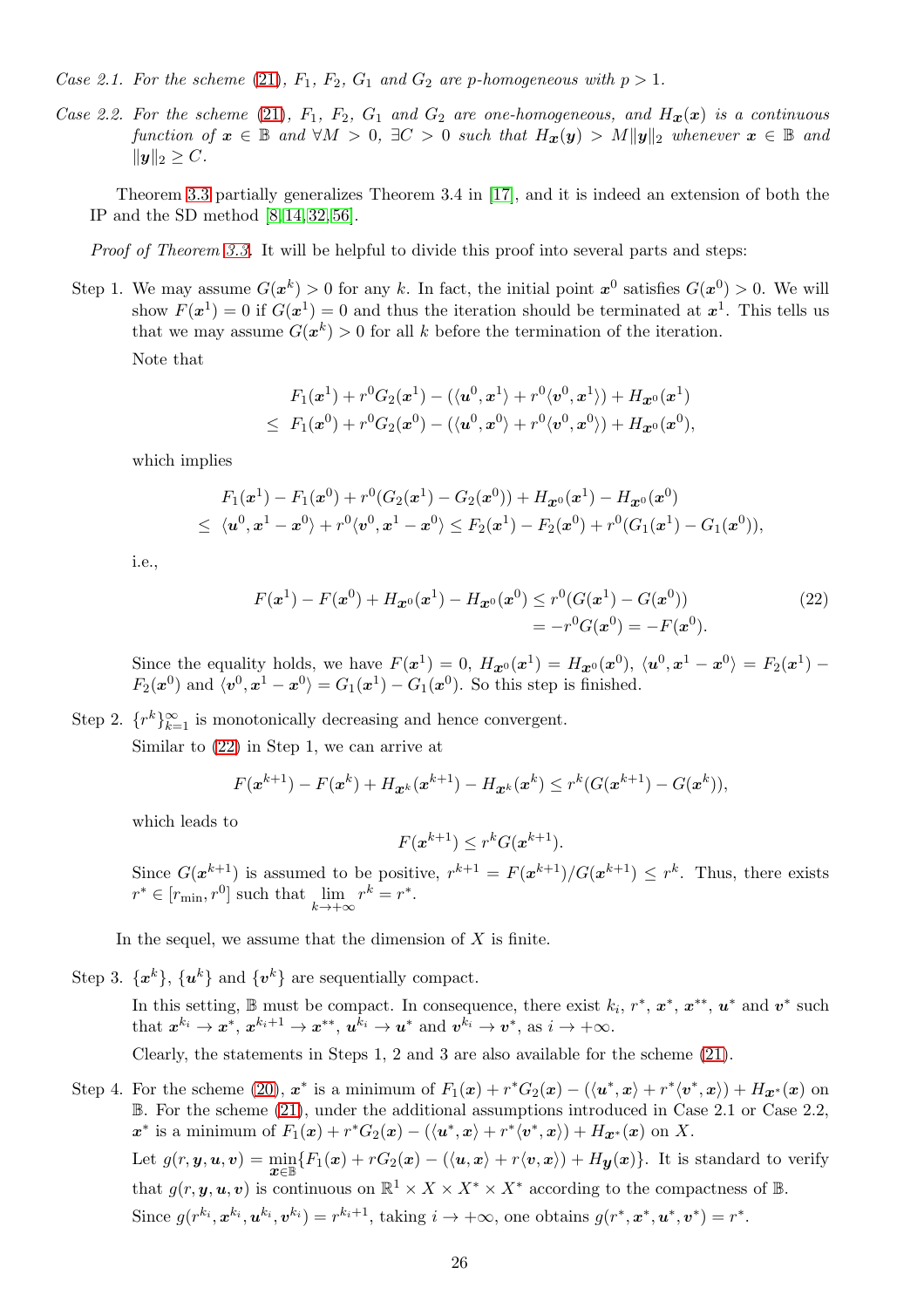*Case 2.1. For the scheme (21), $F_1$, $F_2$, $G_1$ and $G_2$ are p-homogeneous with $p > 1$.*

*Case 2.2. For the scheme (21), $F_1$, $F_2$, $G_1$ and $G_2$ are one-homogeneous, and $H_{\boldsymbol{x}}(\boldsymbol{x})$ is a continuous function of $\boldsymbol{x} \in \mathbb{B}$ and $\forall M > 0$, $\exists C > 0$ such that $H_{\boldsymbol{x}}(\boldsymbol{y}) > M\|\boldsymbol{y}\|_2$ whenever $\boldsymbol{x} \in \mathbb{B}$ and $\|\boldsymbol{y}\|_2 \geq C$.*

Theorem 3.3 partially generalizes Theorem 3.4 in [17], and it is indeed an extension of both the IP and the SD method [8,14,32,56].

*Proof of Theorem 3.3.* It will be helpful to divide this proof into several parts and steps:

Step 1. We may assume $G(\boldsymbol{x}^k) > 0$ for any $k$. In fact, the initial point $\boldsymbol{x}^0$ satisfies $G(\boldsymbol{x}^0) > 0$. We will show $F(\boldsymbol{x}^1) = 0$ if $G(\boldsymbol{x}^1) = 0$ and thus the iteration should be terminated at $\boldsymbol{x}^1$. This tells us that we may assume $G(\boldsymbol{x}^k) > 0$ for all $k$ before the termination of the iteration.

Note that

$$\begin{aligned} & F_1(\boldsymbol{x}^1) + r^0 G_2(\boldsymbol{x}^1) - (\langle \boldsymbol{u}^0, \boldsymbol{x}^1\rangle + r^0\langle \boldsymbol{v}^0, \boldsymbol{x}^1\rangle) + H_{\boldsymbol{x}^0}(\boldsymbol{x}^1) \\ \leq\ & F_1(\boldsymbol{x}^0) + r^0 G_2(\boldsymbol{x}^0) - (\langle \boldsymbol{u}^0, \boldsymbol{x}^0\rangle + r^0\langle \boldsymbol{v}^0, \boldsymbol{x}^0\rangle) + H_{\boldsymbol{x}^0}(\boldsymbol{x}^0), \end{aligned}$$

which implies

$$\begin{aligned} & F_1(\boldsymbol{x}^1) - F_1(\boldsymbol{x}^0) + r^0(G_2(\boldsymbol{x}^1) - G_2(\boldsymbol{x}^0)) + H_{\boldsymbol{x}^0}(\boldsymbol{x}^1) - H_{\boldsymbol{x}^0}(\boldsymbol{x}^0) \\ \leq\ & \langle \boldsymbol{u}^0, \boldsymbol{x}^1 - \boldsymbol{x}^0\rangle + r^0\langle \boldsymbol{v}^0, \boldsymbol{x}^1 - \boldsymbol{x}^0\rangle \leq F_2(\boldsymbol{x}^1) - F_2(\boldsymbol{x}^0) + r^0(G_1(\boldsymbol{x}^1) - G_1(\boldsymbol{x}^0)), \end{aligned}$$

i.e.,

$$\begin{aligned} F(\boldsymbol{x}^1) - F(\boldsymbol{x}^0) + H_{\boldsymbol{x}^0}(\boldsymbol{x}^1) - H_{\boldsymbol{x}^0}(\boldsymbol{x}^0) &\leq r^0(G(\boldsymbol{x}^1) - G(\boldsymbol{x}^0)) \\ &= -r^0 G(\boldsymbol{x}^0) = -F(\boldsymbol{x}^0). \end{aligned} \tag{22}$$

Since the equality holds, we have $F(\boldsymbol{x}^1) = 0$, $H_{\boldsymbol{x}^0}(\boldsymbol{x}^1) = H_{\boldsymbol{x}^0}(\boldsymbol{x}^0)$, $\langle \boldsymbol{u}^0, \boldsymbol{x}^1 - \boldsymbol{x}^0\rangle = F_2(\boldsymbol{x}^1) - F_2(\boldsymbol{x}^0)$ and $\langle \boldsymbol{v}^0, \boldsymbol{x}^1 - \boldsymbol{x}^0\rangle = G_1(\boldsymbol{x}^1) - G_1(\boldsymbol{x}^0)$. So this step is finished.

Step 2. $\{r^k\}_{k=1}^\infty$ is monotonically decreasing and hence convergent.

Similar to (22) in Step 1, we can arrive at

$$F(\boldsymbol{x}^{k+1}) - F(\boldsymbol{x}^k) + H_{\boldsymbol{x}^k}(\boldsymbol{x}^{k+1}) - H_{\boldsymbol{x}^k}(\boldsymbol{x}^k) \leq r^k(G(\boldsymbol{x}^{k+1}) - G(\boldsymbol{x}^k)),$$

which leads to

$$F(\boldsymbol{x}^{k+1}) \leq r^k G(\boldsymbol{x}^{k+1}).$$

Since $G(\boldsymbol{x}^{k+1})$ is assumed to be positive, $r^{k+1} = F(\boldsymbol{x}^{k+1})/G(\boldsymbol{x}^{k+1}) \leq r^k$. Thus, there exists $r^* \in [r_{\min}, r^0]$ such that $\lim\limits_{k\to+\infty} r^k = r^*$.

In the sequel, we assume that the dimension of $X$ is finite.

Step 3. $\{\boldsymbol{x}^k\}$, $\{\boldsymbol{u}^k\}$ and $\{\boldsymbol{v}^k\}$ are sequentially compact.

In this setting, $\mathbb{B}$ must be compact. In consequence, there exist $k_i$, $r^*$, $\boldsymbol{x}^*$, $\boldsymbol{x}^{**}$, $\boldsymbol{u}^*$ and $\boldsymbol{v}^*$ such that $\boldsymbol{x}^{k_i} \to \boldsymbol{x}^*$, $\boldsymbol{x}^{k_i+1} \to \boldsymbol{x}^{**}$, $\boldsymbol{u}^{k_i} \to \boldsymbol{u}^*$ and $\boldsymbol{v}^{k_i} \to \boldsymbol{v}^*$, as $i \to +\infty$.

Clearly, the statements in Steps 1, 2 and 3 are also available for the scheme (21).

Step 4. For the scheme (20), $\boldsymbol{x}^*$ is a minimum of $F_1(\boldsymbol{x}) + r^* G_2(\boldsymbol{x}) - (\langle \boldsymbol{u}^*, \boldsymbol{x}\rangle + r^*\langle \boldsymbol{v}^*, \boldsymbol{x}\rangle) + H_{\boldsymbol{x}^*}(\boldsymbol{x})$ on $\mathbb{B}$. For the scheme (21), under the additional assumptions introduced in Case 2.1 or Case 2.2, $\boldsymbol{x}^*$ is a minimum of $F_1(\boldsymbol{x}) + r^* G_2(\boldsymbol{x}) - (\langle \boldsymbol{u}^*, \boldsymbol{x}\rangle + r^*\langle \boldsymbol{v}^*, \boldsymbol{x}\rangle) + H_{\boldsymbol{x}^*}(\boldsymbol{x})$ on $X$.

Let $g(r, \boldsymbol{y}, \boldsymbol{u}, \boldsymbol{v}) = \min\limits_{\boldsymbol{x}\in\mathbb{B}}\{F_1(\boldsymbol{x}) + rG_2(\boldsymbol{x}) - (\langle \boldsymbol{u}, \boldsymbol{x}\rangle + r\langle \boldsymbol{v}, \boldsymbol{x}\rangle) + H_{\boldsymbol{y}}(\boldsymbol{x})\}$. It is standard to verify that $g(r, \boldsymbol{y}, \boldsymbol{u}, \boldsymbol{v})$ is continuous on $\mathbb{R}^1 \times X \times X^* \times X^*$ according to the compactness of $\mathbb{B}$.

Since $g(r^{k_i}, \boldsymbol{x}^{k_i}, \boldsymbol{u}^{k_i}, \boldsymbol{v}^{k_i}) = r^{k_i+1}$, taking $i \to +\infty$, one obtains $g(r^*, \boldsymbol{x}^*, \boldsymbol{u}^*, \boldsymbol{v}^*) = r^*$.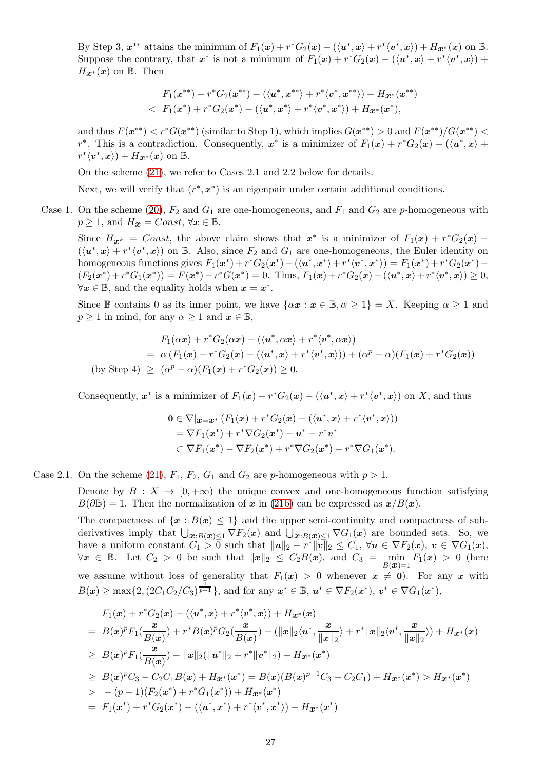By Step 3, $\boldsymbol{x}^{**}$ attains the minimum of $F_1(\boldsymbol{x}) + r^* G_2(\boldsymbol{x}) - (\langle \boldsymbol{u}^*, \boldsymbol{x}\rangle + r^*\langle \boldsymbol{v}^*, \boldsymbol{x}\rangle) + H_{\boldsymbol{x}^*}(\boldsymbol{x})$ on $\mathbb{B}$. Suppose the contrary, that $\boldsymbol{x}^*$ is not a minimum of $F_1(\boldsymbol{x}) + r^* G_2(\boldsymbol{x}) - (\langle \boldsymbol{u}^*, \boldsymbol{x}\rangle + r^*\langle \boldsymbol{v}^*, \boldsymbol{x}\rangle) + H_{\boldsymbol{x}^*}(\boldsymbol{x})$ on $\mathbb{B}$. Then

$$
\begin{aligned}
& F_1(\boldsymbol{x}^{**}) + r^* G_2(\boldsymbol{x}^{**}) - (\langle \boldsymbol{u}^*, \boldsymbol{x}^{**}\rangle + r^*\langle \boldsymbol{v}^*, \boldsymbol{x}^{**}\rangle) + H_{\boldsymbol{x}^*}(\boldsymbol{x}^{**}) \\
< \; & F_1(\boldsymbol{x}^{*}) + r^* G_2(\boldsymbol{x}^{*}) - (\langle \boldsymbol{u}^*, \boldsymbol{x}^{*}\rangle + r^*\langle \boldsymbol{v}^*, \boldsymbol{x}^{*}\rangle) + H_{\boldsymbol{x}^*}(\boldsymbol{x}^{*}),
\end{aligned}
$$

and thus $F(\boldsymbol{x}^{**}) < r^* G(\boldsymbol{x}^{**})$ (similar to Step 1), which implies $G(\boldsymbol{x}^{**}) > 0$ and $F(\boldsymbol{x}^{**})/G(\boldsymbol{x}^{**}) < r^*$. This is a contradiction. Consequently, $\boldsymbol{x}^*$ is a minimizer of $F_1(\boldsymbol{x}) + r^* G_2(\boldsymbol{x}) - (\langle \boldsymbol{u}^*, \boldsymbol{x}\rangle + r^*\langle \boldsymbol{v}^*, \boldsymbol{x}\rangle) + H_{\boldsymbol{x}^*}(\boldsymbol{x})$ on $\mathbb{B}$.

On the scheme (21), we refer to Cases 2.1 and 2.2 below for details.

Next, we will verify that $(r^*, \boldsymbol{x}^*)$ is an eigenpair under certain additional conditions.

Case 1. On the scheme (20), $F_2$ and $G_1$ are one-homogeneous, and $F_1$ and $G_2$ are $p$-homogeneous with $p \geq 1$, and $H_{\boldsymbol{x}} = Const$, $\forall \boldsymbol{x} \in \mathbb{B}$.

Since $H_{\boldsymbol{x}^k} = Const$, the above claim shows that $\boldsymbol{x}^*$ is a minimizer of $F_1(\boldsymbol{x}) + r^* G_2(\boldsymbol{x}) - (\langle \boldsymbol{u}^*, \boldsymbol{x}\rangle + r^*\langle \boldsymbol{v}^*, \boldsymbol{x}\rangle)$ on $\mathbb{B}$. Also, since $F_2$ and $G_1$ are one-homogeneous, the Euler identity on homogeneous functions gives $F_1(\boldsymbol{x}^*) + r^* G_2(\boldsymbol{x}^*) - (\langle \boldsymbol{u}^*, \boldsymbol{x}^*\rangle + r^*\langle \boldsymbol{v}^*, \boldsymbol{x}^*\rangle) = F_1(\boldsymbol{x}^*) + r^* G_2(\boldsymbol{x}^*) - (F_2(\boldsymbol{x}^*) + r^* G_1(\boldsymbol{x}^*)) = F(\boldsymbol{x}^*) - r^* G(\boldsymbol{x}^*) = 0$. Thus, $F_1(\boldsymbol{x}) + r^* G_2(\boldsymbol{x}) - (\langle \boldsymbol{u}^*, \boldsymbol{x}\rangle + r^*\langle \boldsymbol{v}^*, \boldsymbol{x}\rangle) \geq 0$, $\forall \boldsymbol{x} \in \mathbb{B}$, and the equality holds when $\boldsymbol{x} = \boldsymbol{x}^*$.

Since $\mathbb{B}$ contains 0 as its inner point, we have $\{\alpha \boldsymbol{x} : \boldsymbol{x} \in \mathbb{B}, \alpha \geq 1\} = X$. Keeping $\alpha \geq 1$ and $p \geq 1$ in mind, for any $\alpha \geq 1$ and $\boldsymbol{x} \in \mathbb{B}$,

$$
\begin{aligned}
& F_1(\alpha\boldsymbol{x}) + r^* G_2(\alpha\boldsymbol{x}) - (\langle \boldsymbol{u}^*, \alpha\boldsymbol{x}\rangle + r^*\langle \boldsymbol{v}^*, \alpha\boldsymbol{x}\rangle) \\
= \; & \alpha\left(F_1(\boldsymbol{x}) + r^* G_2(\boldsymbol{x}) - (\langle \boldsymbol{u}^*, \boldsymbol{x}\rangle + r^*\langle \boldsymbol{v}^*, \boldsymbol{x}\rangle)\right) + (\alpha^p - \alpha)(F_1(\boldsymbol{x}) + r^* G_2(\boldsymbol{x})) \\
\text{(by Step 4)} \; \geq \; & (\alpha^p - \alpha)(F_1(\boldsymbol{x}) + r^* G_2(\boldsymbol{x})) \geq 0.
\end{aligned}
$$

Consequently, $\boldsymbol{x}^*$ is a minimizer of $F_1(\boldsymbol{x}) + r^* G_2(\boldsymbol{x}) - (\langle \boldsymbol{u}^*, \boldsymbol{x}\rangle + r^*\langle \boldsymbol{v}^*, \boldsymbol{x}\rangle)$ on $X$, and thus

$$
\begin{aligned}
\boldsymbol{0} &\in \nabla|_{\boldsymbol{x}=\boldsymbol{x}^*}\left(F_1(\boldsymbol{x}) + r^* G_2(\boldsymbol{x}) - (\langle \boldsymbol{u}^*, \boldsymbol{x}\rangle + r^*\langle \boldsymbol{v}^*, \boldsymbol{x}\rangle)\right) \\
&= \nabla F_1(\boldsymbol{x}^*) + r^* \nabla G_2(\boldsymbol{x}^*) - \boldsymbol{u}^* - r^* \boldsymbol{v}^* \\
&\subset \nabla F_1(\boldsymbol{x}^*) - \nabla F_2(\boldsymbol{x}^*) + r^* \nabla G_2(\boldsymbol{x}^*) - r^* \nabla G_1(\boldsymbol{x}^*).
\end{aligned}
$$

Case 2.1. On the scheme (21), $F_1$, $F_2$, $G_1$ and $G_2$ are $p$-homogeneous with $p > 1$.

Denote by $B : X \to [0, +\infty)$ the unique convex and one-homogeneous function satisfying $B(\partial\mathbb{B}) = 1$. Then the normalization of $\boldsymbol{x}$ in (21b) can be expressed as $\boldsymbol{x}/B(\boldsymbol{x})$.

The compactness of $\{\boldsymbol{x} : B(\boldsymbol{x}) \leq 1\}$ and the upper semi-continuity and compactness of subderivatives imply that $\bigcup_{\boldsymbol{x}:B(\boldsymbol{x})\leq 1} \nabla F_2(\boldsymbol{x})$ and $\bigcup_{\boldsymbol{x}:B(\boldsymbol{x})\leq 1} \nabla G_1(\boldsymbol{x})$ are bounded sets. So, we have a uniform constant $C_1 > 0$ such that $\|\boldsymbol{u}\|_2 + r^*\|\boldsymbol{v}\|_2 \leq C_1$, $\forall \boldsymbol{u} \in \nabla F_2(\boldsymbol{x})$, $\boldsymbol{v} \in \nabla G_1(\boldsymbol{x})$, $\forall \boldsymbol{x} \in \mathbb{B}$. Let $C_2 > 0$ be such that $\|\boldsymbol{x}\|_2 \leq C_2 B(\boldsymbol{x})$, and $C_3 = \min\limits_{B(\boldsymbol{x})=1} F_1(\boldsymbol{x}) > 0$ (here we assume without loss of generality that $F_1(\boldsymbol{x}) > 0$ whenever $\boldsymbol{x} \neq \boldsymbol{0}$). For any $\boldsymbol{x}$ with $B(\boldsymbol{x}) \geq \max\{2, (2C_1C_2/C_3)^{\frac{1}{p-1}}\}$, and for any $\boldsymbol{x}^* \in \mathbb{B}$, $\boldsymbol{u}^* \in \nabla F_2(\boldsymbol{x}^*)$, $\boldsymbol{v}^* \in \nabla G_1(\boldsymbol{x}^*)$,

$$
\begin{aligned}
& F_1(\boldsymbol{x}) + r^* G_2(\boldsymbol{x}) - (\langle \boldsymbol{u}^*, \boldsymbol{x}\rangle + r^*\langle \boldsymbol{v}^*, \boldsymbol{x}\rangle) + H_{\boldsymbol{x}^*}(\boldsymbol{x}) \\
= \; & B(\boldsymbol{x})^p F_1\left(\frac{\boldsymbol{x}}{B(\boldsymbol{x})}\right) + r^* B(\boldsymbol{x})^p G_2\left(\frac{\boldsymbol{x}}{B(\boldsymbol{x})}\right) - \left(\|\boldsymbol{x}\|_2 \langle \boldsymbol{u}^*, \frac{\boldsymbol{x}}{\|\boldsymbol{x}\|_2}\rangle + r^*\|\boldsymbol{x}\|_2 \langle \boldsymbol{v}^*, \frac{\boldsymbol{x}}{\|\boldsymbol{x}\|_2}\rangle\right) + H_{\boldsymbol{x}^*}(\boldsymbol{x}) \\
\geq \; & B(\boldsymbol{x})^p F_1\left(\frac{\boldsymbol{x}}{B(\boldsymbol{x})}\right) - \|\boldsymbol{x}\|_2(\|\boldsymbol{u}^*\|_2 + r^*\|\boldsymbol{v}^*\|_2) + H_{\boldsymbol{x}^*}(\boldsymbol{x}^*) \\
\geq \; & B(\boldsymbol{x})^p C_3 - C_2 C_1 B(\boldsymbol{x}) + H_{\boldsymbol{x}^*}(\boldsymbol{x}^*) = B(\boldsymbol{x})(B(\boldsymbol{x})^{p-1} C_3 - C_2 C_1) + H_{\boldsymbol{x}^*}(\boldsymbol{x}^*) > H_{\boldsymbol{x}^*}(\boldsymbol{x}^*) \\
> \; & -(p-1)(F_2(\boldsymbol{x}^*) + r^* G_1(\boldsymbol{x}^*)) + H_{\boldsymbol{x}^*}(\boldsymbol{x}^*) \\
= \; & F_1(\boldsymbol{x}^*) + r^* G_2(\boldsymbol{x}^*) - (\langle \boldsymbol{u}^*, \boldsymbol{x}^*\rangle + r^*\langle \boldsymbol{v}^*, \boldsymbol{x}^*\rangle) + H_{\boldsymbol{x}^*}(\boldsymbol{x}^*)
\end{aligned}
$$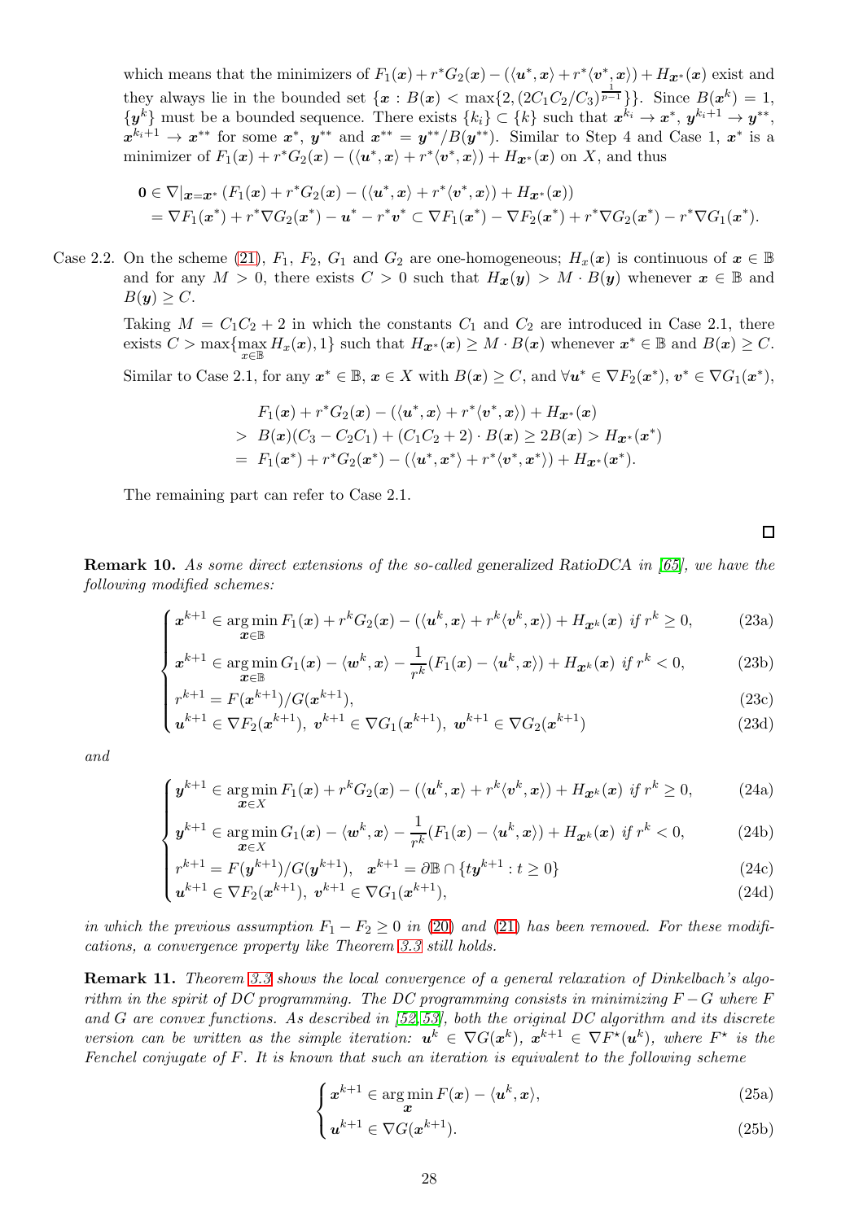which means that the minimizers of $F_1(\boldsymbol{x})+r^*G_2(\boldsymbol{x})-(\langle \boldsymbol{u}^*,\boldsymbol{x}\rangle + r^*\langle \boldsymbol{v}^*,\boldsymbol{x}\rangle)+H_{\boldsymbol{x}^*}(\boldsymbol{x})$ exist and they always lie in the bounded set $\{\boldsymbol{x} : B(\boldsymbol{x}) < \max\{2,(2C_1C_2/C_3)^{\frac{1}{p-1}}\}\}$. Since $B(\boldsymbol{x}^k)=1$, $\{\boldsymbol{y}^k\}$ must be a bounded sequence. There exists $\{k_i\}\subset\{k\}$ such that $\boldsymbol{x}^{k_i}\to\boldsymbol{x}^*$, $\boldsymbol{y}^{k_i+1}\to\boldsymbol{y}^{**}$, $\boldsymbol{x}^{k_i+1}\to\boldsymbol{x}^{**}$ for some $\boldsymbol{x}^*$, $\boldsymbol{y}^{**}$ and $\boldsymbol{x}^{**}=\boldsymbol{y}^{**}/B(\boldsymbol{y}^{**})$. Similar to Step 4 and Case 1, $\boldsymbol{x}^*$ is a minimizer of $F_1(\boldsymbol{x})+r^*G_2(\boldsymbol{x})-(\langle \boldsymbol{u}^*,\boldsymbol{x}\rangle+r^*\langle \boldsymbol{v}^*,\boldsymbol{x}\rangle)+H_{\boldsymbol{x}^*}(\boldsymbol{x})$ on $X$, and thus

$$
\begin{aligned}
\boldsymbol{0} &\in \nabla|_{\boldsymbol{x}=\boldsymbol{x}^*}\left(F_1(\boldsymbol{x})+r^*G_2(\boldsymbol{x})-(\langle \boldsymbol{u}^*,\boldsymbol{x}\rangle+r^*\langle \boldsymbol{v}^*,\boldsymbol{x}\rangle)+H_{\boldsymbol{x}^*}(\boldsymbol{x})\right)\\
&=\nabla F_1(\boldsymbol{x}^*)+r^*\nabla G_2(\boldsymbol{x}^*)-\boldsymbol{u}^*-r^*\boldsymbol{v}^*\subset \nabla F_1(\boldsymbol{x}^*)-\nabla F_2(\boldsymbol{x}^*)+r^*\nabla G_2(\boldsymbol{x}^*)-r^*\nabla G_1(\boldsymbol{x}^*).
\end{aligned}
$$

Case 2.2. On the scheme (21), $F_1$, $F_2$, $G_1$ and $G_2$ are one-homogeneous; $H_x(\boldsymbol{x})$ is continuous of $\boldsymbol{x}\in\mathbb{B}$ and for any $M>0$, there exists $C>0$ such that $H_{\boldsymbol{x}}(\boldsymbol{y})>M\cdot B(\boldsymbol{y})$ whenever $\boldsymbol{x}\in\mathbb{B}$ and $B(\boldsymbol{y})\ge C$.

Taking $M=C_1C_2+2$ in which the constants $C_1$ and $C_2$ are introduced in Case 2.1, there exists $C>\max\{\max_{x\in\mathbb{B}} H_x(\boldsymbol{x}),1\}$ such that $H_{\boldsymbol{x}^*}(\boldsymbol{x})\ge M\cdot B(\boldsymbol{x})$ whenever $\boldsymbol{x}^*\in\mathbb{B}$ and $B(\boldsymbol{x})\ge C$.

Similar to Case 2.1, for any $\boldsymbol{x}^*\in\mathbb{B}$, $\boldsymbol{x}\in X$ with $B(\boldsymbol{x})\ge C$, and $\forall \boldsymbol{u}^*\in\nabla F_2(\boldsymbol{x}^*)$, $\boldsymbol{v}^*\in\nabla G_1(\boldsymbol{x}^*)$,

$$
\begin{aligned}
& F_1(\boldsymbol{x})+r^*G_2(\boldsymbol{x})-(\langle \boldsymbol{u}^*,\boldsymbol{x}\rangle+r^*\langle \boldsymbol{v}^*,\boldsymbol{x}\rangle)+H_{\boldsymbol{x}^*}(\boldsymbol{x})\\
>\ & B(\boldsymbol{x})(C_3-C_2C_1)+(C_1C_2+2)\cdot B(\boldsymbol{x})\ge 2B(\boldsymbol{x})>H_{\boldsymbol{x}^*}(\boldsymbol{x}^*)\\
=\ & F_1(\boldsymbol{x}^*)+r^*G_2(\boldsymbol{x}^*)-(\langle \boldsymbol{u}^*,\boldsymbol{x}^*\rangle+r^*\langle \boldsymbol{v}^*,\boldsymbol{x}^*\rangle)+H_{\boldsymbol{x}^*}(\boldsymbol{x}^*).
\end{aligned}
$$

The remaining part can refer to Case 2.1.

□

**Remark 10.** *As some direct extensions of the so-called generalized RatioDCA in [65], we have the following modified schemes:*

$$
\begin{cases}
\boldsymbol{x}^{k+1}\in\arg\min\limits_{\boldsymbol{x}\in\mathbb{B}} F_1(\boldsymbol{x})+r^kG_2(\boldsymbol{x})-(\langle \boldsymbol{u}^k,\boldsymbol{x}\rangle+r^k\langle \boldsymbol{v}^k,\boldsymbol{x}\rangle)+H_{\boldsymbol{x}^k}(\boldsymbol{x}) \text{ if } r^k\ge 0, & \text{(23a)}\\
\boldsymbol{x}^{k+1}\in\arg\min\limits_{\boldsymbol{x}\in\mathbb{B}} G_1(\boldsymbol{x})-\langle \boldsymbol{w}^k,\boldsymbol{x}\rangle-\frac{1}{r^k}(F_1(\boldsymbol{x})-\langle \boldsymbol{u}^k,\boldsymbol{x}\rangle)+H_{\boldsymbol{x}^k}(\boldsymbol{x}) \text{ if } r^k<0, & \text{(23b)}\\
r^{k+1}=F(\boldsymbol{x}^{k+1})/G(\boldsymbol{x}^{k+1}), & \text{(23c)}\\
\boldsymbol{u}^{k+1}\in\nabla F_2(\boldsymbol{x}^{k+1}),\ \boldsymbol{v}^{k+1}\in\nabla G_1(\boldsymbol{x}^{k+1}),\ \boldsymbol{w}^{k+1}\in\nabla G_2(\boldsymbol{x}^{k+1}) & \text{(23d)}
\end{cases}
$$

*and*

$$
\begin{cases}
\boldsymbol{y}^{k+1}\in\arg\min\limits_{\boldsymbol{x}\in X} F_1(\boldsymbol{x})+r^kG_2(\boldsymbol{x})-(\langle \boldsymbol{u}^k,\boldsymbol{x}\rangle+r^k\langle \boldsymbol{v}^k,\boldsymbol{x}\rangle)+H_{\boldsymbol{x}^k}(\boldsymbol{x}) \text{ if } r^k\ge 0, & \text{(24a)}\\
\boldsymbol{y}^{k+1}\in\arg\min\limits_{\boldsymbol{x}\in X} G_1(\boldsymbol{x})-\langle \boldsymbol{w}^k,\boldsymbol{x}\rangle-\frac{1}{r^k}(F_1(\boldsymbol{x})-\langle \boldsymbol{u}^k,\boldsymbol{x}\rangle)+H_{\boldsymbol{x}^k}(\boldsymbol{x}) \text{ if } r^k<0, & \text{(24b)}\\
r^{k+1}=F(\boldsymbol{y}^{k+1})/G(\boldsymbol{y}^{k+1}),\quad \boldsymbol{x}^{k+1}=\partial\mathbb{B}\cap\{t\boldsymbol{y}^{k+1}:t\ge 0\} & \text{(24c)}\\
\boldsymbol{u}^{k+1}\in\nabla F_2(\boldsymbol{x}^{k+1}),\ \boldsymbol{v}^{k+1}\in\nabla G_1(\boldsymbol{x}^{k+1}), & \text{(24d)}
\end{cases}
$$

*in which the previous assumption $F_1-F_2\ge 0$ in (20) and (21) has been removed. For these modifications, a convergence property like Theorem 3.3 still holds.*

**Remark 11.** *Theorem 3.3 shows the local convergence of a general relaxation of Dinkelbach's algorithm in the spirit of DC programming. The DC programming consists in minimizing $F-G$ where $F$ and $G$ are convex functions. As described in [52, 53], both the original DC algorithm and its discrete version can be written as the simple iteration: $\boldsymbol{u}^k\in\nabla G(\boldsymbol{x}^k)$, $\boldsymbol{x}^{k+1}\in\nabla F^\star(\boldsymbol{u}^k)$, where $F^\star$ is the Fenchel conjugate of $F$. It is known that such an iteration is equivalent to the following scheme*

$$
\begin{cases}
\boldsymbol{x}^{k+1}\in\arg\min\limits_{\boldsymbol{x}} F(\boldsymbol{x})-\langle \boldsymbol{u}^k,\boldsymbol{x}\rangle, & \text{(25a)}\\
\boldsymbol{u}^{k+1}\in\nabla G(\boldsymbol{x}^{k+1}). & \text{(25b)}
\end{cases}
$$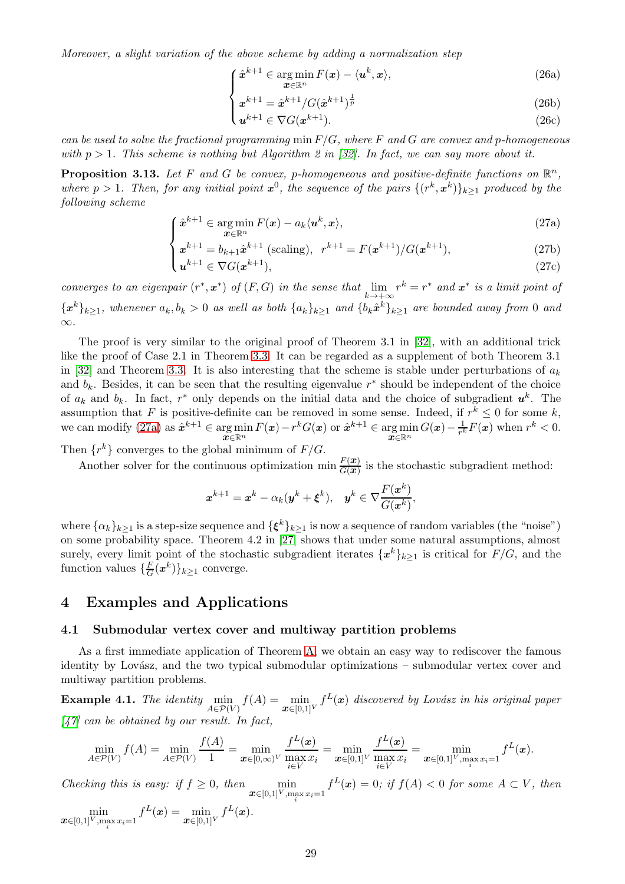*Moreover, a slight variation of the above scheme by adding a normalization step*

$$
\begin{cases}
\hat{\boldsymbol{x}}^{k+1} \in \underset{\boldsymbol{x}\in\mathbb{R}^n}{\arg\min}\, F(\boldsymbol{x}) - \langle \boldsymbol{u}^k, \boldsymbol{x}\rangle, & \text{(26a)}\\
\boldsymbol{x}^{k+1} = \hat{\boldsymbol{x}}^{k+1}/G(\hat{\boldsymbol{x}}^{k+1})^{\frac{1}{p}} & \text{(26b)}\\
\boldsymbol{u}^{k+1} \in \nabla G(\boldsymbol{x}^{k+1}). & \text{(26c)}
\end{cases}
$$

*can be used to solve the fractional programming* $\min F/G$*, where* $F$ *and* $G$ *are convex and* $p$*-homogeneous with* $p > 1$*. This scheme is nothing but Algorithm 2 in [32]. In fact, we can say more about it.*

**Proposition 3.13.** *Let* $F$ *and* $G$ *be convex,* $p$*-homogeneous and positive-definite functions on* $\mathbb{R}^n$*, where* $p > 1$*. Then, for any initial point* $\boldsymbol{x}^0$*, the sequence of the pairs* $\{(r^k, \boldsymbol{x}^k)\}_{k\ge 1}$ *produced by the following scheme*

$$
\begin{cases}
\hat{\boldsymbol{x}}^{k+1} \in \underset{\boldsymbol{x}\in\mathbb{R}^n}{\arg\min}\, F(\boldsymbol{x}) - a_k\langle \boldsymbol{u}^k, \boldsymbol{x}\rangle, & \text{(27a)}\\
\boldsymbol{x}^{k+1} = b_{k+1}\hat{\boldsymbol{x}}^{k+1} \text{ (scaling)}, \quad r^{k+1} = F(\boldsymbol{x}^{k+1})/G(\boldsymbol{x}^{k+1}), & \text{(27b)}\\
\boldsymbol{u}^{k+1} \in \nabla G(\boldsymbol{x}^{k+1}), & \text{(27c)}
\end{cases}
$$

*converges to an eigenpair* $(r^*, \boldsymbol{x}^*)$ *of* $(F, G)$ *in the sense that* $\lim_{k\to+\infty} r^k = r^*$ *and* $\boldsymbol{x}^*$ *is a limit point of* $\{\boldsymbol{x}^k\}_{k\ge1}$*, whenever* $a_k, b_k > 0$ *as well as both* $\{a_k\}_{k\ge1}$ *and* $\{b_k\hat{\boldsymbol{x}}^k\}_{k\ge1}$ *are bounded away from* $0$ *and* $\infty$*.*

The proof is very similar to the original proof of Theorem 3.1 in [32], with an additional trick like the proof of Case 2.1 in Theorem 3.3. It can be regarded as a supplement of both Theorem 3.1 in [32] and Theorem 3.3. It is also interesting that the scheme is stable under perturbations of $a_k$ and $b_k$. Besides, it can be seen that the resulting eigenvalue $r^*$ should be independent of the choice of $a_k$ and $b_k$. In fact, $r^*$ only depends on the initial data and the choice of subgradient $\boldsymbol{u}^k$. The assumption that $F$ is positive-definite can be removed in some sense. Indeed, if $r^k \le 0$ for some $k$, we can modify (27a) as $\hat{\boldsymbol{x}}^{k+1} \in \underset{\boldsymbol{x}\in\mathbb{R}^n}{\arg\min}\, F(\boldsymbol{x}) - r^k G(\boldsymbol{x})$ or $\hat{\boldsymbol{x}}^{k+1} \in \underset{\boldsymbol{x}\in\mathbb{R}^n}{\arg\min}\, G(\boldsymbol{x}) - \frac{1}{r^k}F(\boldsymbol{x})$ when $r^k < 0$. Then $\{r^k\}$ converges to the global minimum of $F/G$.

Another solver for the continuous optimization $\min \frac{F(\boldsymbol{x})}{G(\boldsymbol{x})}$ is the stochastic subgradient method:

$$
\boldsymbol{x}^{k+1} = \boldsymbol{x}^k - \alpha_k(\boldsymbol{y}^k + \boldsymbol{\xi}^k), \quad \boldsymbol{y}^k \in \nabla\frac{F(\boldsymbol{x}^k)}{G(\boldsymbol{x}^k)},
$$

where $\{\alpha_k\}_{k\ge1}$ is a step-size sequence and $\{\boldsymbol{\xi}^k\}_{k\ge1}$ is now a sequence of random variables (the "noise") on some probability space. Theorem 4.2 in [27] shows that under some natural assumptions, almost surely, every limit point of the stochastic subgradient iterates $\{\boldsymbol{x}^k\}_{k\ge1}$ is critical for $F/G$, and the function values $\{\frac{F}{G}(\boldsymbol{x}^k)\}_{k\ge1}$ converge.

# 4 Examples and Applications

## 4.1 Submodular vertex cover and multiway partition problems

As a first immediate application of Theorem A, we obtain an easy way to rediscover the famous identity by Lovász, and the two typical submodular optimizations – submodular vertex cover and multiway partition problems.

**Example 4.1.** *The identity* $\min_{A\in\mathcal{P}(V)} f(A) = \min_{\boldsymbol{x}\in[0,1]^V} f^L(\boldsymbol{x})$ *discovered by Lovász in his original paper [47] can be obtained by our result. In fact,*

$$
\min_{A\in\mathcal{P}(V)} f(A) = \min_{A\in\mathcal{P}(V)} \frac{f(A)}{1} = \min_{\boldsymbol{x}\in[0,\infty)^V} \frac{f^L(\boldsymbol{x})}{\max\limits_{i\in V} x_i} = \min_{\boldsymbol{x}\in[0,1]^V} \frac{f^L(\boldsymbol{x})}{\max\limits_{i\in V} x_i} = \min_{\boldsymbol{x}\in[0,1]^V, \max_i x_i = 1} f^L(\boldsymbol{x}).
$$

*Checking this is easy: if* $f \ge 0$*, then* $\min_{\boldsymbol{x}\in[0,1]^V, \max_i x_i=1} f^L(\boldsymbol{x}) = 0$*; if* $f(A) < 0$ *for some* $A \subset V$*, then* $\min_{\boldsymbol{x}\in[0,1]^V, \max_i x_i=1} f^L(\boldsymbol{x}) = \min_{\boldsymbol{x}\in[0,1]^V} f^L(\boldsymbol{x})$*.*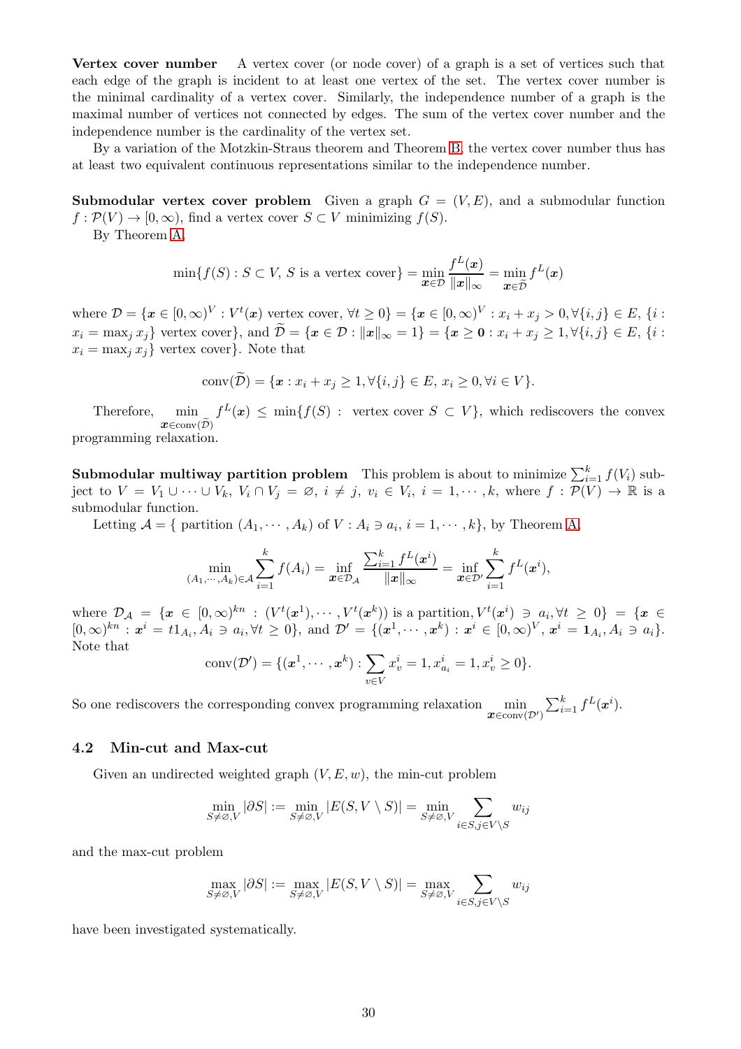**Vertex cover number** A vertex cover (or node cover) of a graph is a set of vertices such that each edge of the graph is incident to at least one vertex of the set. The vertex cover number is the minimal cardinality of a vertex cover. Similarly, the independence number of a graph is the maximal number of vertices not connected by edges. The sum of the vertex cover number and the independence number is the cardinality of the vertex set.

By a variation of the Motzkin-Straus theorem and Theorem B, the vertex cover number thus has at least two equivalent continuous representations similar to the independence number.

**Submodular vertex cover problem** Given a graph $G = (V, E)$, and a submodular function $f : \mathcal{P}(V) \to [0, \infty)$, find a vertex cover $S \subset V$ minimizing $f(S)$.

By Theorem A,

$$\min\{f(S) : S \subset V,\, S \text{ is a vertex cover}\} = \min_{\boldsymbol{x}\in\mathcal{D}} \frac{f^L(\boldsymbol{x})}{\|\boldsymbol{x}\|_\infty} = \min_{\boldsymbol{x}\in\widetilde{\mathcal{D}}} f^L(\boldsymbol{x})$$

where $\mathcal{D} = \{\boldsymbol{x} \in [0,\infty)^V : V^t(\boldsymbol{x}) \text{ vertex cover}, \forall t \ge 0\} = \{\boldsymbol{x} \in [0,\infty)^V : x_i + x_j > 0, \forall\{i,j\} \in E, \{i : x_i = \max_j x_j\} \text{ vertex cover}\}$, and $\widetilde{\mathcal{D}} = \{\boldsymbol{x} \in \mathcal{D} : \|\boldsymbol{x}\|_\infty = 1\} = \{\boldsymbol{x} \ge \boldsymbol{0} : x_i + x_j \ge 1, \forall\{i,j\} \in E, \{i : x_i = \max_j x_j\} \text{ vertex cover}\}$. Note that

$$\mathrm{conv}(\widetilde{\mathcal{D}}) = \{\boldsymbol{x} : x_i + x_j \ge 1, \forall\{i,j\} \in E,\, x_i \ge 0, \forall i \in V\}.$$

Therefore, $\min\limits_{\boldsymbol{x}\in\mathrm{conv}(\widetilde{\mathcal{D}})} f^L(\boldsymbol{x}) \le \min\{f(S) :\ \text{vertex cover } S \subset V\}$, which rediscovers the convex programming relaxation.

**Submodular multiway partition problem** This problem is about to minimize $\sum_{i=1}^k f(V_i)$ subject to $V = V_1 \cup \cdots \cup V_k$, $V_i \cap V_j = \varnothing$, $i \ne j$, $v_i \in V_i$, $i = 1, \cdots, k$, where $f : \mathcal{P}(V) \to \mathbb{R}$ is a submodular function.

Letting $\mathcal{A} = \{$ partition $(A_1, \cdots, A_k)$ of $V : A_i \ni a_i, i = 1, \cdots, k\}$, by Theorem A,

$$\min_{(A_1,\cdots,A_k)\in\mathcal{A}} \sum_{i=1}^k f(A_i) = \inf_{\boldsymbol{x}\in\mathcal{D}_{\mathcal{A}}} \frac{\sum_{i=1}^k f^L(\boldsymbol{x}^i)}{\|\boldsymbol{x}\|_\infty} = \inf_{\boldsymbol{x}\in\mathcal{D}'} \sum_{i=1}^k f^L(\boldsymbol{x}^i),$$

where $\mathcal{D}_{\mathcal{A}} = \{\boldsymbol{x} \in [0,\infty)^{kn} : (V^t(\boldsymbol{x}^1), \cdots, V^t(\boldsymbol{x}^k)) \text{ is a partition}, V^t(\boldsymbol{x}^i) \ni a_i, \forall t \ge 0\} = \{\boldsymbol{x} \in [0,\infty)^{kn} : \boldsymbol{x}^i = t1_{A_i}, A_i \ni a_i, \forall t \ge 0\}$, and $\mathcal{D}' = \{(\boldsymbol{x}^1, \cdots, \boldsymbol{x}^k) : \boldsymbol{x}^i \in [0,\infty)^V, \boldsymbol{x}^i = \boldsymbol{1}_{A_i}, A_i \ni a_i\}$. Note that

$$\mathrm{conv}(\mathcal{D}') = \{(\boldsymbol{x}^1, \cdots, \boldsymbol{x}^k) : \sum_{v\in V} x_v^i = 1, x_{a_i}^i = 1, x_v^i \ge 0\}.$$

So one rediscovers the corresponding convex programming relaxation $\min\limits_{\boldsymbol{x}\in\mathrm{conv}(\mathcal{D}')} \sum_{i=1}^k f^L(\boldsymbol{x}^i)$.

### 4.2 Min-cut and Max-cut

Given an undirected weighted graph $(V, E, w)$, the min-cut problem

$$\min_{S\ne\varnothing,V} |\partial S| := \min_{S\ne\varnothing,V} |E(S, V\setminus S)| = \min_{S\ne\varnothing,V} \sum_{i\in S, j\in V\setminus S} w_{ij}$$

and the max-cut problem

$$\max_{S\ne\varnothing,V} |\partial S| := \max_{S\ne\varnothing,V} |E(S, V\setminus S)| = \max_{S\ne\varnothing,V} \sum_{i\in S, j\in V\setminus S} w_{ij}$$

have been investigated systematically.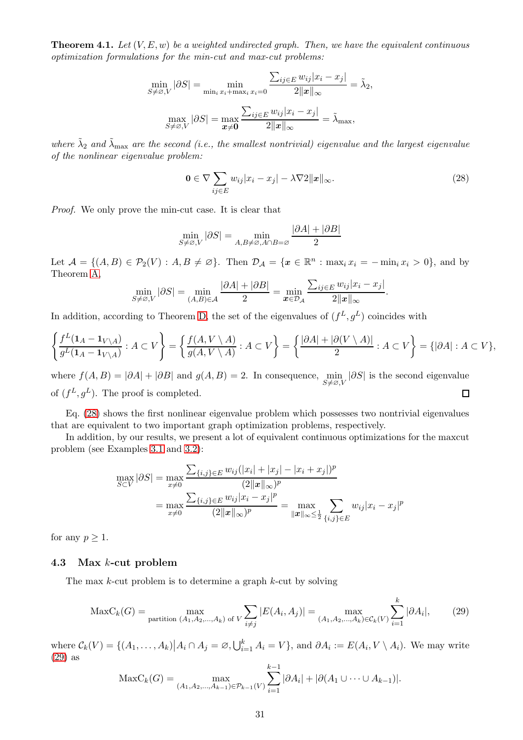**Theorem 4.1.** *Let $(V, E, w)$ be a weighted undirected graph. Then, we have the equivalent continuous optimization formulations for the min-cut and max-cut problems:*

$$\min_{S\neq\varnothing,V} |\partial S| = \min_{\min_i x_i+\max_i x_i=0} \frac{\sum_{ij\in E} w_{ij}|x_i - x_j|}{2\|\boldsymbol{x}\|_\infty} = \tilde{\lambda}_2,$$

$$\max_{S\neq\varnothing,V} |\partial S| = \max_{\boldsymbol{x}\neq\boldsymbol{0}} \frac{\sum_{ij\in E} w_{ij}|x_i - x_j|}{2\|\boldsymbol{x}\|_\infty} = \tilde{\lambda}_{\max},$$

*where $\tilde{\lambda}_2$ and $\tilde{\lambda}_{\max}$ are the second (i.e., the smallest nontrivial) eigenvalue and the largest eigenvalue of the nonlinear eigenvalue problem:*

$$\boldsymbol{0} \in \nabla \sum_{ij\in E} w_{ij}|x_i - x_j| - \lambda\nabla 2\|\boldsymbol{x}\|_\infty. \tag{28}$$

*Proof.* We only prove the min-cut case. It is clear that

$$\min_{S\neq\varnothing,V} |\partial S| = \min_{A,B\neq\varnothing,A\cap B=\varnothing} \frac{|\partial A| + |\partial B|}{2}$$

Let $\mathcal{A} = \{(A, B) \in \mathcal{P}_2(V) : A, B \neq \varnothing\}$. Then $\mathcal{D}_{\mathcal{A}} = \{\boldsymbol{x} \in \mathbb{R}^n : \max_i x_i = -\min_i x_i > 0\}$, and by Theorem A,

$$\min_{S\neq\varnothing,V} |\partial S| = \min_{(A,B)\in\mathcal{A}} \frac{|\partial A| + |\partial B|}{2} = \min_{\boldsymbol{x}\in\mathcal{D}_{\mathcal{A}}} \frac{\sum_{ij\in E} w_{ij}|x_i - x_j|}{2\|\boldsymbol{x}\|_\infty}.$$

In addition, according to Theorem D, the set of the eigenvalues of $(f^L, g^L)$ coincides with

$$\left\{\frac{f^L(\mathbf{1}_A - \mathbf{1}_{V\setminus A})}{g^L(\mathbf{1}_A - \mathbf{1}_{V\setminus A})} : A \subset V\right\} = \left\{\frac{f(A, V\setminus A)}{g(A, V\setminus A)} : A \subset V\right\} = \left\{\frac{|\partial A| + |\partial(V\setminus A)|}{2} : A \subset V\right\} = \{|\partial A| : A \subset V\},$$

where $f(A, B) = |\partial A| + |\partial B|$ and $g(A, B) = 2$. In consequence, $\min_{S\neq\varnothing,V} |\partial S|$ is the second eigenvalue of $(f^L, g^L)$. The proof is completed. ∎

Eq. (28) shows the first nonlinear eigenvalue problem which possesses two nontrivial eigenvalues that are equivalent to two important graph optimization problems, respectively.

In addition, by our results, we present a lot of equivalent continuous optimizations for the maxcut problem (see Examples 3.1 and 3.2):

$$\begin{aligned}\max_{S\subset V} |\partial S| &= \max_{x\neq 0} \frac{\sum_{\{i,j\}\in E} w_{ij}(|x_i| + |x_j| - |x_i + x_j|)^p}{(2\|\boldsymbol{x}\|_\infty)^p} \\ &= \max_{x\neq 0} \frac{\sum_{\{i,j\}\in E} w_{ij}|x_i - x_j|^p}{(2\|\boldsymbol{x}\|_\infty)^p} = \max_{\|\boldsymbol{x}\|_\infty\leq\frac{1}{2}} \sum_{\{i,j\}\in E} w_{ij}|x_i - x_j|^p\end{aligned}$$

for any $p \geq 1$.

### 4.3 Max $k$-cut problem

The max $k$-cut problem is to determine a graph $k$-cut by solving

$$\mathrm{MaxC}_k(G) = \max_{\text{partition } (A_1,A_2,\ldots,A_k) \text{ of } V} \sum_{i\neq j} |E(A_i, A_j)| = \max_{(A_1,A_2,\ldots,A_k)\in\mathcal{C}_k(V)} \sum_{i=1}^k |\partial A_i|, \tag{29}$$

where $\mathcal{C}_k(V) = \{(A_1, \ldots, A_k)\big|A_i \cap A_j = \varnothing, \bigcup_{i=1}^k A_i = V\}$, and $\partial A_i := E(A_i, V \setminus A_i)$. We may write (29) as

$$\mathrm{MaxC}_k(G) = \max_{(A_1,A_2,\ldots,A_{k-1})\in\mathcal{P}_{k-1}(V)} \sum_{i=1}^{k-1} |\partial A_i| + |\partial(A_1 \cup \cdots \cup A_{k-1})|.$$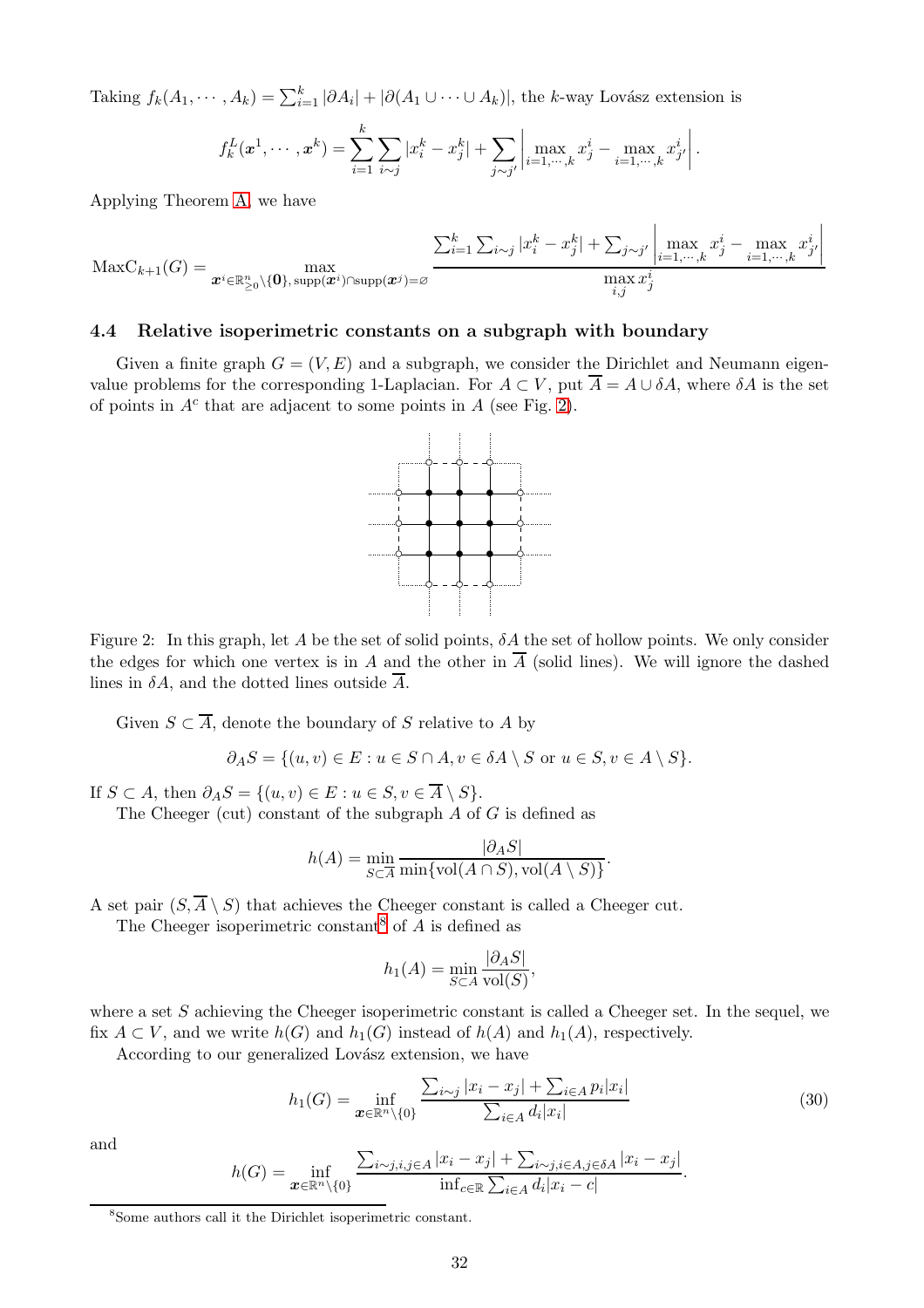Taking $f_k(A_1,\cdots,A_k)=\sum_{i=1}^k|\partial A_i|+|\partial(A_1\cup\cdots\cup A_k)|$, the $k$-way Lovász extension is

$$f_k^L(\boldsymbol{x}^1,\cdots,\boldsymbol{x}^k)=\sum_{i=1}^k\sum_{i\sim j}|x_i^k-x_j^k|+\sum_{j\sim j'}\left|\max_{i=1,\cdots,k}x_j^i-\max_{i=1,\cdots,k}x_{j'}^i\right|.$$

Applying Theorem A, we have

$$\mathrm{MaxC}_{k+1}(G)=\max_{\boldsymbol{x}^i\in\mathbb{R}^n_{\ge0}\setminus\{\boldsymbol{0}\},\,\mathrm{supp}(\boldsymbol{x}^i)\cap\mathrm{supp}(\boldsymbol{x}^j)=\varnothing}\frac{\sum_{i=1}^k\sum_{i\sim j}|x_i^k-x_j^k|+\sum_{j\sim j'}\left|\max\limits_{i=1,\cdots,k}x_j^i-\max\limits_{i=1,\cdots,k}x_{j'}^i\right|}{\max\limits_{i,j}x_j^i}$$

### 4.4 Relative isoperimetric constants on a subgraph with boundary

Given a finite graph $G=(V,E)$ and a subgraph, we consider the Dirichlet and Neumann eigenvalue problems for the corresponding 1-Laplacian. For $A\subset V$, put $\overline{A}=A\cup\delta A$, where $\delta A$ is the set of points in $A^c$ that are adjacent to some points in $A$ (see Fig. 2).

Figure 2: In this graph, let $A$ be the set of solid points, $\delta A$ the set of hollow points. We only consider the edges for which one vertex is in $A$ and the other in $\overline{A}$ (solid lines). We will ignore the dashed lines in $\delta A$, and the dotted lines outside $\overline{A}$.

Given $S\subset\overline{A}$, denote the boundary of $S$ relative to $A$ by

$$\partial_A S=\{(u,v)\in E: u\in S\cap A, v\in\delta A\setminus S\text{ or }u\in S, v\in A\setminus S\}.$$

If $S\subset A$, then $\partial_A S=\{(u,v)\in E: u\in S, v\in\overline{A}\setminus S\}$.

The Cheeger (cut) constant of the subgraph $A$ of $G$ is defined as

$$h(A)=\min_{S\subset\overline{A}}\frac{|\partial_A S|}{\min\{\mathrm{vol}(A\cap S),\mathrm{vol}(A\setminus S)\}}.$$

A set pair $(S,\overline{A}\setminus S)$ that achieves the Cheeger constant is called a Cheeger cut.

The Cheeger isoperimetric constant[8] of $A$ is defined as

$$h_1(A)=\min_{S\subset A}\frac{|\partial_A S|}{\mathrm{vol}(S)},$$

where a set $S$ achieving the Cheeger isoperimetric constant is called a Cheeger set. In the sequel, we fix $A\subset V$, and we write $h(G)$ and $h_1(G)$ instead of $h(A)$ and $h_1(A)$, respectively.

According to our generalized Lovász extension, we have

$$h_1(G)=\inf_{\boldsymbol{x}\in\mathbb{R}^n\setminus\{0\}}\frac{\sum_{i\sim j}|x_i-x_j|+\sum_{i\in A}p_i|x_i|}{\sum_{i\in A}d_i|x_i|}\tag{30}$$

and

$$h(G)=\inf_{\boldsymbol{x}\in\mathbb{R}^n\setminus\{0\}}\frac{\sum_{i\sim j,i,j\in A}|x_i-x_j|+\sum_{i\sim j,i\in A,j\in\delta A}|x_i-x_j|}{\inf_{c\in\mathbb{R}}\sum_{i\in A}d_i|x_i-c|}.$$

[8] Some authors call it the Dirichlet isoperimetric constant.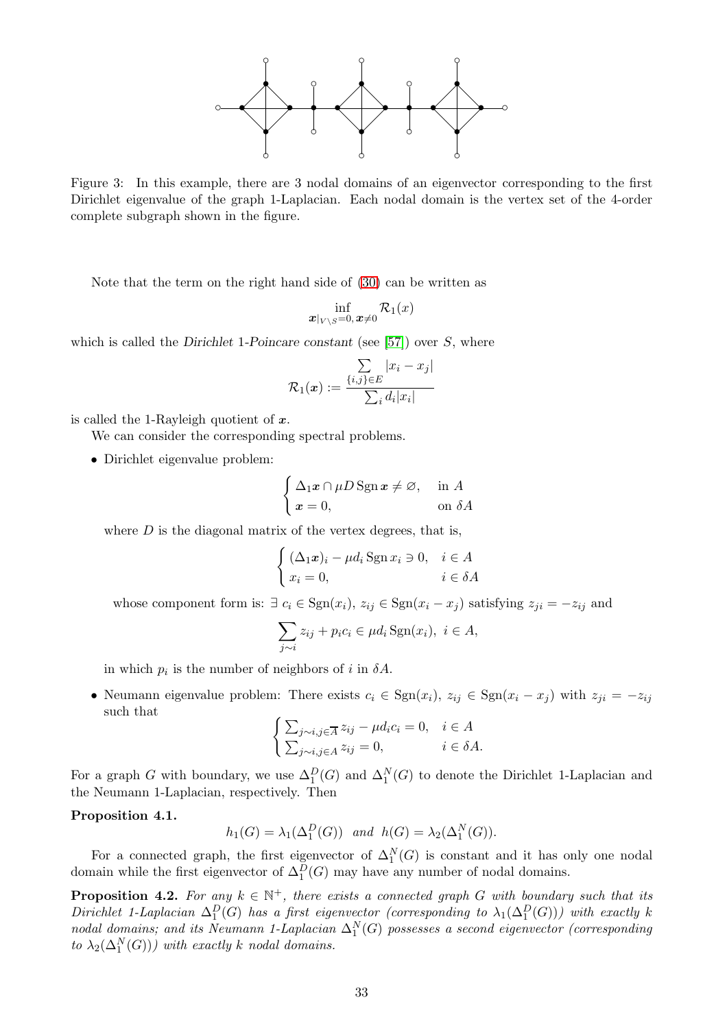Figure 3: In this example, there are 3 nodal domains of an eigenvector corresponding to the first Dirichlet eigenvalue of the graph 1-Laplacian. Each nodal domain is the vertex set of the 4-order complete subgraph shown in the figure.

Note that the term on the right hand side of (30) can be written as

$$\inf_{\boldsymbol{x}|_{V\setminus S}=0,\,\boldsymbol{x}\neq 0} \mathcal{R}_1(x)$$

which is called the *Dirichlet 1-Poincare constant* (see [57]) over $S$, where

$$\mathcal{R}_1(\boldsymbol{x}) := \frac{\sum\limits_{\{i,j\}\in E} |x_i - x_j|}{\sum_i d_i |x_i|}$$

is called the 1-Rayleigh quotient of $\boldsymbol{x}$.

We can consider the corresponding spectral problems.

- Dirichlet eigenvalue problem:

$$\begin{cases} \Delta_1 \boldsymbol{x} \cap \mu D \operatorname{Sgn} \boldsymbol{x} \neq \varnothing, & \text{in } A \\ \boldsymbol{x} = 0, & \text{on } \delta A \end{cases}$$

  where $D$ is the diagonal matrix of the vertex degrees, that is,

$$\begin{cases} (\Delta_1 \boldsymbol{x})_i - \mu d_i \operatorname{Sgn} x_i \ni 0, & i \in A \\ x_i = 0, & i \in \delta A \end{cases}$$

  whose component form is: $\exists\ c_i \in \operatorname{Sgn}(x_i)$, $z_{ij} \in \operatorname{Sgn}(x_i - x_j)$ satisfying $z_{ji} = -z_{ij}$ and

$$\sum_{j\sim i} z_{ij} + p_i c_i \in \mu d_i \operatorname{Sgn}(x_i),\ i \in A,$$

  in which $p_i$ is the number of neighbors of $i$ in $\delta A$.

- Neumann eigenvalue problem: There exists $c_i \in \operatorname{Sgn}(x_i)$, $z_{ij} \in \operatorname{Sgn}(x_i - x_j)$ with $z_{ji} = -z_{ij}$ such that

$$\begin{cases} \sum_{j\sim i, j\in \overline{A}} z_{ij} - \mu d_i c_i = 0, & i \in A \\ \sum_{j\sim i, j\in A} z_{ij} = 0, & i \in \delta A. \end{cases}$$

For a graph $G$ with boundary, we use $\Delta_1^D(G)$ and $\Delta_1^N(G)$ to denote the Dirichlet 1-Laplacian and the Neumann 1-Laplacian, respectively. Then

**Proposition 4.1.**

$$h_1(G) = \lambda_1(\Delta_1^D(G)) \quad \text{and} \quad h(G) = \lambda_2(\Delta_1^N(G)).$$

For a connected graph, the first eigenvector of $\Delta_1^N(G)$ is constant and it has only one nodal domain while the first eigenvector of $\Delta_1^D(G)$ may have any number of nodal domains.

**Proposition 4.2.** *For any $k \in \mathbb{N}^+$, there exists a connected graph $G$ with boundary such that its Dirichlet 1-Laplacian $\Delta_1^D(G)$ has a first eigenvector (corresponding to $\lambda_1(\Delta_1^D(G))$) with exactly $k$ nodal domains; and its Neumann 1-Laplacian $\Delta_1^N(G)$ possesses a second eigenvector (corresponding to $\lambda_2(\Delta_1^N(G))$) with exactly $k$ nodal domains.*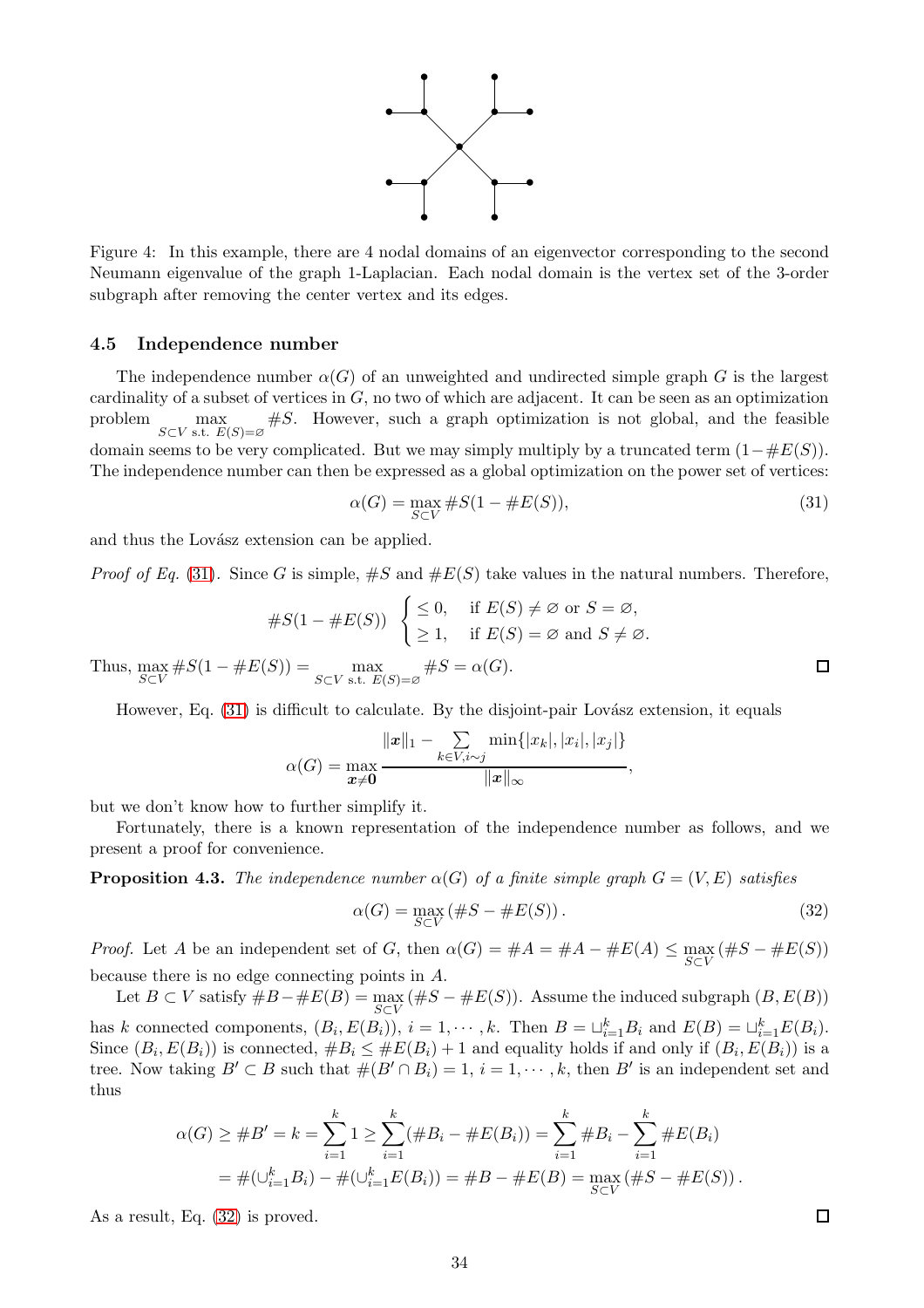Figure 4: In this example, there are 4 nodal domains of an eigenvector corresponding to the second Neumann eigenvalue of the graph 1-Laplacian. Each nodal domain is the vertex set of the 3-order subgraph after removing the center vertex and its edges.

### 4.5 Independence number

The independence number $\alpha(G)$ of an unweighted and undirected simple graph $G$ is the largest cardinality of a subset of vertices in $G$, no two of which are adjacent. It can be seen as an optimization problem $\max\limits_{S\subset V \text{ s.t. } E(S)=\varnothing} \#S$. However, such a graph optimization is not global, and the feasible domain seems to be very complicated. But we may simply multiply by a truncated term $(1-\#E(S))$. The independence number can then be expressed as a global optimization on the power set of vertices:

$$\alpha(G) = \max_{S\subset V} \#S(1 - \#E(S)), \tag{31}$$

and thus the Lovász extension can be applied.

*Proof of Eq. (31).* Since $G$ is simple, $\#S$ and $\#E(S)$ take values in the natural numbers. Therefore,

$$\#S(1-\#E(S)) \begin{cases} \le 0, & \text{if } E(S) \ne \varnothing \text{ or } S = \varnothing, \\ \ge 1, & \text{if } E(S) = \varnothing \text{ and } S \ne \varnothing. \end{cases}$$

Thus, $\max\limits_{S\subset V} \#S(1-\#E(S)) = \max\limits_{S\subset V \text{ s.t. } E(S)=\varnothing} \#S = \alpha(G)$. □

However, Eq. (31) is difficult to calculate. By the disjoint-pair Lovász extension, it equals

$$\alpha(G) = \max_{\boldsymbol{x}\ne\boldsymbol{0}} \frac{\|\boldsymbol{x}\|_1 - \sum\limits_{k\in V, i\sim j} \min\{|x_k|, |x_i|, |x_j|\}}{\|\boldsymbol{x}\|_\infty},$$

but we don't know how to further simplify it.

Fortunately, there is a known representation of the independence number as follows, and we present a proof for convenience.

**Proposition 4.3.** *The independence number $\alpha(G)$ of a finite simple graph $G = (V, E)$ satisfies*

$$\alpha(G) = \max_{S\subset V} \left(\#S - \#E(S)\right). \tag{32}$$

*Proof.* Let $A$ be an independent set of $G$, then $\alpha(G) = \#A = \#A - \#E(A) \le \max\limits_{S\subset V}(\#S - \#E(S))$ because there is no edge connecting points in $A$.

Let $B \subset V$ satisfy $\#B - \#E(B) = \max\limits_{S\subset V}(\#S - \#E(S))$. Assume the induced subgraph $(B, E(B))$ has $k$ connected components, $(B_i, E(B_i))$, $i = 1, \cdots, k$. Then $B = \sqcup_{i=1}^k B_i$ and $E(B) = \sqcup_{i=1}^k E(B_i)$. Since $(B_i, E(B_i))$ is connected, $\#B_i \le \#E(B_i) + 1$ and equality holds if and only if $(B_i, E(B_i))$ is a tree. Now taking $B' \subset B$ such that $\#(B' \cap B_i) = 1$, $i = 1, \cdots, k$, then $B'$ is an independent set and thus

$$\begin{aligned} \alpha(G) \ge \#B' = k = \sum_{i=1}^k 1 &\ge \sum_{i=1}^k (\#B_i - \#E(B_i)) = \sum_{i=1}^k \#B_i - \sum_{i=1}^k \#E(B_i) \\ &= \#(\cup_{i=1}^k B_i) - \#(\cup_{i=1}^k E(B_i)) = \#B - \#E(B) = \max_{S\subset V}(\#S - \#E(S)). \end{aligned}$$

As a result, Eq. (32) is proved. □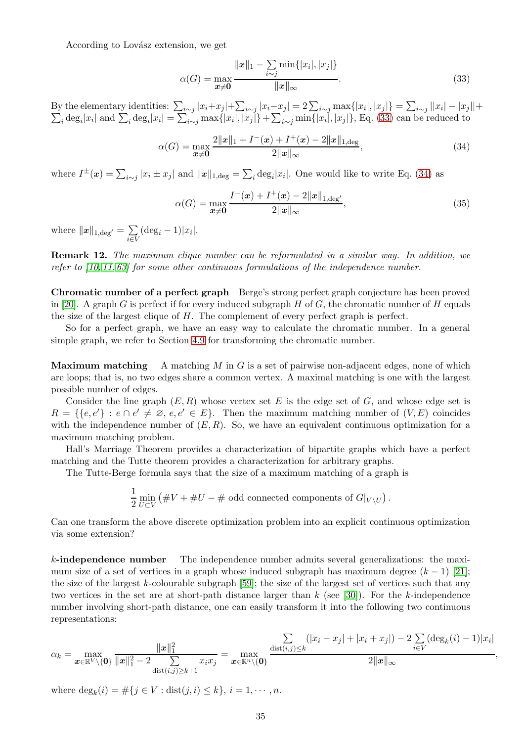According to Lovász extension, we get

$$\alpha(G) = \max_{\boldsymbol{x}\neq \boldsymbol{0}} \frac{\|\boldsymbol{x}\|_1 - \sum\limits_{i\sim j}\min\{|x_i|,|x_j|\}}{\|\boldsymbol{x}\|_\infty}. \tag{33}$$

By the elementary identities: $\sum_{i\sim j}|x_i+x_j|+\sum_{i\sim j}|x_i-x_j| = 2\sum_{i\sim j}\max\{|x_i|,|x_j|\} = \sum_{i\sim j}||x_i|-|x_j||+\sum_i \deg_i|x_i|$ and $\sum_i \deg_i|x_i| = \sum_{i\sim j}\max\{|x_i|,|x_j|\}+\sum_{i\sim j}\min\{|x_i|,|x_j|\}$, Eq. (33) can be reduced to

$$\alpha(G) = \max_{\boldsymbol{x}\neq \boldsymbol{0}} \frac{2\|\boldsymbol{x}\|_1 + I^-(\boldsymbol{x}) + I^+(\boldsymbol{x}) - 2\|\boldsymbol{x}\|_{1,\deg}}{2\|\boldsymbol{x}\|_\infty}, \tag{34}$$

where $I^\pm(\boldsymbol{x}) = \sum_{i\sim j}|x_i \pm x_j|$ and $\|\boldsymbol{x}\|_{1,\deg} = \sum_i \deg_i|x_i|$. One would like to write Eq. (34) as

$$\alpha(G) = \max_{\boldsymbol{x}\neq \boldsymbol{0}} \frac{I^-(\boldsymbol{x}) + I^+(\boldsymbol{x}) - 2\|\boldsymbol{x}\|_{1,\deg'}}{2\|\boldsymbol{x}\|_\infty}, \tag{35}$$

where $\|\boldsymbol{x}\|_{1,\deg'} = \sum\limits_{i\in V}(\deg_i - 1)|x_i|$.

**Remark 12.** *The maximum clique number can be reformulated in a similar way. In addition, we refer to [10,11,63] for some other continuous formulations of the independence number.*

**Chromatic number of a perfect graph** Berge's strong perfect graph conjecture has been proved in [20]. A graph $G$ is perfect if for every induced subgraph $H$ of $G$, the chromatic number of $H$ equals the size of the largest clique of $H$. The complement of every perfect graph is perfect.

So for a perfect graph, we have an easy way to calculate the chromatic number. In a general simple graph, we refer to Section 4.9 for transforming the chromatic number.

**Maximum matching** A matching $M$ in $G$ is a set of pairwise non-adjacent edges, none of which are loops; that is, no two edges share a common vertex. A maximal matching is one with the largest possible number of edges.

Consider the line graph $(E,R)$ whose vertex set $E$ is the edge set of $G$, and whose edge set is $R = \{\{e,e'\} : e\cap e' \neq \varnothing,\, e,e' \in E\}$. Then the maximum matching number of $(V,E)$ coincides with the independence number of $(E,R)$. So, we have an equivalent continuous optimization for a maximum matching problem.

Hall's Marriage Theorem provides a characterization of bipartite graphs which have a perfect matching and the Tutte theorem provides a characterization for arbitrary graphs.

The Tutte-Berge formula says that the size of a maximum matching of a graph is

$$\frac{1}{2}\min_{U\subset V}\left(\#V + \#U - \#\text{ odd connected components of } G|_{V\setminus U}\right).$$

Can one transform the above discrete optimization problem into an explicit continuous optimization via some extension?

**$k$-independence number** The independence number admits several generalizations: the maximum size of a set of vertices in a graph whose induced subgraph has maximum degree $(k-1)$ [21]; the size of the largest $k$-colourable subgraph [59]; the size of the largest set of vertices such that any two vertices in the set are at short-path distance larger than $k$ (see [30]). For the $k$-independence number involving short-path distance, one can easily transform it into the following two continuous representations:

$$\alpha_k = \max_{\boldsymbol{x}\in\mathbb{R}^V\setminus\{\boldsymbol{0}\}} \frac{\|\boldsymbol{x}\|_1^2}{\|\boldsymbol{x}\|_1^2 - 2\sum\limits_{\mathrm{dist}(i,j)\geq k+1} x_i x_j} = \max_{\boldsymbol{x}\in\mathbb{R}^n\setminus\{\boldsymbol{0}\}} \frac{\sum\limits_{\mathrm{dist}(i,j)\leq k}(|x_i-x_j|+|x_i+x_j|) - 2\sum\limits_{i\in V}(\deg_k(i)-1)|x_i|}{2\|\boldsymbol{x}\|_\infty},$$

where $\deg_k(i) = \#\{j\in V : \mathrm{dist}(j,i)\leq k\}$, $i = 1,\cdots,n$.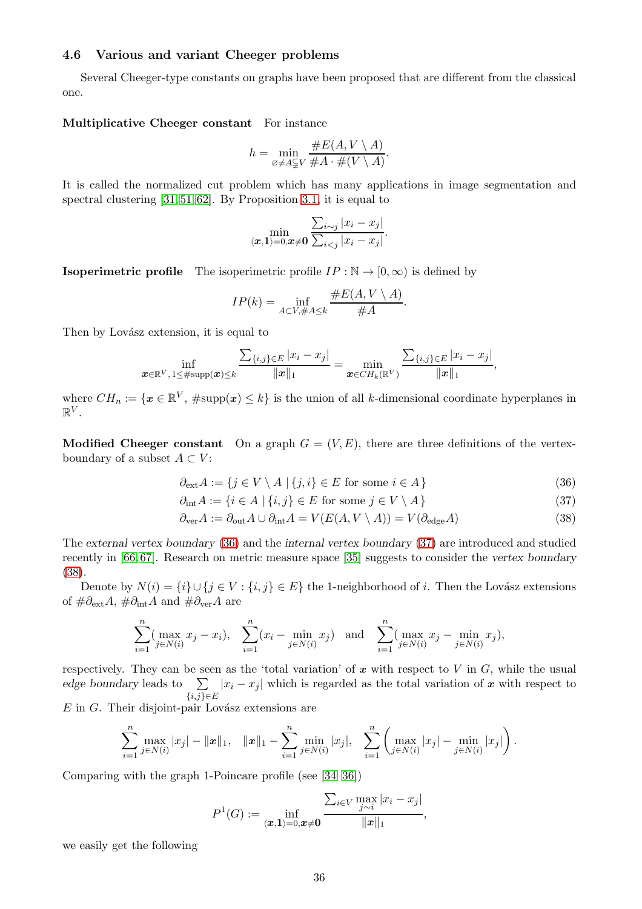### 4.6 Various and variant Cheeger problems

Several Cheeger-type constants on graphs have been proposed that are different from the classical one.

**Multiplicative Cheeger constant** For instance

$$h = \min_{\varnothing \neq A \subsetneq V} \frac{\#E(A, V \setminus A)}{\#A \cdot \#(V \setminus A)}.$$

It is called the normalized cut problem which has many applications in image segmentation and spectral clustering [31,51,62]. By Proposition 3.1, it is equal to

$$\min_{\langle \boldsymbol{x}, \boldsymbol{1} \rangle = 0, \boldsymbol{x} \neq \boldsymbol{0}} \frac{\sum_{i \sim j} |x_i - x_j|}{\sum_{i < j} |x_i - x_j|}.$$

**Isoperimetric profile** The isoperimetric profile $IP : \mathbb{N} \to [0, \infty)$ is defined by

$$IP(k) = \inf_{A \subset V, \#A \leq k} \frac{\#E(A, V \setminus A)}{\#A}.$$

Then by Lovász extension, it is equal to

$$\inf_{\boldsymbol{x} \in \mathbb{R}^V, 1 \leq \#\mathrm{supp}(\boldsymbol{x}) \leq k} \frac{\sum_{\{i,j\} \in E} |x_i - x_j|}{\|\boldsymbol{x}\|_1} = \min_{\boldsymbol{x} \in CH_k(\mathbb{R}^V)} \frac{\sum_{\{i,j\} \in E} |x_i - x_j|}{\|\boldsymbol{x}\|_1},$$

where $CH_n := \{\boldsymbol{x} \in \mathbb{R}^V, \#\mathrm{supp}(\boldsymbol{x}) \leq k\}$ is the union of all $k$-dimensional coordinate hyperplanes in $\mathbb{R}^V$.

**Modified Cheeger constant** On a graph $G = (V, E)$, there are three definitions of the vertex-boundary of a subset $A \subset V$:

$$\partial_{\mathrm{ext}} A := \{ j \in V \setminus A \mid \{j, i\} \in E \text{ for some } i \in A \} \tag{36}$$

$$\partial_{\mathrm{int}} A := \{ i \in A \mid \{i, j\} \in E \text{ for some } j \in V \setminus A \} \tag{37}$$

$$\partial_{\mathrm{ver}} A := \partial_{\mathrm{out}} A \cup \partial_{\mathrm{int}} A = V(E(A, V \setminus A)) = V(\partial_{\mathrm{edge}} A) \tag{38}$$

The *external vertex boundary* (36) and the *internal vertex boundary* (37) are introduced and studied recently in [66,67]. Research on metric measure space [35] suggests to consider the *vertex boundary* (38).

Denote by $N(i) = \{i\} \cup \{j \in V : \{i, j\} \in E\}$ the 1-neighborhood of $i$. Then the Lovász extensions of $\#\partial_{\mathrm{ext}} A$, $\#\partial_{\mathrm{int}} A$ and $\#\partial_{\mathrm{ver}} A$ are

$$\sum_{i=1}^{n} (\max_{j \in N(i)} x_j - x_i), \quad \sum_{i=1}^{n} (x_i - \min_{j \in N(i)} x_j) \quad \text{and} \quad \sum_{i=1}^{n} (\max_{j \in N(i)} x_j - \min_{j \in N(i)} x_j),$$

respectively. They can be seen as the 'total variation' of $\boldsymbol{x}$ with respect to $V$ in $G$, while the usual *edge boundary* leads to $\sum\limits_{\{i,j\} \in E} |x_i - x_j|$ which is regarded as the total variation of $\boldsymbol{x}$ with respect to $E$ in $G$. Their disjoint-pair Lovász extensions are

$$\sum_{i=1}^{n} \max_{j \in N(i)} |x_j| - \|\boldsymbol{x}\|_1, \quad \|\boldsymbol{x}\|_1 - \sum_{i=1}^{n} \min_{j \in N(i)} |x_j|, \quad \sum_{i=1}^{n} \left( \max_{j \in N(i)} |x_j| - \min_{j \in N(i)} |x_j| \right).$$

Comparing with the graph 1-Poincare profile (see [34–36])

$$P^1(G) := \inf_{\langle \boldsymbol{x}, \boldsymbol{1} \rangle = 0, \boldsymbol{x} \neq \boldsymbol{0}} \frac{\sum_{i \in V} \max\limits_{j \sim i} |x_i - x_j|}{\|\boldsymbol{x}\|_1},$$

we easily get the following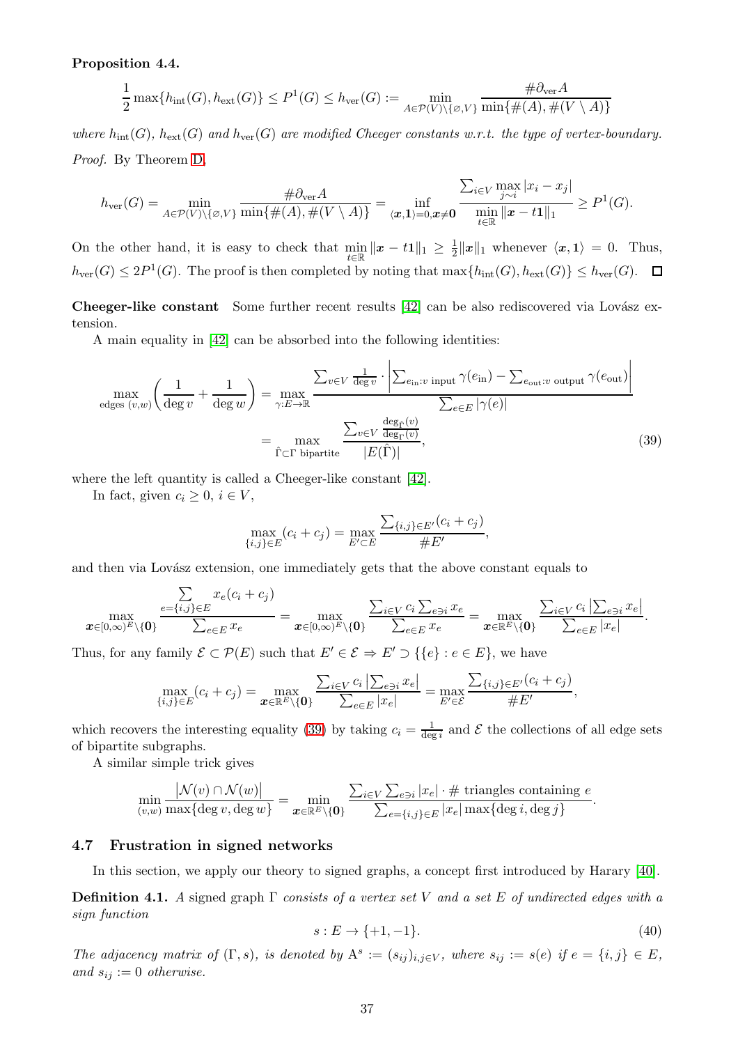**Proposition 4.4.**

$$\frac{1}{2}\max\{h_{\mathrm{int}}(G),h_{\mathrm{ext}}(G)\}\le P^1(G)\le h_{\mathrm{ver}}(G):=\min_{A\in\mathcal{P}(V)\setminus\{\varnothing,V\}}\frac{\#\partial_{\mathrm{ver}}A}{\min\{\#(A),\#(V\setminus A)\}}$$

*where $h_{\mathrm{int}}(G)$, $h_{\mathrm{ext}}(G)$ and $h_{\mathrm{ver}}(G)$ are modified Cheeger constants w.r.t. the type of vertex-boundary.*

*Proof.* By Theorem D,

$$h_{\mathrm{ver}}(G)=\min_{A\in\mathcal{P}(V)\setminus\{\varnothing,V\}}\frac{\#\partial_{\mathrm{ver}}A}{\min\{\#(A),\#(V\setminus A)\}}=\inf_{\langle \boldsymbol{x},\mathbf{1}\rangle=0,\boldsymbol{x}\neq\mathbf{0}}\frac{\sum_{i\in V}\max\limits_{j\sim i}|x_i-x_j|}{\min\limits_{t\in\mathbb{R}}\|\boldsymbol{x}-t\mathbf{1}\|_1}\ge P^1(G).$$

On the other hand, it is easy to check that $\min\limits_{t\in\mathbb{R}}\|\boldsymbol{x}-t\mathbf{1}\|_1\ge\frac{1}{2}\|\boldsymbol{x}\|_1$ whenever $\langle\boldsymbol{x},\mathbf{1}\rangle=0$. Thus, $h_{\mathrm{ver}}(G)\le 2P^1(G)$. The proof is then completed by noting that $\max\{h_{\mathrm{int}}(G),h_{\mathrm{ext}}(G)\}\le h_{\mathrm{ver}}(G)$. $\square$

**Cheeger-like constant** Some further recent results [42] can be also rediscovered via Lovász extension.

A main equality in [42] can be absorbed into the following identities:

$$\begin{aligned}\max_{\text{edges }(v,w)}\left(\frac{1}{\deg v}+\frac{1}{\deg w}\right)&=\max_{\gamma:E\to\mathbb{R}}\frac{\sum_{v\in V}\frac{1}{\deg v}\cdot\left|\sum_{e_{\mathrm{in}}:v\text{ input}}\gamma(e_{\mathrm{in}})-\sum_{e_{\mathrm{out}}:v\text{ output}}\gamma(e_{\mathrm{out}})\right|}{\sum_{e\in E}|\gamma(e)|}\\&=\max_{\hat{\Gamma}\subset\Gamma\text{ bipartite}}\frac{\sum_{v\in V}\frac{\deg_{\hat{\Gamma}}(v)}{\deg_{\Gamma}(v)}}{|E(\hat{\Gamma})|},\end{aligned}\tag{39}$$

where the left quantity is called a Cheeger-like constant [42].

In fact, given $c_i\ge 0$, $i\in V$,

$$\max_{\{i,j\}\in E}(c_i+c_j)=\max_{E'\subset E}\frac{\sum_{\{i,j\}\in E'}(c_i+c_j)}{\#E'},$$

and then via Lovász extension, one immediately gets that the above constant equals to

$$\max_{\boldsymbol{x}\in[0,\infty)^E\setminus\{\mathbf{0}\}}\frac{\sum\limits_{e=\{i,j\}\in E}x_e(c_i+c_j)}{\sum_{e\in E}x_e}=\max_{\boldsymbol{x}\in[0,\infty)^E\setminus\{\mathbf{0}\}}\frac{\sum_{i\in V}c_i\sum_{e\ni i}x_e}{\sum_{e\in E}x_e}=\max_{\boldsymbol{x}\in\mathbb{R}^E\setminus\{\mathbf{0}\}}\frac{\sum_{i\in V}c_i\left|\sum_{e\ni i}x_e\right|}{\sum_{e\in E}|x_e|}.$$

Thus, for any family $\mathcal{E}\subset\mathcal{P}(E)$ such that $E'\in\mathcal{E}\Rightarrow E'\supset\{\{e\}:e\in E\}$, we have

$$\max_{\{i,j\}\in E}(c_i+c_j)=\max_{\boldsymbol{x}\in\mathbb{R}^E\setminus\{\mathbf{0}\}}\frac{\sum_{i\in V}c_i\left|\sum_{e\ni i}x_e\right|}{\sum_{e\in E}|x_e|}=\max_{E'\in\mathcal{E}}\frac{\sum_{\{i,j\}\in E'}(c_i+c_j)}{\#E'},$$

which recovers the interesting equality (39) by taking $c_i=\frac{1}{\deg i}$ and $\mathcal{E}$ the collections of all edge sets of bipartite subgraphs.

A similar simple trick gives

$$\min_{(v,w)}\frac{\left|\mathcal{N}(v)\cap\mathcal{N}(w)\right|}{\max\{\deg v,\deg w\}}=\min_{\boldsymbol{x}\in\mathbb{R}^E\setminus\{\mathbf{0}\}}\frac{\sum_{i\in V}\sum_{e\ni i}|x_e|\cdot\#\text{ triangles containing }e}{\sum_{e=\{i,j\}\in E}|x_e|\max\{\deg i,\deg j\}}.$$

### 4.7 Frustration in signed networks

In this section, we apply our theory to signed graphs, a concept first introduced by Harary [40].

**Definition 4.1.** *A signed graph $\Gamma$ consists of a vertex set $V$ and a set $E$ of undirected edges with a sign function*

$$s:E\to\{+1,-1\}.\tag{40}$$

*The adjacency matrix of $(\Gamma,s)$, is denoted by $\mathrm{A}^s:=(s_{ij})_{i,j\in V}$, where $s_{ij}:=s(e)$ if $e=\{i,j\}\in E$, and $s_{ij}:=0$ otherwise.*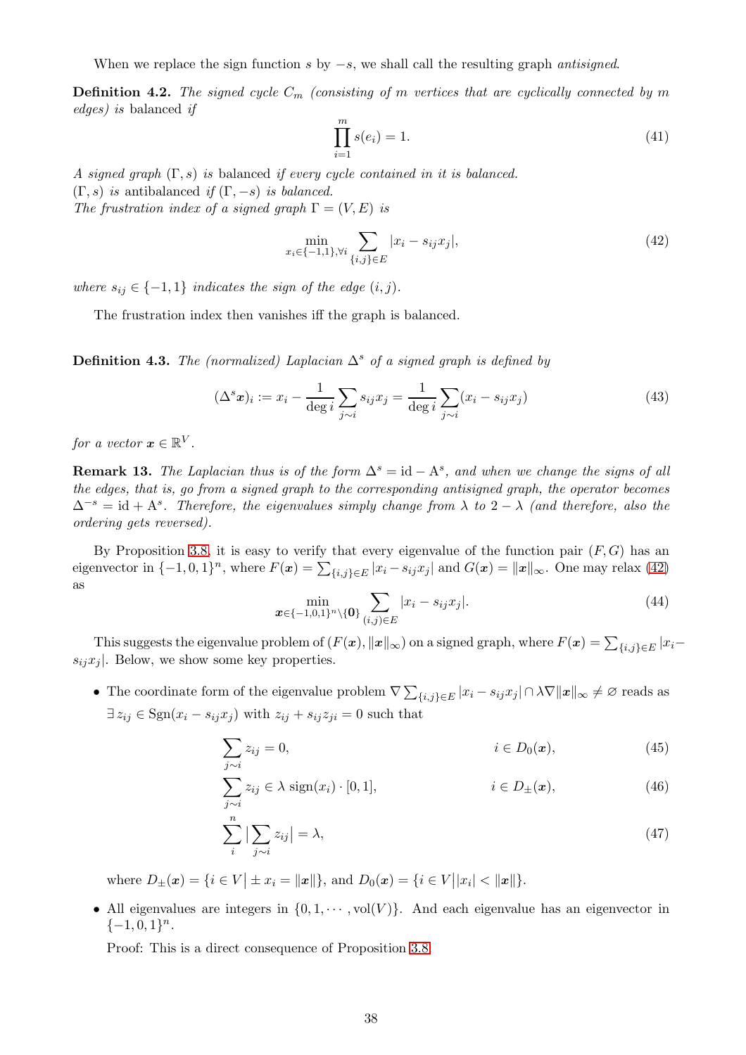When we replace the sign function $s$ by $-s$, we shall call the resulting graph *antisigned*.

**Definition 4.2.** *The signed cycle $C_m$ (consisting of $m$ vertices that are cyclically connected by $m$ edges) is* balanced *if*

$$\prod_{i=1}^{m} s(e_i) = 1. \tag{41}$$

*A signed graph $(\Gamma, s)$ is* balanced *if every cycle contained in it is balanced.*
*$(\Gamma, s)$ is* antibalanced *if $(\Gamma, -s)$ is balanced.*
*The frustration index of a signed graph $\Gamma = (V, E)$ is*

$$\min_{x_i \in \{-1,1\}, \forall i} \sum_{\{i,j\} \in E} |x_i - s_{ij} x_j|, \tag{42}$$

*where $s_{ij} \in \{-1, 1\}$ indicates the sign of the edge $(i, j)$.*

The frustration index then vanishes iff the graph is balanced.

**Definition 4.3.** *The (normalized) Laplacian $\Delta^s$ of a signed graph is defined by*

$$(\Delta^s \boldsymbol{x})_i := x_i - \frac{1}{\deg i} \sum_{j \sim i} s_{ij} x_j = \frac{1}{\deg i} \sum_{j \sim i} (x_i - s_{ij} x_j) \tag{43}$$

*for a vector $\boldsymbol{x} \in \mathbb{R}^V$.*

**Remark 13.** *The Laplacian thus is of the form $\Delta^s = \mathrm{id} - \mathrm{A}^s$, and when we change the signs of all the edges, that is, go from a signed graph to the corresponding antisigned graph, the operator becomes $\Delta^{-s} = \mathrm{id} + \mathrm{A}^s$. Therefore, the eigenvalues simply change from $\lambda$ to $2 - \lambda$ (and therefore, also the ordering gets reversed).*

By Proposition 3.8, it is easy to verify that every eigenvalue of the function pair $(F, G)$ has an eigenvector in $\{-1, 0, 1\}^n$, where $F(\boldsymbol{x}) = \sum_{\{i,j\} \in E} |x_i - s_{ij} x_j|$ and $G(\boldsymbol{x}) = \|\boldsymbol{x}\|_\infty$. One may relax (42) as

$$\min_{\boldsymbol{x} \in \{-1,0,1\}^n \setminus \{\boldsymbol{0}\}} \sum_{(i,j) \in E} |x_i - s_{ij} x_j|. \tag{44}$$

This suggests the eigenvalue problem of $(F(\boldsymbol{x}), \|\boldsymbol{x}\|_\infty)$ on a signed graph, where $F(\boldsymbol{x}) = \sum_{\{i,j\} \in E} |x_i - s_{ij} x_j|$. Below, we show some key properties.

- The coordinate form of the eigenvalue problem $\nabla \sum_{\{i,j\} \in E} |x_i - s_{ij} x_j| \cap \lambda \nabla \|\boldsymbol{x}\|_\infty \neq \varnothing$ reads as $\exists\, z_{ij} \in \mathrm{Sgn}(x_i - s_{ij} x_j)$ with $z_{ij} + s_{ij} z_{ji} = 0$ such that

$$\sum_{j \sim i} z_{ij} = 0, \qquad i \in D_0(\boldsymbol{x}), \tag{45}$$

$$\sum_{j \sim i} z_{ij} \in \lambda\, \mathrm{sign}(x_i) \cdot [0, 1], \qquad i \in D_\pm(\boldsymbol{x}), \tag{46}$$

$$\sum_{i}^{n} \Big|\sum_{j \sim i} z_{ij}\Big| = \lambda, \tag{47}$$

  where $D_\pm(\boldsymbol{x}) = \{i \in V \,|\, \pm x_i = \|\boldsymbol{x}\|\}$, and $D_0(\boldsymbol{x}) = \{i \in V \,\big|\, |x_i| < \|\boldsymbol{x}\|\}$.

- All eigenvalues are integers in $\{0, 1, \cdots, \mathrm{vol}(V)\}$. And each eigenvalue has an eigenvector in $\{-1, 0, 1\}^n$.

  Proof: This is a direct consequence of Proposition 3.8.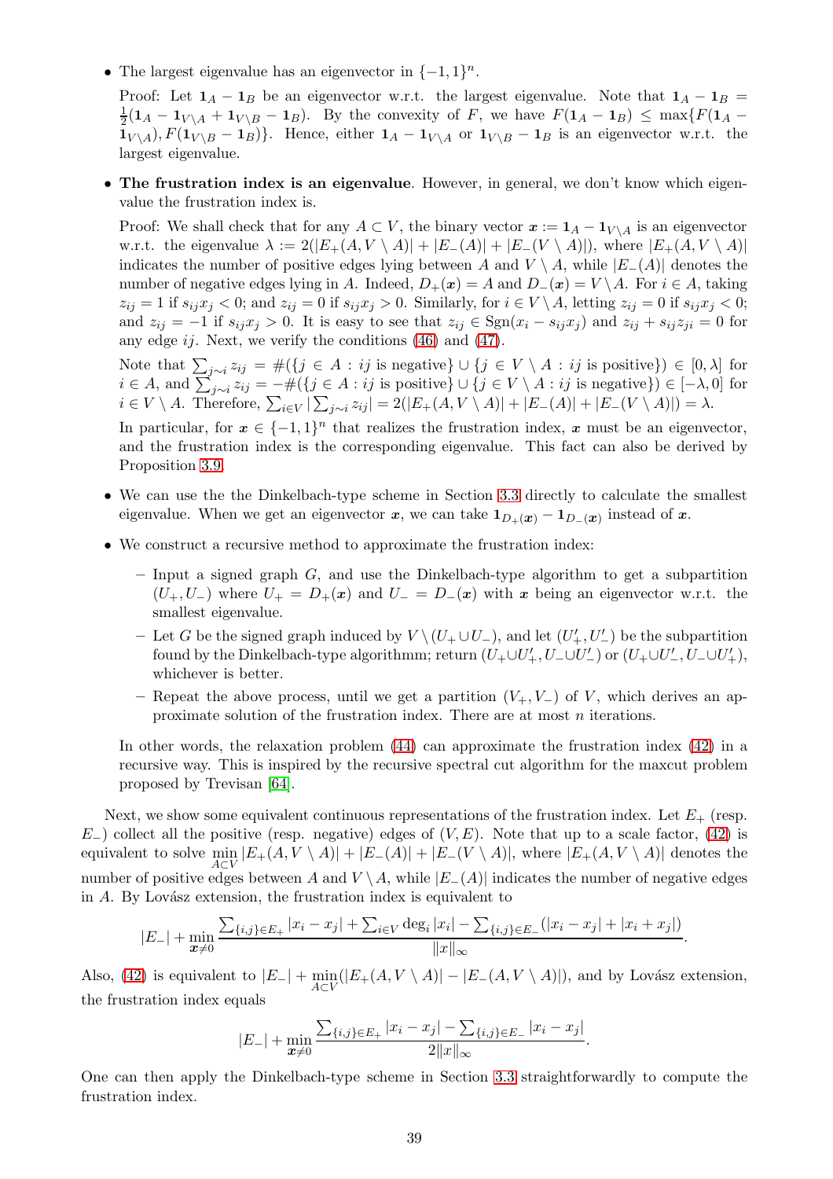- The largest eigenvalue has an eigenvector in $\{-1,1\}^n$.

  Proof: Let $\mathbf{1}_A - \mathbf{1}_B$ be an eigenvector w.r.t. the largest eigenvalue. Note that $\mathbf{1}_A - \mathbf{1}_B = \frac{1}{2}(\mathbf{1}_A - \mathbf{1}_{V\setminus A} + \mathbf{1}_{V\setminus B} - \mathbf{1}_B)$. By the convexity of $F$, we have $F(\mathbf{1}_A - \mathbf{1}_B) \le \max\{F(\mathbf{1}_A - \mathbf{1}_{V\setminus A}), F(\mathbf{1}_{V\setminus B} - \mathbf{1}_B)\}$. Hence, either $\mathbf{1}_A - \mathbf{1}_{V\setminus A}$ or $\mathbf{1}_{V\setminus B} - \mathbf{1}_B$ is an eigenvector w.r.t. the largest eigenvalue.

- **The frustration index is an eigenvalue**. However, in general, we don't know which eigenvalue the frustration index is.

  Proof: We shall check that for any $A \subset V$, the binary vector $\boldsymbol{x} := \mathbf{1}_A - \mathbf{1}_{V\setminus A}$ is an eigenvector w.r.t. the eigenvalue $\lambda := 2(|E_+(A, V\setminus A)| + |E_-(A)| + |E_-(V\setminus A)|)$, where $|E_+(A, V\setminus A)|$ indicates the number of positive edges lying between $A$ and $V\setminus A$, while $|E_-(A)|$ denotes the number of negative edges lying in $A$. Indeed, $D_+(\boldsymbol{x}) = A$ and $D_-(\boldsymbol{x}) = V\setminus A$. For $i \in A$, taking $z_{ij} = 1$ if $s_{ij}x_j < 0$; and $z_{ij} = 0$ if $s_{ij}x_j > 0$. Similarly, for $i \in V\setminus A$, letting $z_{ij} = 0$ if $s_{ij}x_j < 0$; and $z_{ij} = -1$ if $s_{ij}x_j > 0$. It is easy to see that $z_{ij} \in \mathrm{Sgn}(x_i - s_{ij}x_j)$ and $z_{ij} + s_{ij}z_{ji} = 0$ for any edge $ij$. Next, we verify the conditions (46) and (47).

  Note that $\sum_{j\sim i} z_{ij} = \#(\{j \in A : ij \text{ is negative}\} \cup \{j \in V\setminus A : ij \text{ is positive}\}) \in [0, \lambda]$ for $i \in A$, and $\sum_{j\sim i} z_{ij} = -\#(\{j \in A : ij \text{ is positive}\} \cup \{j \in V\setminus A : ij \text{ is negative}\}) \in [-\lambda, 0]$ for $i \in V\setminus A$. Therefore, $\sum_{i\in V} |\sum_{j\sim i} z_{ij}| = 2(|E_+(A, V\setminus A)| + |E_-(A)| + |E_-(V\setminus A)|) = \lambda$.

  In particular, for $\boldsymbol{x} \in \{-1,1\}^n$ that realizes the frustration index, $\boldsymbol{x}$ must be an eigenvector, and the frustration index is the corresponding eigenvalue. This fact can also be derived by Proposition 3.9.

- We can use the the Dinkelbach-type scheme in Section 3.3 directly to calculate the smallest eigenvalue. When we get an eigenvector $\boldsymbol{x}$, we can take $\mathbf{1}_{D_+(\boldsymbol{x})} - \mathbf{1}_{D_-(\boldsymbol{x})}$ instead of $\boldsymbol{x}$.

- We construct a recursive method to approximate the frustration index:
  - Input a signed graph $G$, and use the Dinkelbach-type algorithm to get a subpartition $(U_+, U_-)$ where $U_+ = D_+(\boldsymbol{x})$ and $U_- = D_-(\boldsymbol{x})$ with $\boldsymbol{x}$ being an eigenvector w.r.t. the smallest eigenvalue.
  - Let $G$ be the signed graph induced by $V\setminus(U_+\cup U_-)$, and let $(U'_+, U'_-)$ be the subpartition found by the Dinkelbach-type algorithmm; return $(U_+\cup U'_+, U_-\cup U'_-)$ or $(U_+\cup U'_-, U_-\cup U'_+)$, whichever is better.
  - Repeat the above process, until we get a partition $(V_+, V_-)$ of $V$, which derives an approximate solution of the frustration index. There are at most $n$ iterations.

  In other words, the relaxation problem (44) can approximate the frustration index (42) in a recursive way. This is inspired by the recursive spectral cut algorithm for the maxcut problem proposed by Trevisan [64].

Next, we show some equivalent continuous representations of the frustration index. Let $E_+$ (resp. $E_-$) collect all the positive (resp. negative) edges of $(V, E)$. Note that up to a scale factor, (42) is equivalent to solve $\min\limits_{A\subset V} |E_+(A, V\setminus A)| + |E_-(A)| + |E_-(V\setminus A)|$, where $|E_+(A, V\setminus A)|$ denotes the number of positive edges between $A$ and $V\setminus A$, while $|E_-(A)|$ indicates the number of negative edges in $A$. By Lovász extension, the frustration index is equivalent to

$$|E_-| + \min_{\boldsymbol{x}\neq 0} \frac{\sum_{\{i,j\}\in E_+} |x_i - x_j| + \sum_{i\in V} \deg_i |x_i| - \sum_{\{i,j\}\in E_-}(|x_i - x_j| + |x_i + x_j|)}{\|x\|_\infty}.$$

Also, (42) is equivalent to $|E_-| + \min\limits_{A\subset V}(|E_+(A, V\setminus A)| - |E_-(A, V\setminus A)|)$, and by Lovász extension, the frustration index equals

$$|E_-| + \min_{\boldsymbol{x}\neq 0} \frac{\sum_{\{i,j\}\in E_+} |x_i - x_j| - \sum_{\{i,j\}\in E_-} |x_i - x_j|}{2\|x\|_\infty}.$$

One can then apply the Dinkelbach-type scheme in Section 3.3 straightforwardly to compute the frustration index.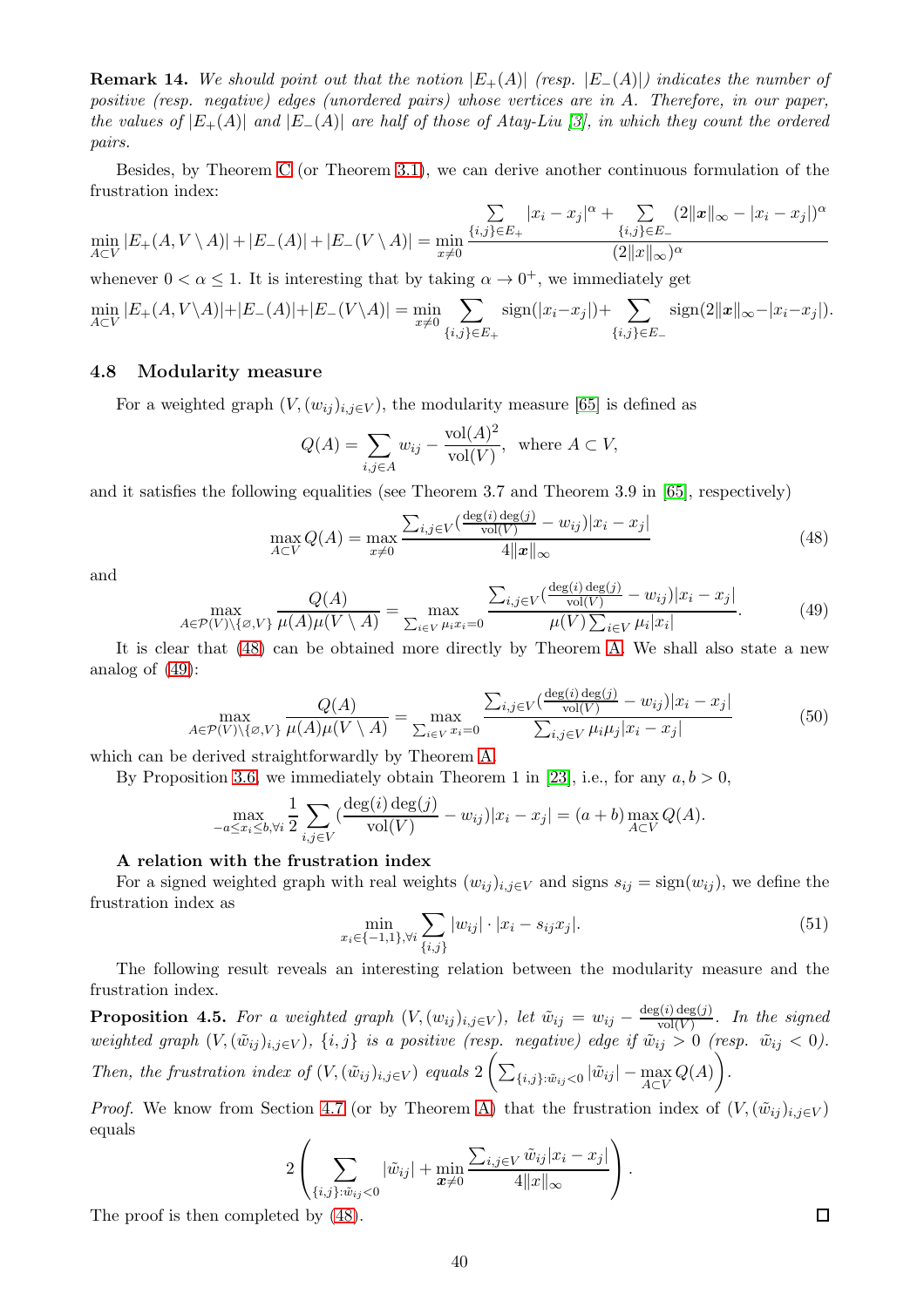**Remark 14.** *We should point out that the notion $|E_+(A)|$ (resp. $|E_-(A)|$) indicates the number of positive (resp. negative) edges (unordered pairs) whose vertices are in $A$. Therefore, in our paper, the values of $|E_+(A)|$ and $|E_-(A)|$ are half of those of Atay-Liu [3], in which they count the ordered pairs.*

Besides, by Theorem C (or Theorem 3.1), we can derive another continuous formulation of the frustration index:

$$\min_{A\subset V}|E_+(A,V\setminus A)|+|E_-(A)|+|E_-(V\setminus A)|=\min_{x\neq 0}\frac{\sum\limits_{\{i,j\}\in E_+}|x_i-x_j|^\alpha+\sum\limits_{\{i,j\}\in E_-}(2\|\boldsymbol{x}\|_\infty-|x_i-x_j|)^\alpha}{(2\|x\|_\infty)^\alpha}$$

whenever $0<\alpha\le 1$. It is interesting that by taking $\alpha\to 0^+$, we immediately get

$$\min_{A\subset V}|E_+(A,V\setminus A)|+|E_-(A)|+|E_-(V\setminus A)|=\min_{x\neq 0}\sum_{\{i,j\}\in E_+}\mathrm{sign}(|x_i-x_j|)+\sum_{\{i,j\}\in E_-}\mathrm{sign}(2\|\boldsymbol{x}\|_\infty-|x_i-x_j|).$$

### 4.8 Modularity measure

For a weighted graph $(V,(w_{ij})_{i,j\in V})$, the modularity measure [65] is defined as

$$Q(A)=\sum_{i,j\in A}w_{ij}-\frac{\mathrm{vol}(A)^2}{\mathrm{vol}(V)},\ \text{ where } A\subset V,$$

and it satisfies the following equalities (see Theorem 3.7 and Theorem 3.9 in [65], respectively)

$$\max_{A\subset V}Q(A)=\max_{x\neq 0}\frac{\sum_{i,j\in V}(\frac{\deg(i)\deg(j)}{\mathrm{vol}(V)}-w_{ij})|x_i-x_j|}{4\|\boldsymbol{x}\|_\infty}\tag{48}$$

and

$$\max_{A\in\mathcal{P}(V)\setminus\{\varnothing,V\}}\frac{Q(A)}{\mu(A)\mu(V\setminus A)}=\max_{\sum_{i\in V}\mu_ix_i=0}\frac{\sum_{i,j\in V}(\frac{\deg(i)\deg(j)}{\mathrm{vol}(V)}-w_{ij})|x_i-x_j|}{\mu(V)\sum_{i\in V}\mu_i|x_i|}.\tag{49}$$

It is clear that (48) can be obtained more directly by Theorem A. We shall also state a new analog of (49):

$$\max_{A\in\mathcal{P}(V)\setminus\{\varnothing,V\}}\frac{Q(A)}{\mu(A)\mu(V\setminus A)}=\max_{\sum_{i\in V}x_i=0}\frac{\sum_{i,j\in V}(\frac{\deg(i)\deg(j)}{\mathrm{vol}(V)}-w_{ij})|x_i-x_j|}{\sum_{i,j\in V}\mu_i\mu_j|x_i-x_j|}\tag{50}$$

which can be derived straightforwardly by Theorem A.

By Proposition 3.6, we immediately obtain Theorem 1 in [23], i.e., for any $a,b>0$,

$$\max_{-a\le x_i\le b,\forall i}\frac12\sum_{i,j\in V}(\frac{\deg(i)\deg(j)}{\mathrm{vol}(V)}-w_{ij})|x_i-x_j|=(a+b)\max_{A\subset V}Q(A).$$

**A relation with the frustration index**

For a signed weighted graph with real weights $(w_{ij})_{i,j\in V}$ and signs $s_{ij}=\mathrm{sign}(w_{ij})$, we define the frustration index as

$$\min_{x_i\in\{-1,1\},\forall i}\sum_{\{i,j\}}|w_{ij}|\cdot|x_i-s_{ij}x_j|.\tag{51}$$

The following result reveals an interesting relation between the modularity measure and the frustration index.

**Proposition 4.5.** *For a weighted graph $(V,(w_{ij})_{i,j\in V})$, let $\tilde w_{ij}=w_{ij}-\frac{\deg(i)\deg(j)}{\mathrm{vol}(V)}$. In the signed weighted graph $(V,(\tilde w_{ij})_{i,j\in V})$, $\{i,j\}$ is a positive (resp. negative) edge if $\tilde w_{ij}>0$ (resp. $\tilde w_{ij}<0$). Then, the frustration index of $(V,(\tilde w_{ij})_{i,j\in V})$ equals $2\left(\sum_{\{i,j\}:\tilde w_{ij}<0}|\tilde w_{ij}|-\max\limits_{A\subset V}Q(A)\right)$.*

*Proof.* We know from Section 4.7 (or by Theorem A) that the frustration index of $(V,(\tilde w_{ij})_{i,j\in V})$ equals

$$2\left(\sum_{\{i,j\}:\tilde w_{ij}<0}|\tilde w_{ij}|+\min_{\boldsymbol{x}\neq 0}\frac{\sum_{i,j\in V}\tilde w_{ij}|x_i-x_j|}{4\|x\|_\infty}\right).$$

The proof is then completed by (48). $\square$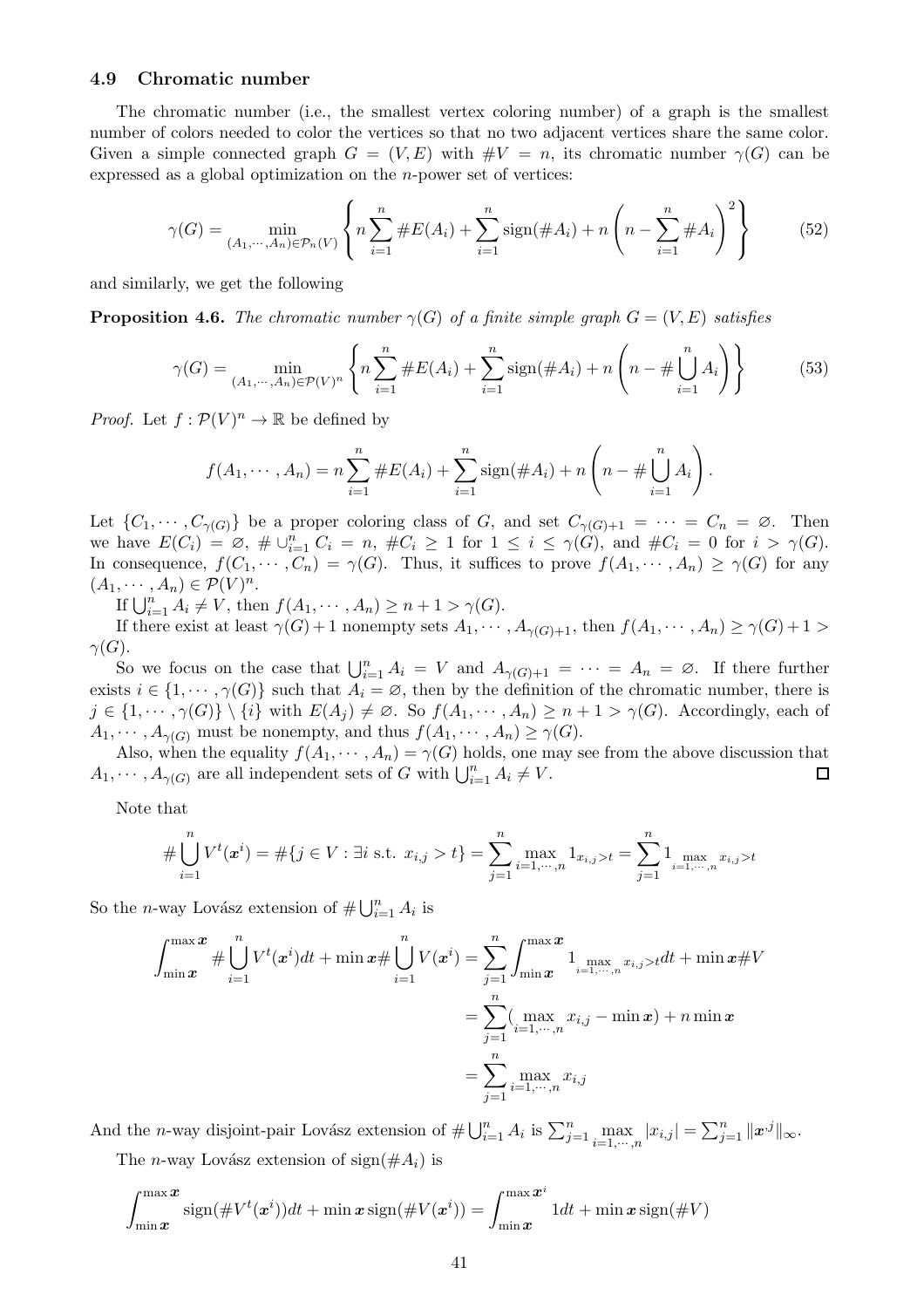### 4.9 Chromatic number

The chromatic number (i.e., the smallest vertex coloring number) of a graph is the smallest number of colors needed to color the vertices so that no two adjacent vertices share the same color. Given a simple connected graph $G = (V, E)$ with $\#V = n$, its chromatic number $\gamma(G)$ can be expressed as a global optimization on the $n$-power set of vertices:

$$\gamma(G) = \min_{(A_1,\cdots,A_n)\in\mathcal{P}_n(V)} \left\{ n\sum_{i=1}^n \#E(A_i) + \sum_{i=1}^n \mathrm{sign}(\#A_i) + n\left(n - \sum_{i=1}^n \#A_i\right)^2 \right\} \tag{52}$$

and similarly, we get the following

**Proposition 4.6.** *The chromatic number $\gamma(G)$ of a finite simple graph $G = (V, E)$ satisfies*

$$\gamma(G) = \min_{(A_1,\cdots,A_n)\in\mathcal{P}(V)^n} \left\{ n\sum_{i=1}^n \#E(A_i) + \sum_{i=1}^n \mathrm{sign}(\#A_i) + n\left(n - \#\bigcup_{i=1}^n A_i\right) \right\} \tag{53}$$

*Proof.* Let $f : \mathcal{P}(V)^n \to \mathbb{R}$ be defined by

$$f(A_1, \cdots, A_n) = n\sum_{i=1}^n \#E(A_i) + \sum_{i=1}^n \mathrm{sign}(\#A_i) + n\left(n - \#\bigcup_{i=1}^n A_i\right).$$

Let $\{C_1, \cdots, C_{\gamma(G)}\}$ be a proper coloring class of $G$, and set $C_{\gamma(G)+1} = \cdots = C_n = \varnothing$. Then we have $E(C_i) = \varnothing$, $\# \cup_{i=1}^n C_i = n$, $\#C_i \geq 1$ for $1 \leq i \leq \gamma(G)$, and $\#C_i = 0$ for $i > \gamma(G)$. In consequence, $f(C_1, \cdots, C_n) = \gamma(G)$. Thus, it suffices to prove $f(A_1, \cdots, A_n) \geq \gamma(G)$ for any $(A_1, \cdots, A_n) \in \mathcal{P}(V)^n$.

If $\bigcup_{i=1}^n A_i \neq V$, then $f(A_1, \cdots, A_n) \geq n + 1 > \gamma(G)$.

If there exist at least $\gamma(G)+1$ nonempty sets $A_1, \cdots, A_{\gamma(G)+1}$, then $f(A_1, \cdots, A_n) \geq \gamma(G)+1 > \gamma(G)$.

So we focus on the case that $\bigcup_{i=1}^n A_i = V$ and $A_{\gamma(G)+1} = \cdots = A_n = \varnothing$. If there further exists $i \in \{1, \cdots, \gamma(G)\}$ such that $A_i = \varnothing$, then by the definition of the chromatic number, there is $j \in \{1, \cdots, \gamma(G)\} \setminus \{i\}$ with $E(A_j) \neq \varnothing$. So $f(A_1, \cdots, A_n) \geq n + 1 > \gamma(G)$. Accordingly, each of $A_1, \cdots, A_{\gamma(G)}$ must be nonempty, and thus $f(A_1, \cdots, A_n) \geq \gamma(G)$.

Also, when the equality $f(A_1, \cdots, A_n) = \gamma(G)$ holds, one may see from the above discussion that $A_1, \cdots, A_{\gamma(G)}$ are all independent sets of $G$ with $\bigcup_{i=1}^n A_i \neq V$. $\square$

Note that

$$\#\bigcup_{i=1}^n V^t(\boldsymbol{x}^i) = \#\{j \in V : \exists i \text{ s.t. } x_{i,j} > t\} = \sum_{j=1}^n \max_{i=1,\cdots,n} 1_{x_{i,j}>t} = \sum_{j=1}^n 1_{\max\limits_{i=1,\cdots,n} x_{i,j}>t}$$

So the $n$-way Lovász extension of $\#\bigcup_{i=1}^n A_i$ is

$$\begin{aligned}
\int_{\min \boldsymbol{x}}^{\max \boldsymbol{x}} \#\bigcup_{i=1}^n V^t(\boldsymbol{x}^i)dt + \min \boldsymbol{x}\#\bigcup_{i=1}^n V(\boldsymbol{x}^i) &= \sum_{j=1}^n \int_{\min \boldsymbol{x}}^{\max \boldsymbol{x}} 1_{\max\limits_{i=1,\cdots,n} x_{i,j}>t} dt + \min \boldsymbol{x}\#V \\
&= \sum_{j=1}^n (\max_{i=1,\cdots,n} x_{i,j} - \min \boldsymbol{x}) + n \min \boldsymbol{x} \\
&= \sum_{j=1}^n \max_{i=1,\cdots,n} x_{i,j}
\end{aligned}$$

And the $n$-way disjoint-pair Lovász extension of $\#\bigcup_{i=1}^n A_i$ is $\sum_{j=1}^n \max\limits_{i=1,\cdots,n} |x_{i,j}| = \sum_{j=1}^n \|\boldsymbol{x}^{\cdot j}\|_\infty$.

The $n$-way Lovász extension of $\mathrm{sign}(\#A_i)$ is

$$\int_{\min \boldsymbol{x}}^{\max \boldsymbol{x}} \mathrm{sign}(\#V^t(\boldsymbol{x}^i))dt + \min \boldsymbol{x}\, \mathrm{sign}(\#V(\boldsymbol{x}^i)) = \int_{\min \boldsymbol{x}}^{\max \boldsymbol{x}^i} 1 dt + \min \boldsymbol{x}\, \mathrm{sign}(\#V)$$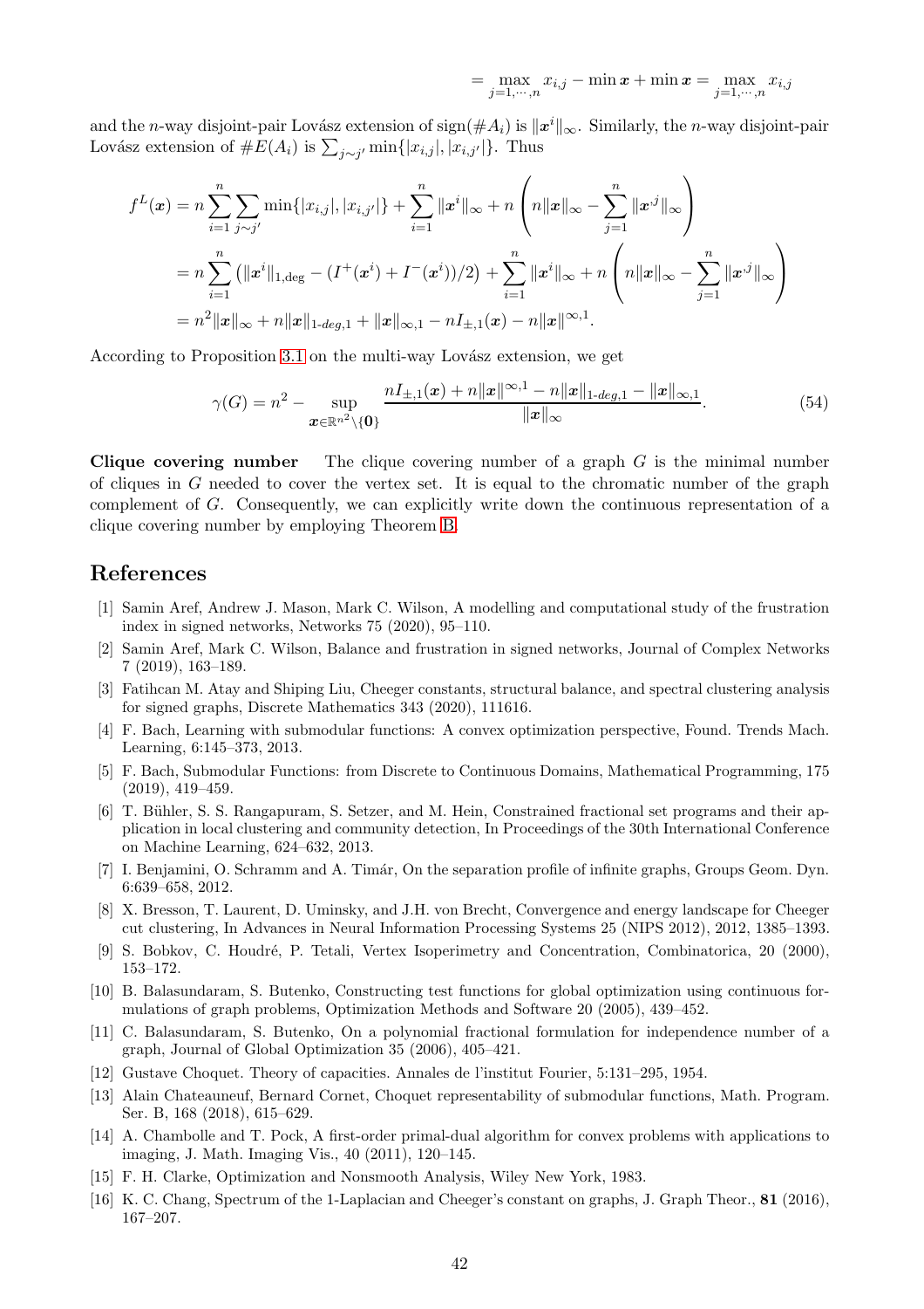$$= \max_{j=1,\cdots,n} x_{i,j} - \min \boldsymbol{x} + \min \boldsymbol{x} = \max_{j=1,\cdots,n} x_{i,j}$$

and the $n$-way disjoint-pair Lovász extension of $\mathrm{sign}(\#A_i)$ is $\|\boldsymbol{x}^i\|_\infty$. Similarly, the $n$-way disjoint-pair Lovász extension of $\#E(A_i)$ is $\sum_{j\sim j'} \min\{|x_{i,j}|, |x_{i,j'}|\}$. Thus

$$\begin{aligned}
f^L(\boldsymbol{x}) &= n\sum_{i=1}^{n}\sum_{j\sim j'}\min\{|x_{i,j}|,|x_{i,j'}|\} + \sum_{i=1}^{n}\|\boldsymbol{x}^i\|_\infty + n\left(n\|\boldsymbol{x}\|_\infty - \sum_{j=1}^{n}\|\boldsymbol{x}^{\cdot j}\|_\infty\right) \\
&= n\sum_{i=1}^{n}\left(\|\boldsymbol{x}^i\|_{1,\mathrm{deg}} - (I^+(\boldsymbol{x}^i)+I^-(\boldsymbol{x}^i))/2\right) + \sum_{i=1}^{n}\|\boldsymbol{x}^i\|_\infty + n\left(n\|\boldsymbol{x}\|_\infty - \sum_{j=1}^{n}\|\boldsymbol{x}^{\cdot j}\|_\infty\right) \\
&= n^2\|\boldsymbol{x}\|_\infty + n\|\boldsymbol{x}\|_{1\text{-}deg,1} + \|\boldsymbol{x}\|_{\infty,1} - nI_{\pm,1}(\boldsymbol{x}) - n\|\boldsymbol{x}\|^{\infty,1}.
\end{aligned}$$

According to Proposition 3.1 on the multi-way Lovász extension, we get

$$\gamma(G) = n^2 - \sup_{\boldsymbol{x}\in\mathbb{R}^{n^2}\setminus\{\boldsymbol{0}\}} \frac{nI_{\pm,1}(\boldsymbol{x}) + n\|\boldsymbol{x}\|^{\infty,1} - n\|\boldsymbol{x}\|_{1\text{-}deg,1} - \|\boldsymbol{x}\|_{\infty,1}}{\|\boldsymbol{x}\|_\infty}. \tag{54}$$

**Clique covering number** The clique covering number of a graph $G$ is the minimal number of cliques in $G$ needed to cover the vertex set. It is equal to the chromatic number of the graph complement of $G$. Consequently, we can explicitly write down the continuous representation of a clique covering number by employing Theorem B.

## References

[1] Samin Aref, Andrew J. Mason, Mark C. Wilson, A modelling and computational study of the frustration index in signed networks, Networks 75 (2020), 95–110.

[2] Samin Aref, Mark C. Wilson, Balance and frustration in signed networks, Journal of Complex Networks 7 (2019), 163–189.

[3] Fatihcan M. Atay and Shiping Liu, Cheeger constants, structural balance, and spectral clustering analysis for signed graphs, Discrete Mathematics 343 (2020), 111616.

[4] F. Bach, Learning with submodular functions: A convex optimization perspective, Found. Trends Mach. Learning, 6:145–373, 2013.

[5] F. Bach, Submodular Functions: from Discrete to Continuous Domains, Mathematical Programming, 175 (2019), 419–459.

[6] T. Bühler, S. S. Rangapuram, S. Setzer, and M. Hein, Constrained fractional set programs and their application in local clustering and community detection, In Proceedings of the 30th International Conference on Machine Learning, 624–632, 2013.

[7] I. Benjamini, O. Schramm and A. Timár, On the separation profile of infinite graphs, Groups Geom. Dyn. 6:639–658, 2012.

[8] X. Bresson, T. Laurent, D. Uminsky, and J.H. von Brecht, Convergence and energy landscape for Cheeger cut clustering, In Advances in Neural Information Processing Systems 25 (NIPS 2012), 2012, 1385–1393.

[9] S. Bobkov, C. Houdré, P. Tetali, Vertex Isoperimetry and Concentration, Combinatorica, 20 (2000), 153–172.

[10] B. Balasundaram, S. Butenko, Constructing test functions for global optimization using continuous formulations of graph problems, Optimization Methods and Software 20 (2005), 439–452.

[11] C. Balasundaram, S. Butenko, On a polynomial fractional formulation for independence number of a graph, Journal of Global Optimization 35 (2006), 405–421.

[12] Gustave Choquet. Theory of capacities. Annales de l'institut Fourier, 5:131–295, 1954.

[13] Alain Chateauneuf, Bernard Cornet, Choquet representability of submodular functions, Math. Program. Ser. B, 168 (2018), 615–629.

[14] A. Chambolle and T. Pock, A first-order primal-dual algorithm for convex problems with applications to imaging, J. Math. Imaging Vis., 40 (2011), 120–145.

[15] F. H. Clarke, Optimization and Nonsmooth Analysis, Wiley New York, 1983.

[16] K. C. Chang, Spectrum of the 1-Laplacian and Cheeger's constant on graphs, J. Graph Theor., **81** (2016), 167–207.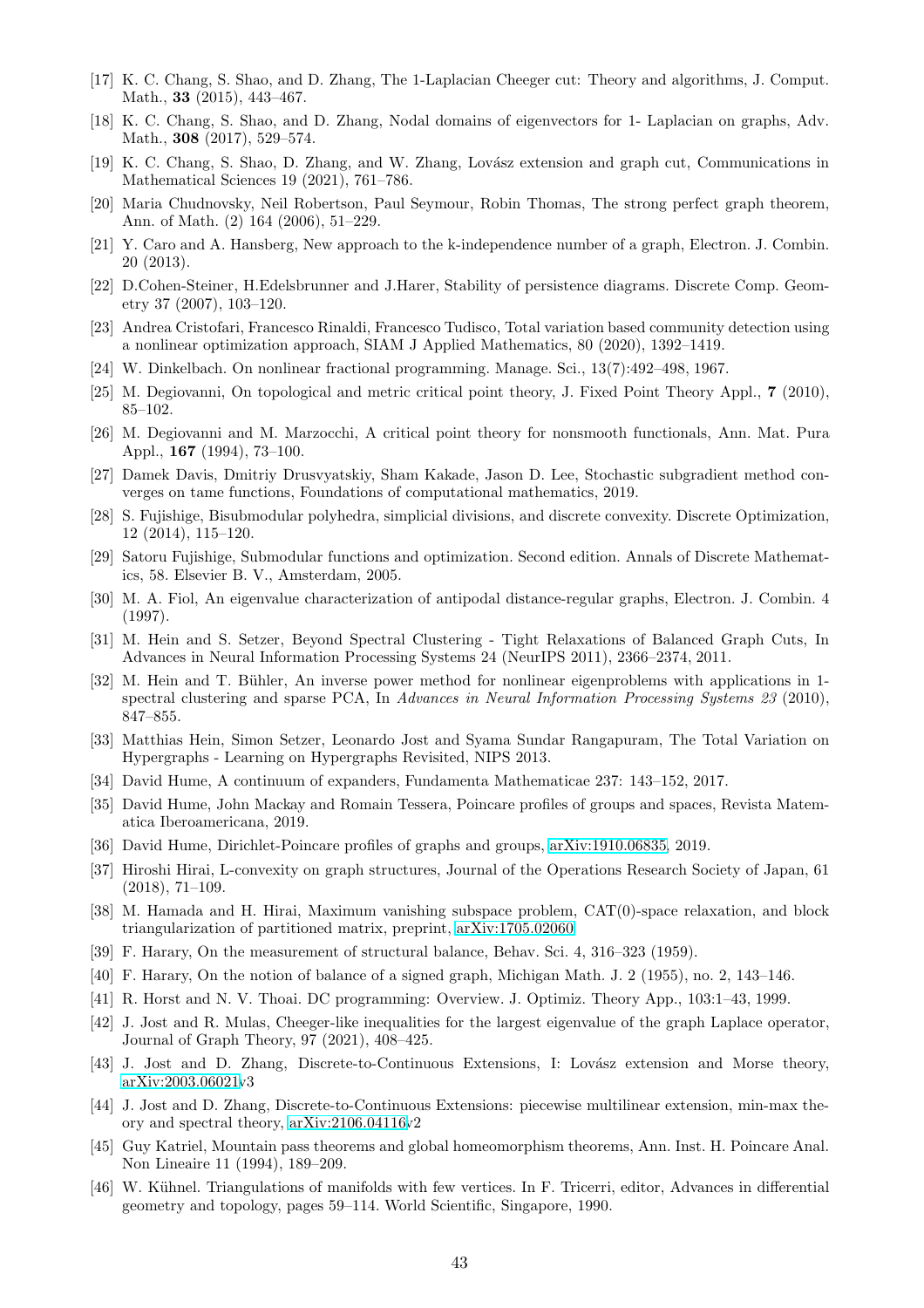[17] K. C. Chang, S. Shao, and D. Zhang, The 1-Laplacian Cheeger cut: Theory and algorithms, J. Comput. Math., **33** (2015), 443–467.

[18] K. C. Chang, S. Shao, and D. Zhang, Nodal domains of eigenvectors for 1- Laplacian on graphs, Adv. Math., **308** (2017), 529–574.

[19] K. C. Chang, S. Shao, D. Zhang, and W. Zhang, Lovász extension and graph cut, Communications in Mathematical Sciences 19 (2021), 761–786.

[20] Maria Chudnovsky, Neil Robertson, Paul Seymour, Robin Thomas, The strong perfect graph theorem, Ann. of Math. (2) 164 (2006), 51–229.

[21] Y. Caro and A. Hansberg, New approach to the k-independence number of a graph, Electron. J. Combin. 20 (2013).

[22] D.Cohen-Steiner, H.Edelsbrunner and J.Harer, Stability of persistence diagrams. Discrete Comp. Geometry 37 (2007), 103–120.

[23] Andrea Cristofari, Francesco Rinaldi, Francesco Tudisco, Total variation based community detection using a nonlinear optimization approach, SIAM J Applied Mathematics, 80 (2020), 1392–1419.

[24] W. Dinkelbach. On nonlinear fractional programming. Manage. Sci., 13(7):492–498, 1967.

[25] M. Degiovanni, On topological and metric critical point theory, J. Fixed Point Theory Appl., **7** (2010), 85–102.

[26] M. Degiovanni and M. Marzocchi, A critical point theory for nonsmooth functionals, Ann. Mat. Pura Appl., **167** (1994), 73–100.

[27] Damek Davis, Dmitriy Drusvyatskiy, Sham Kakade, Jason D. Lee, Stochastic subgradient method converges on tame functions, Foundations of computational mathematics, 2019.

[28] S. Fujishige, Bisubmodular polyhedra, simplicial divisions, and discrete convexity. Discrete Optimization, 12 (2014), 115–120.

[29] Satoru Fujishige, Submodular functions and optimization. Second edition. Annals of Discrete Mathematics, 58. Elsevier B. V., Amsterdam, 2005.

[30] M. A. Fiol, An eigenvalue characterization of antipodal distance-regular graphs, Electron. J. Combin. 4 (1997).

[31] M. Hein and S. Setzer, Beyond Spectral Clustering - Tight Relaxations of Balanced Graph Cuts, In Advances in Neural Information Processing Systems 24 (NeurIPS 2011), 2366–2374, 2011.

[32] M. Hein and T. Bühler, An inverse power method for nonlinear eigenproblems with applications in 1-spectral clustering and sparse PCA, In *Advances in Neural Information Processing Systems 23* (2010), 847–855.

[33] Matthias Hein, Simon Setzer, Leonardo Jost and Syama Sundar Rangapuram, The Total Variation on Hypergraphs - Learning on Hypergraphs Revisited, NIPS 2013.

[34] David Hume, A continuum of expanders, Fundamenta Mathematicae 237: 143–152, 2017.

[35] David Hume, John Mackay and Romain Tessera, Poincare profiles of groups and spaces, Revista Matematica Iberoamericana, 2019.

[36] David Hume, Dirichlet-Poincare profiles of graphs and groups, arXiv:1910.06835, 2019.

[37] Hiroshi Hirai, L-convexity on graph structures, Journal of the Operations Research Society of Japan, 61 (2018), 71–109.

[38] M. Hamada and H. Hirai, Maximum vanishing subspace problem, CAT(0)-space relaxation, and block triangularization of partitioned matrix, preprint, arXiv:1705.02060

[39] F. Harary, On the measurement of structural balance, Behav. Sci. 4, 316–323 (1959).

[40] F. Harary, On the notion of balance of a signed graph, Michigan Math. J. 2 (1955), no. 2, 143–146.

[41] R. Horst and N. V. Thoai. DC programming: Overview. J. Optimiz. Theory App., 103:1–43, 1999.

[42] J. Jost and R. Mulas, Cheeger-like inequalities for the largest eigenvalue of the graph Laplace operator, Journal of Graph Theory, 97 (2021), 408–425.

[43] J. Jost and D. Zhang, Discrete-to-Continuous Extensions, I: Lovász extension and Morse theory, arXiv:2003.06021v3

[44] J. Jost and D. Zhang, Discrete-to-Continuous Extensions: piecewise multilinear extension, min-max theory and spectral theory, arXiv:2106.04116v2

[45] Guy Katriel, Mountain pass theorems and global homeomorphism theorems, Ann. Inst. H. Poincare Anal. Non Lineaire 11 (1994), 189–209.

[46] W. Kühnel. Triangulations of manifolds with few vertices. In F. Tricerri, editor, Advances in differential geometry and topology, pages 59–114. World Scientific, Singapore, 1990.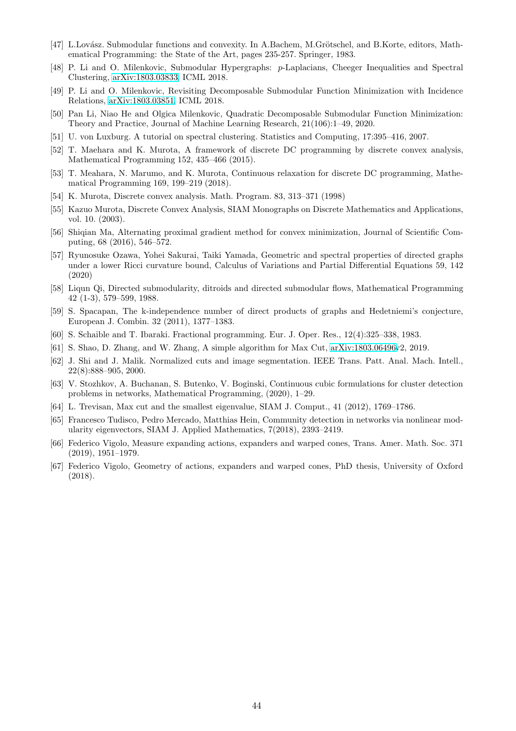[47] L.Lovász. Submodular functions and convexity. In A.Bachem, M.Grötschel, and B.Korte, editors, Mathematical Programming: the State of the Art, pages 235-257. Springer, 1983.

[48] P. Li and O. Milenkovic, Submodular Hypergraphs: $p$-Laplacians, Cheeger Inequalities and Spectral Clustering, arXiv:1803.03833, ICML 2018.

[49] P. Li and O. Milenkovic, Revisiting Decomposable Submodular Function Minimization with Incidence Relations, arXiv:1803.03851, ICML 2018.

[50] Pan Li, Niao He and Olgica Milenkovic, Quadratic Decomposable Submodular Function Minimization: Theory and Practice, Journal of Machine Learning Research, 21(106):1–49, 2020.

[51] U. von Luxburg. A tutorial on spectral clustering. Statistics and Computing, 17:395–416, 2007.

[52] T. Maehara and K. Murota, A framework of discrete DC programming by discrete convex analysis, Mathematical Programming 152, 435–466 (2015).

[53] T. Meahara, N. Marumo, and K. Murota, Continuous relaxation for discrete DC programming, Mathematical Programming 169, 199–219 (2018).

[54] K. Murota, Discrete convex analysis. Math. Program. 83, 313–371 (1998)

[55] Kazuo Murota, Discrete Convex Analysis, SIAM Monographs on Discrete Mathematics and Applications, vol. 10. (2003).

[56] Shiqian Ma, Alternating proximal gradient method for convex minimization, Journal of Scientific Computing, 68 (2016), 546–572.

[57] Ryunosuke Ozawa, Yohei Sakurai, Taiki Yamada, Geometric and spectral properties of directed graphs under a lower Ricci curvature bound, Calculus of Variations and Partial Differential Equations 59, 142 (2020)

[58] Liqun Qi, Directed submodularity, ditroids and directed submodular flows, Mathematical Programming 42 (1-3), 579–599, 1988.

[59] S. Spacapan, The k-independence number of direct products of graphs and Hedetniemi's conjecture, European J. Combin. 32 (2011), 1377–1383.

[60] S. Schaible and T. Ibaraki. Fractional programming. Eur. J. Oper. Res., 12(4):325–338, 1983.

[61] S. Shao, D. Zhang, and W. Zhang, A simple algorithm for Max Cut, arXiv:1803.06496v2, 2019.

[62] J. Shi and J. Malik. Normalized cuts and image segmentation. IEEE Trans. Patt. Anal. Mach. Intell., 22(8):888–905, 2000.

[63] V. Stozhkov, A. Buchanan, S. Butenko, V. Boginski, Continuous cubic formulations for cluster detection problems in networks, Mathematical Programming, (2020), 1–29.

[64] L. Trevisan, Max cut and the smallest eigenvalue, SIAM J. Comput., 41 (2012), 1769–1786.

[65] Francesco Tudisco, Pedro Mercado, Matthias Hein, Community detection in networks via nonlinear modularity eigenvectors, SIAM J. Applied Mathematics, 7(2018), 2393–2419.

[66] Federico Vigolo, Measure expanding actions, expanders and warped cones, Trans. Amer. Math. Soc. 371 (2019), 1951–1979.

[67] Federico Vigolo, Geometry of actions, expanders and warped cones, PhD thesis, University of Oxford (2018).